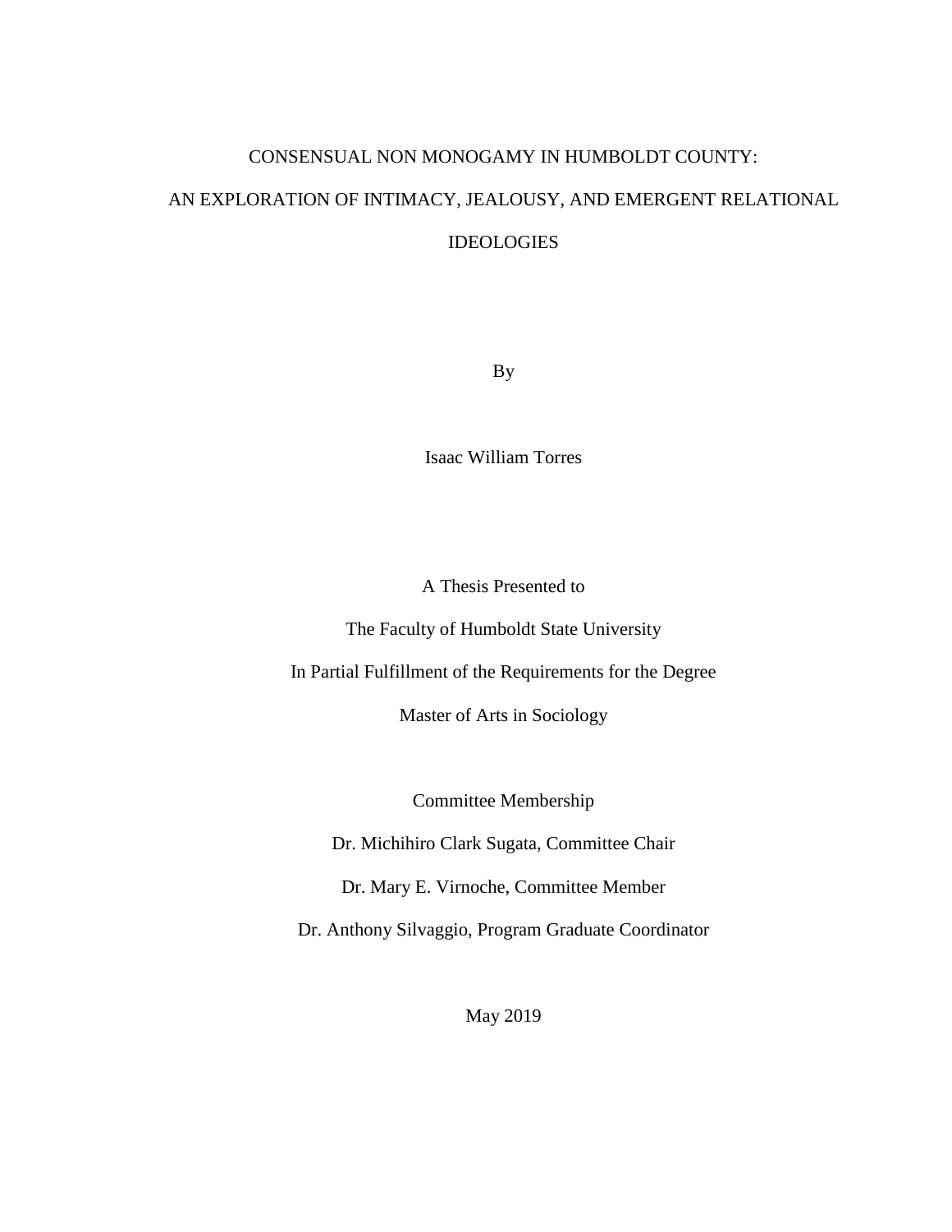# CONSENSUAL NON MONOGAMY IN HUMBOLDT COUNTY:
# AN EXPLORATION OF INTIMACY, JEALOUSY, AND EMERGENT RELATIONAL IDEOLOGIES

By

Isaac William Torres

A Thesis Presented to

The Faculty of Humboldt State University

In Partial Fulfillment of the Requirements for the Degree

Master of Arts in Sociology

Committee Membership

Dr. Michihiro Clark Sugata, Committee Chair

Dr. Mary E. Virnoche, Committee Member

Dr. Anthony Silvaggio, Program Graduate Coordinator

May 2019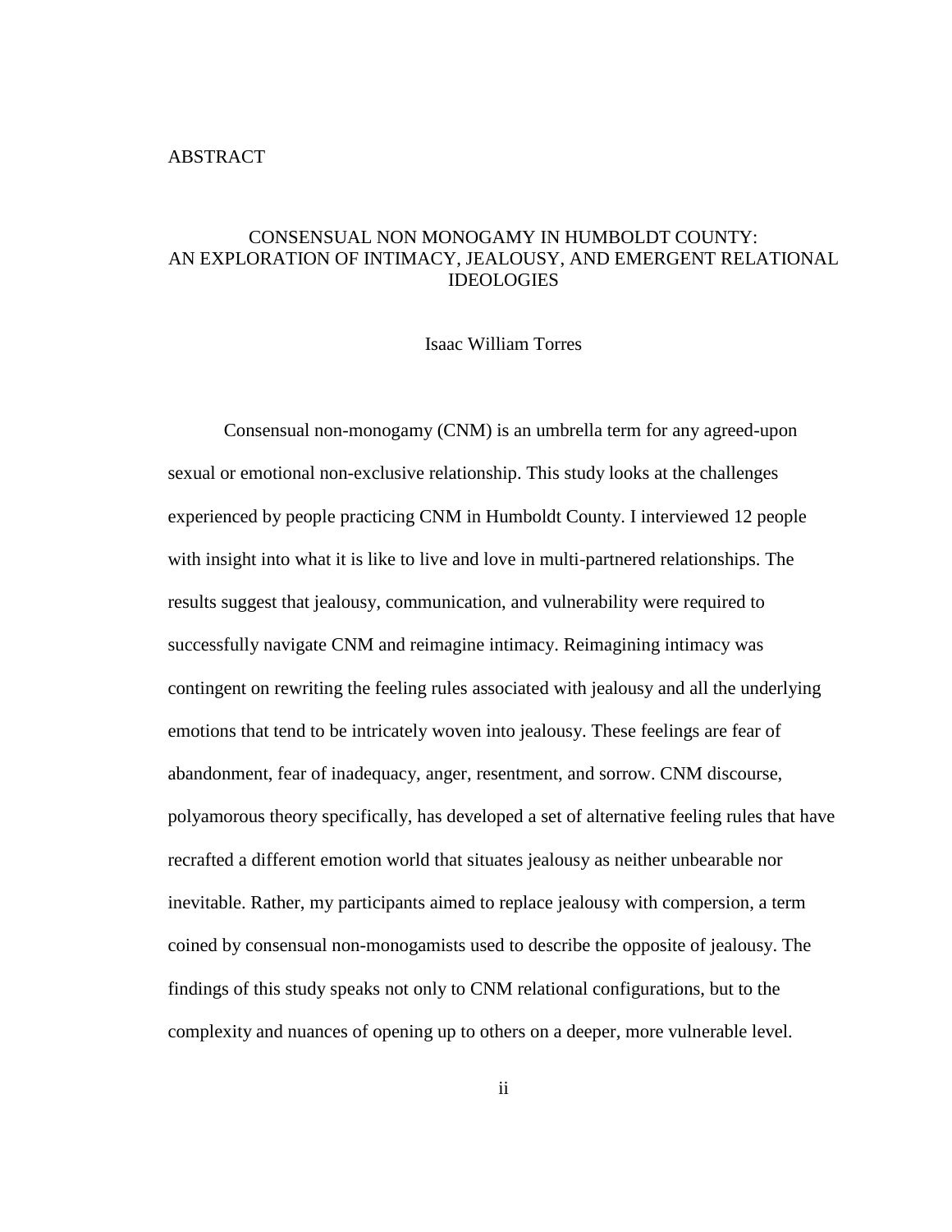# ABSTRACT

## CONSENSUAL NON MONOGAMY IN HUMBOLDT COUNTY: AN EXPLORATION OF INTIMACY, JEALOUSY, AND EMERGENT RELATIONAL IDEOLOGIES

Isaac William Torres

Consensual non-monogamy (CNM) is an umbrella term for any agreed-upon sexual or emotional non-exclusive relationship. This study looks at the challenges experienced by people practicing CNM in Humboldt County. I interviewed 12 people with insight into what it is like to live and love in multi-partnered relationships. The results suggest that jealousy, communication, and vulnerability were required to successfully navigate CNM and reimagine intimacy. Reimagining intimacy was contingent on rewriting the feeling rules associated with jealousy and all the underlying emotions that tend to be intricately woven into jealousy. These feelings are fear of abandonment, fear of inadequacy, anger, resentment, and sorrow. CNM discourse, polyamorous theory specifically, has developed a set of alternative feeling rules that have recrafted a different emotion world that situates jealousy as neither unbearable nor inevitable. Rather, my participants aimed to replace jealousy with compersion, a term coined by consensual non-monogamists used to describe the opposite of jealousy. The findings of this study speaks not only to CNM relational configurations, but to the complexity and nuances of opening up to others on a deeper, more vulnerable level.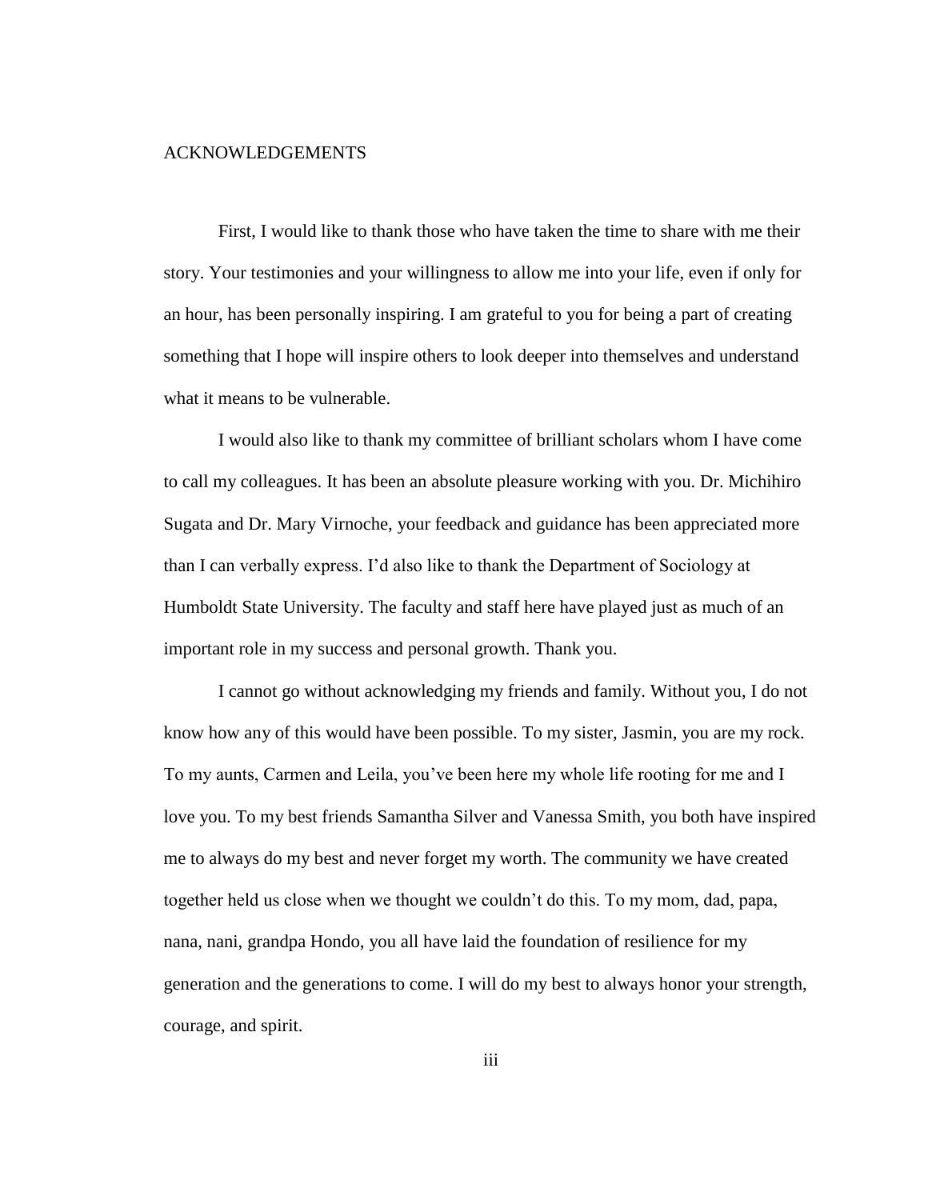# ACKNOWLEDGEMENTS

First, I would like to thank those who have taken the time to share with me their story. Your testimonies and your willingness to allow me into your life, even if only for an hour, has been personally inspiring. I am grateful to you for being a part of creating something that I hope will inspire others to look deeper into themselves and understand what it means to be vulnerable.

I would also like to thank my committee of brilliant scholars whom I have come to call my colleagues. It has been an absolute pleasure working with you. Dr. Michihiro Sugata and Dr. Mary Virnoche, your feedback and guidance has been appreciated more than I can verbally express. I'd also like to thank the Department of Sociology at Humboldt State University. The faculty and staff here have played just as much of an important role in my success and personal growth. Thank you.

I cannot go without acknowledging my friends and family. Without you, I do not know how any of this would have been possible. To my sister, Jasmin, you are my rock. To my aunts, Carmen and Leila, you've been here my whole life rooting for me and I love you. To my best friends Samantha Silver and Vanessa Smith, you both have inspired me to always do my best and never forget my worth. The community we have created together held us close when we thought we couldn't do this. To my mom, dad, papa, nana, nani, grandpa Hondo, you all have laid the foundation of resilience for my generation and the generations to come. I will do my best to always honor your strength, courage, and spirit.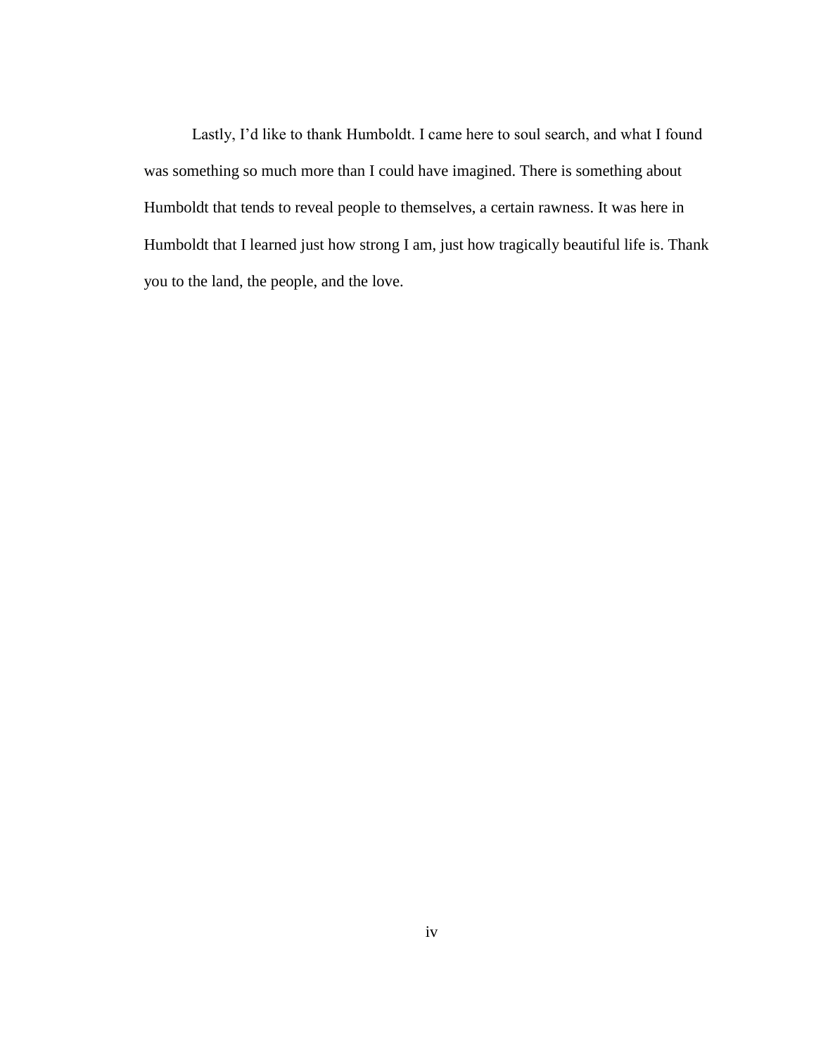Lastly, I'd like to thank Humboldt. I came here to soul search, and what I found was something so much more than I could have imagined. There is something about Humboldt that tends to reveal people to themselves, a certain rawness. It was here in Humboldt that I learned just how strong I am, just how tragically beautiful life is. Thank you to the land, the people, and the love.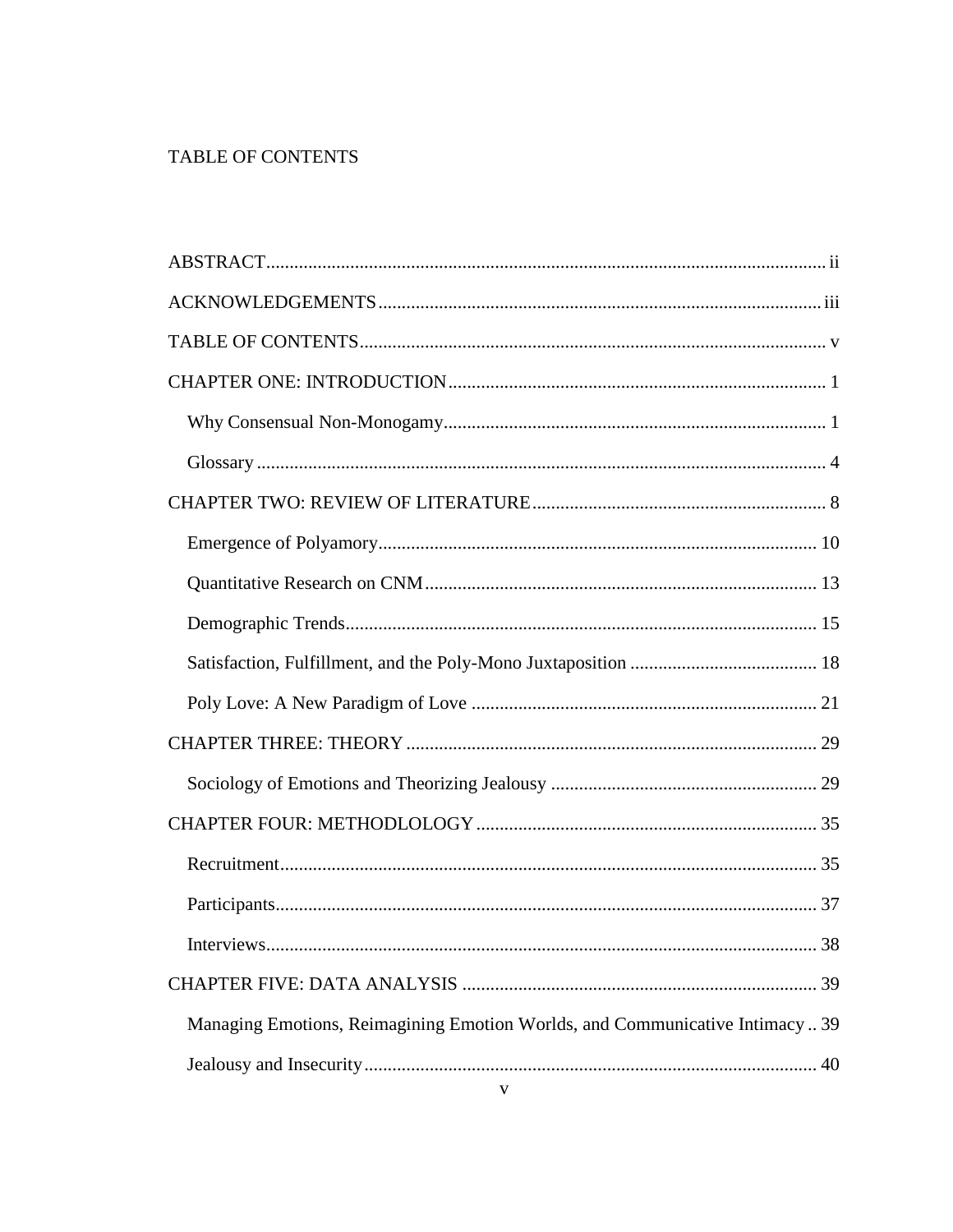# TABLE OF CONTENTS

ABSTRACT .......... ii

ACKNOWLEDGEMENTS .......... iii

TABLE OF CONTENTS .......... v

CHAPTER ONE: INTRODUCTION .......... 1

- Why Consensual Non-Monogamy .......... 1
- Glossary .......... 4

CHAPTER TWO: REVIEW OF LITERATURE .......... 8

- Emergence of Polyamory .......... 10
- Quantitative Research on CNM .......... 13
- Demographic Trends .......... 15
- Satisfaction, Fulfillment, and the Poly-Mono Juxtaposition .......... 18
- Poly Love: A New Paradigm of Love .......... 21

CHAPTER THREE: THEORY .......... 29

- Sociology of Emotions and Theorizing Jealousy .......... 29

CHAPTER FOUR: METHDLOLOGY .......... 35

- Recruitment .......... 35
- Participants .......... 37
- Interviews .......... 38

CHAPTER FIVE: DATA ANALYSIS .......... 39

- Managing Emotions, Reimagining Emotion Worlds, and Communicative Intimacy .. 39
- Jealousy and Insecurity .......... 40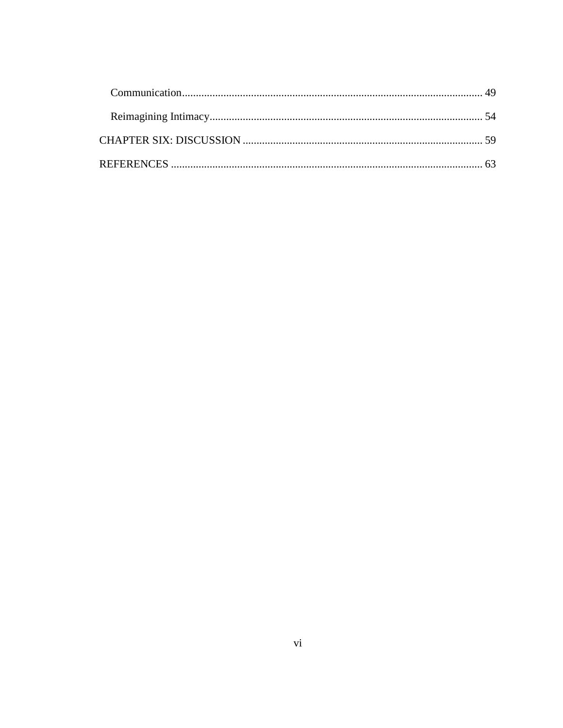Communication ............................................................................................................ 49

Reimagining Intimacy.................................................................................................. 54

CHAPTER SIX: DISCUSSION ...................................................................................... 59

REFERENCES ................................................................................................................ 63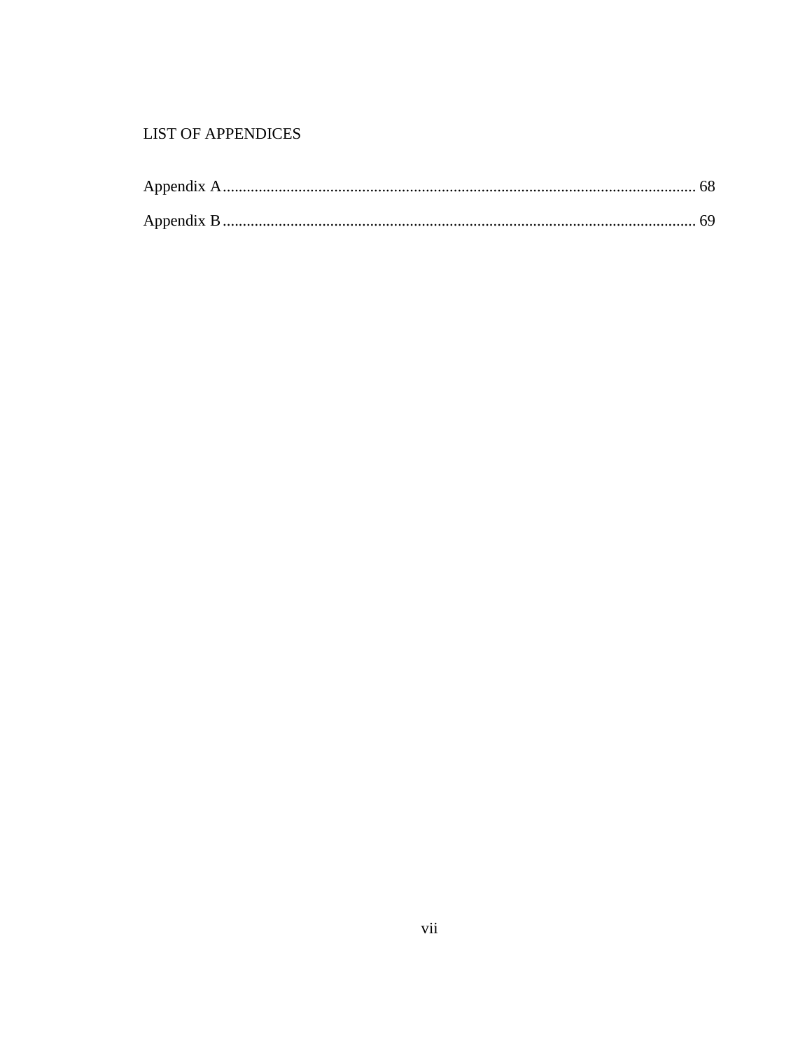# LIST OF APPENDICES

Appendix A ........................................................................................................................ 68

Appendix B ........................................................................................................................ 69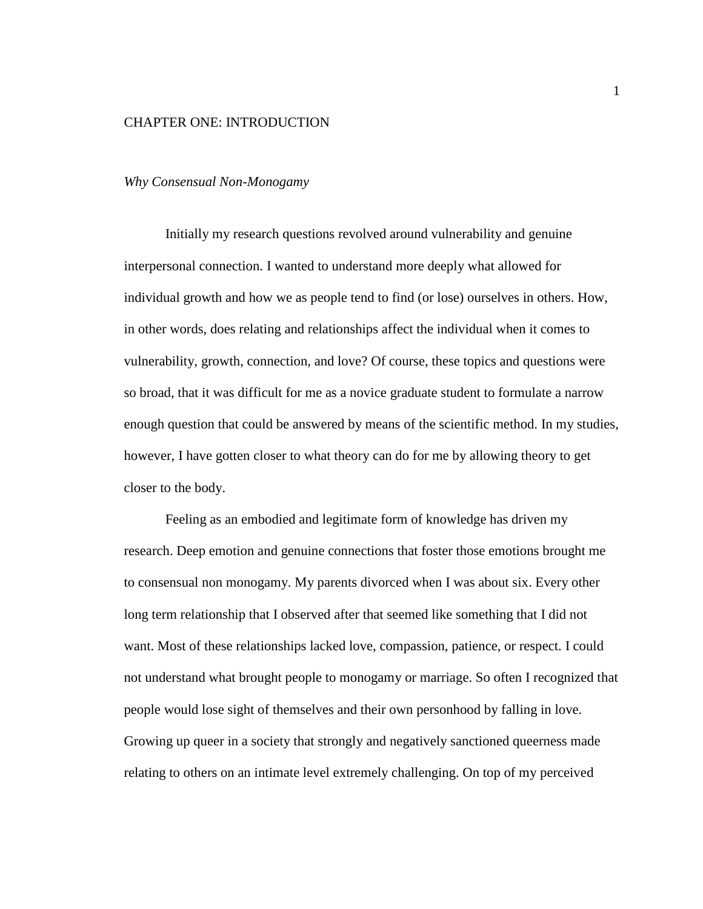# CHAPTER ONE: INTRODUCTION

*Why Consensual Non-Monogamy*

Initially my research questions revolved around vulnerability and genuine interpersonal connection. I wanted to understand more deeply what allowed for individual growth and how we as people tend to find (or lose) ourselves in others. How, in other words, does relating and relationships affect the individual when it comes to vulnerability, growth, connection, and love? Of course, these topics and questions were so broad, that it was difficult for me as a novice graduate student to formulate a narrow enough question that could be answered by means of the scientific method. In my studies, however, I have gotten closer to what theory can do for me by allowing theory to get closer to the body.

Feeling as an embodied and legitimate form of knowledge has driven my research. Deep emotion and genuine connections that foster those emotions brought me to consensual non monogamy. My parents divorced when I was about six. Every other long term relationship that I observed after that seemed like something that I did not want. Most of these relationships lacked love, compassion, patience, or respect. I could not understand what brought people to monogamy or marriage. So often I recognized that people would lose sight of themselves and their own personhood by falling in love. Growing up queer in a society that strongly and negatively sanctioned queerness made relating to others on an intimate level extremely challenging. On top of my perceived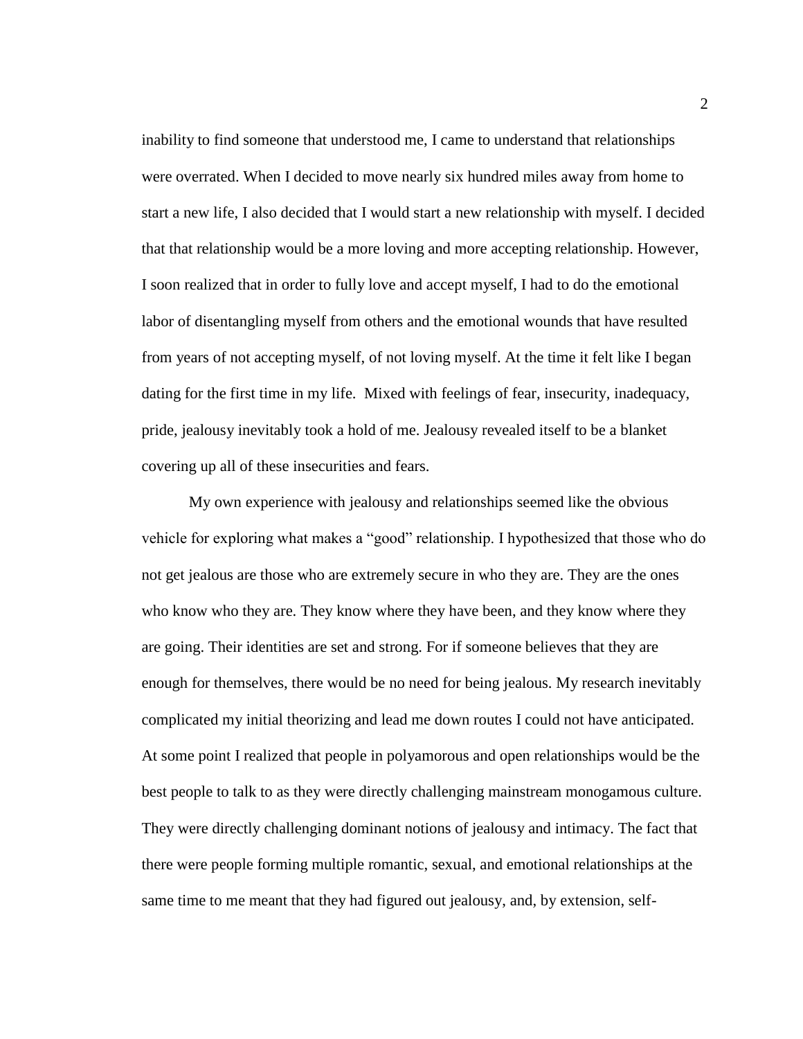inability to find someone that understood me, I came to understand that relationships were overrated. When I decided to move nearly six hundred miles away from home to start a new life, I also decided that I would start a new relationship with myself. I decided that that relationship would be a more loving and more accepting relationship. However, I soon realized that in order to fully love and accept myself, I had to do the emotional labor of disentangling myself from others and the emotional wounds that have resulted from years of not accepting myself, of not loving myself. At the time it felt like I began dating for the first time in my life. Mixed with feelings of fear, insecurity, inadequacy, pride, jealousy inevitably took a hold of me. Jealousy revealed itself to be a blanket covering up all of these insecurities and fears.

My own experience with jealousy and relationships seemed like the obvious vehicle for exploring what makes a "good" relationship. I hypothesized that those who do not get jealous are those who are extremely secure in who they are. They are the ones who know who they are. They know where they have been, and they know where they are going. Their identities are set and strong. For if someone believes that they are enough for themselves, there would be no need for being jealous. My research inevitably complicated my initial theorizing and lead me down routes I could not have anticipated. At some point I realized that people in polyamorous and open relationships would be the best people to talk to as they were directly challenging mainstream monogamous culture. They were directly challenging dominant notions of jealousy and intimacy. The fact that there were people forming multiple romantic, sexual, and emotional relationships at the same time to me meant that they had figured out jealousy, and, by extension, self-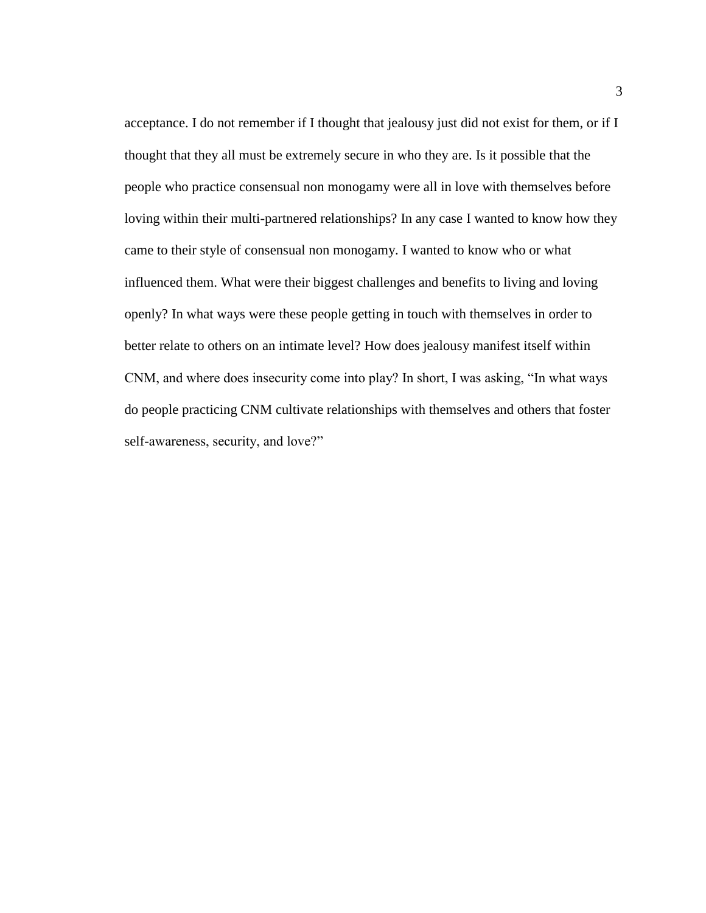acceptance. I do not remember if I thought that jealousy just did not exist for them, or if I thought that they all must be extremely secure in who they are. Is it possible that the people who practice consensual non monogamy were all in love with themselves before loving within their multi-partnered relationships? In any case I wanted to know how they came to their style of consensual non monogamy. I wanted to know who or what influenced them. What were their biggest challenges and benefits to living and loving openly? In what ways were these people getting in touch with themselves in order to better relate to others on an intimate level? How does jealousy manifest itself within CNM, and where does insecurity come into play? In short, I was asking, "In what ways do people practicing CNM cultivate relationships with themselves and others that foster self-awareness, security, and love?"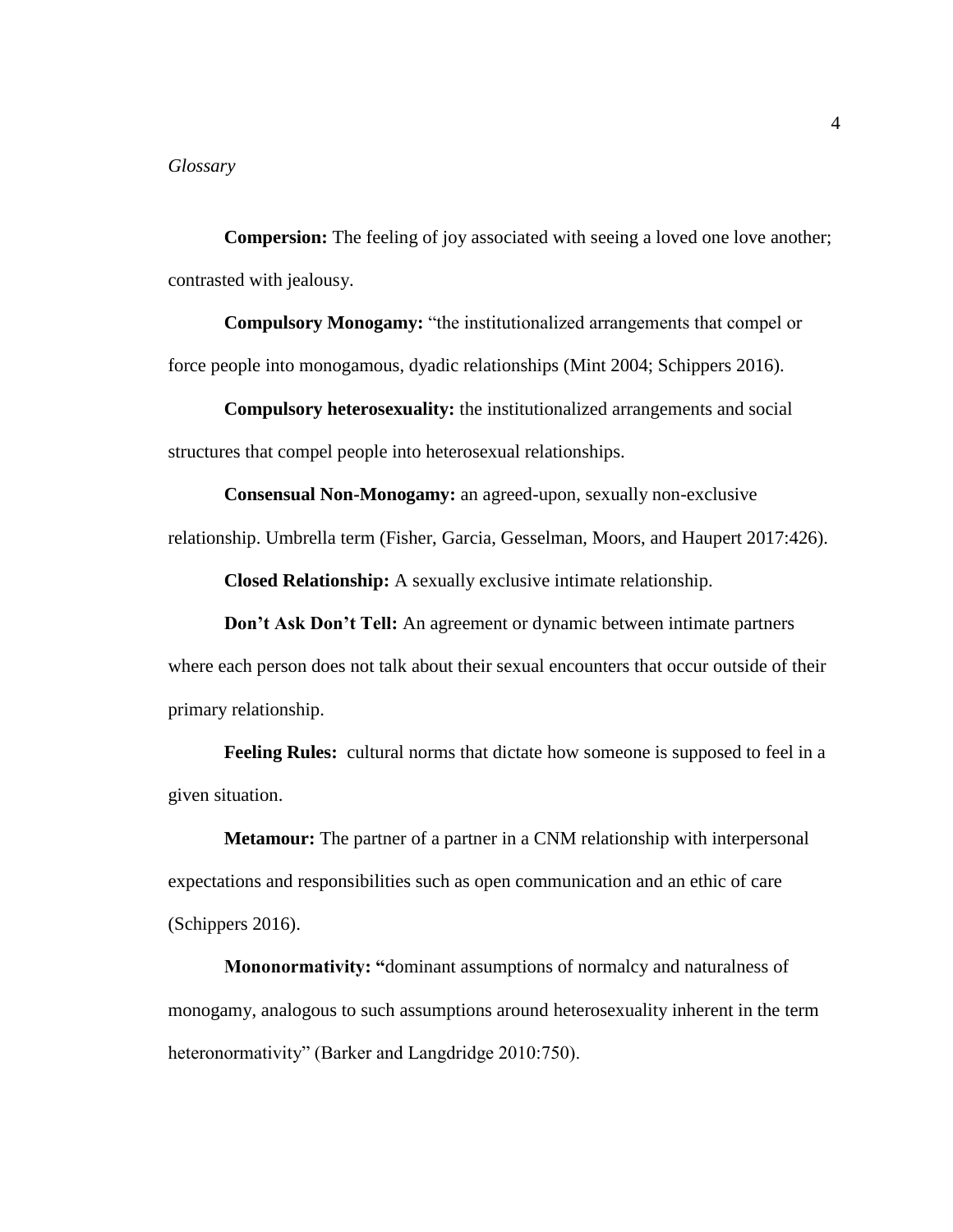*Glossary*

**Compersion:** The feeling of joy associated with seeing a loved one love another; contrasted with jealousy.

**Compulsory Monogamy:** "the institutionalized arrangements that compel or force people into monogamous, dyadic relationships (Mint 2004; Schippers 2016).

**Compulsory heterosexuality:** the institutionalized arrangements and social structures that compel people into heterosexual relationships.

**Consensual Non-Monogamy:** an agreed-upon, sexually non-exclusive relationship. Umbrella term (Fisher, Garcia, Gesselman, Moors, and Haupert 2017:426).

**Closed Relationship:** A sexually exclusive intimate relationship.

**Don't Ask Don't Tell:** An agreement or dynamic between intimate partners where each person does not talk about their sexual encounters that occur outside of their primary relationship.

**Feeling Rules:** cultural norms that dictate how someone is supposed to feel in a given situation.

**Metamour:** The partner of a partner in a CNM relationship with interpersonal expectations and responsibilities such as open communication and an ethic of care (Schippers 2016).

**Mononormativity: "**dominant assumptions of normalcy and naturalness of monogamy, analogous to such assumptions around heterosexuality inherent in the term heteronormativity" (Barker and Langdridge 2010:750).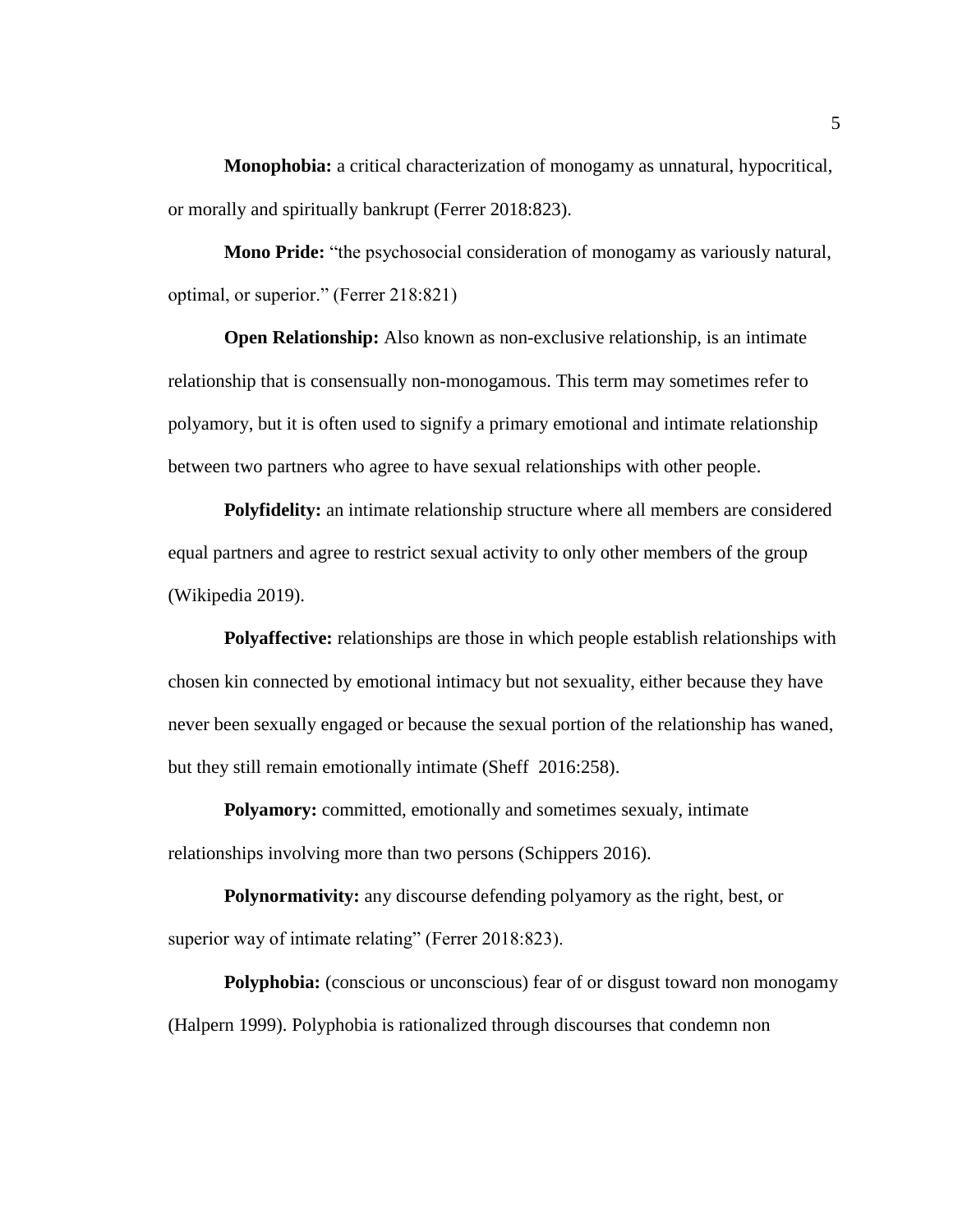**Monophobia:** a critical characterization of monogamy as unnatural, hypocritical, or morally and spiritually bankrupt (Ferrer 2018:823).

**Mono Pride:** "the psychosocial consideration of monogamy as variously natural, optimal, or superior." (Ferrer 218:821)

**Open Relationship:** Also known as non-exclusive relationship, is an intimate relationship that is consensually non-monogamous. This term may sometimes refer to polyamory, but it is often used to signify a primary emotional and intimate relationship between two partners who agree to have sexual relationships with other people.

**Polyfidelity:** an intimate relationship structure where all members are considered equal partners and agree to restrict sexual activity to only other members of the group (Wikipedia 2019).

**Polyaffective:** relationships are those in which people establish relationships with chosen kin connected by emotional intimacy but not sexuality, either because they have never been sexually engaged or because the sexual portion of the relationship has waned, but they still remain emotionally intimate (Sheff 2016:258).

**Polyamory:** committed, emotionally and sometimes sexualy, intimate relationships involving more than two persons (Schippers 2016).

**Polynormativity:** any discourse defending polyamory as the right, best, or superior way of intimate relating" (Ferrer 2018:823).

**Polyphobia:** (conscious or unconscious) fear of or disgust toward non monogamy (Halpern 1999). Polyphobia is rationalized through discourses that condemn non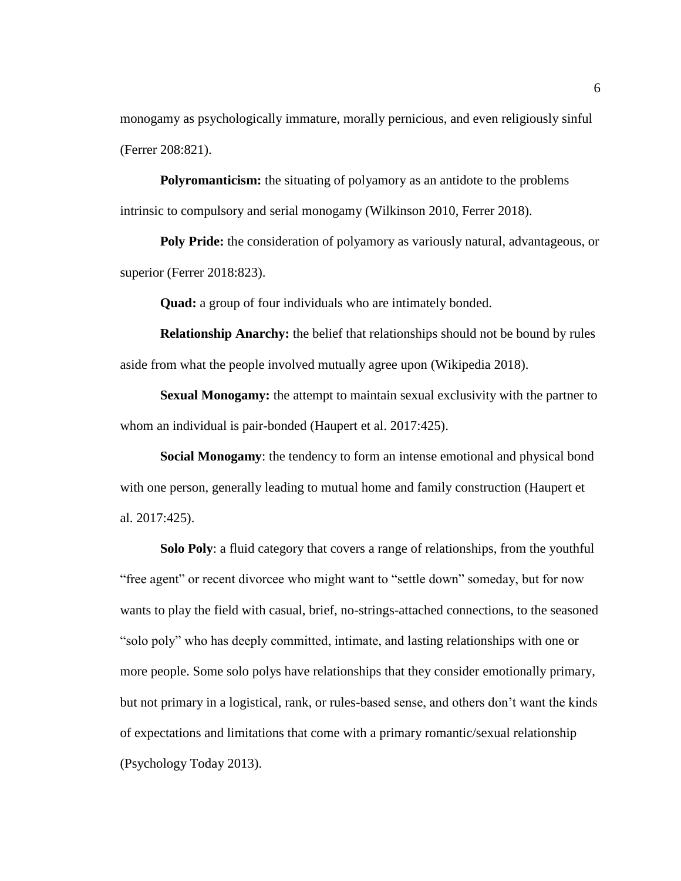monogamy as psychologically immature, morally pernicious, and even religiously sinful (Ferrer 208:821).

**Polyromanticism:** the situating of polyamory as an antidote to the problems intrinsic to compulsory and serial monogamy (Wilkinson 2010, Ferrer 2018).

**Poly Pride:** the consideration of polyamory as variously natural, advantageous, or superior (Ferrer 2018:823).

**Quad:** a group of four individuals who are intimately bonded.

**Relationship Anarchy:** the belief that relationships should not be bound by rules aside from what the people involved mutually agree upon (Wikipedia 2018).

**Sexual Monogamy:** the attempt to maintain sexual exclusivity with the partner to whom an individual is pair-bonded (Haupert et al. 2017:425).

**Social Monogamy**: the tendency to form an intense emotional and physical bond with one person, generally leading to mutual home and family construction (Haupert et al. 2017:425).

**Solo Poly**: a fluid category that covers a range of relationships, from the youthful "free agent" or recent divorcee who might want to "settle down" someday, but for now wants to play the field with casual, brief, no-strings-attached connections, to the seasoned "solo poly" who has deeply committed, intimate, and lasting relationships with one or more people. Some solo polys have relationships that they consider emotionally primary, but not primary in a logistical, rank, or rules-based sense, and others don't want the kinds of expectations and limitations that come with a primary romantic/sexual relationship (Psychology Today 2013).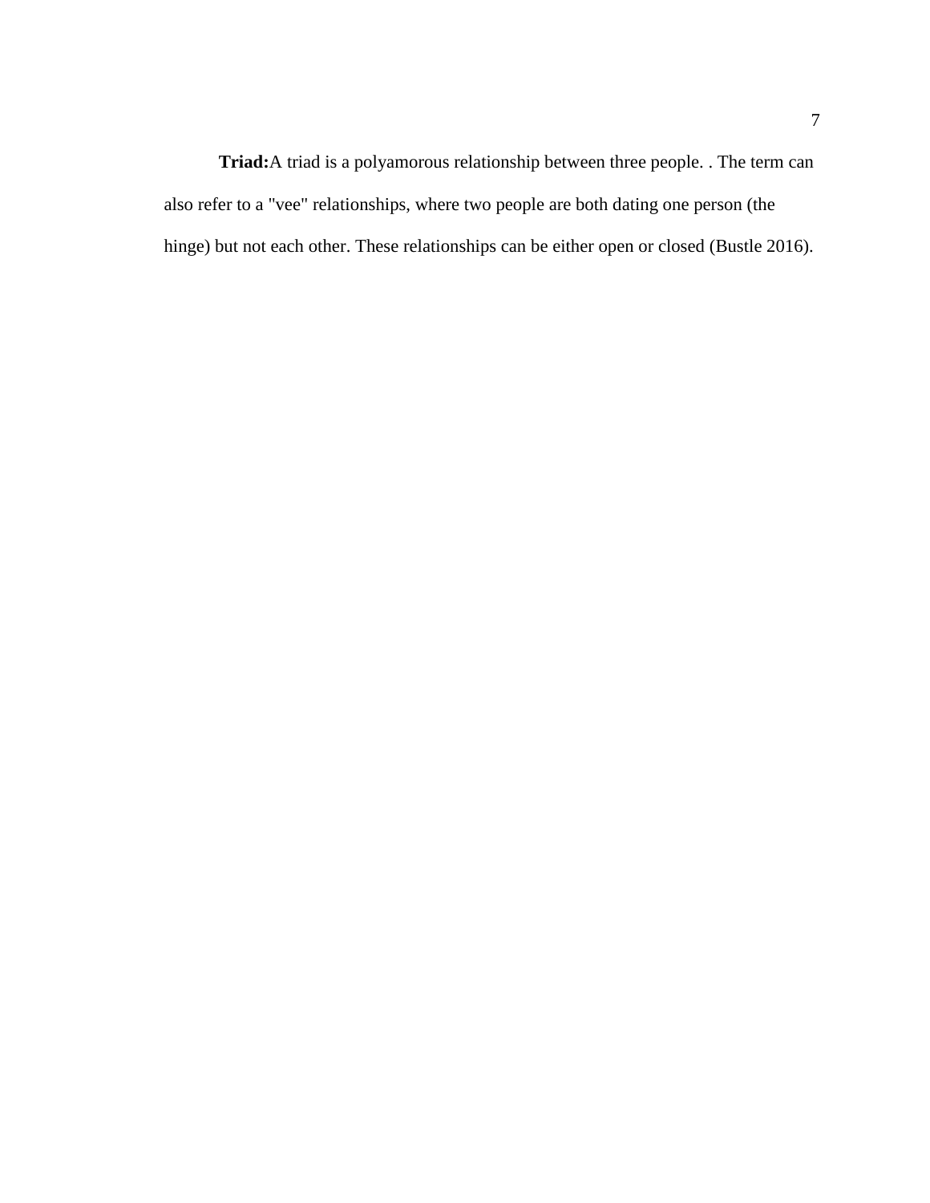**Triad:**A triad is a polyamorous relationship between three people. . The term can also refer to a "vee" relationships, where two people are both dating one person (the hinge) but not each other. These relationships can be either open or closed (Bustle 2016).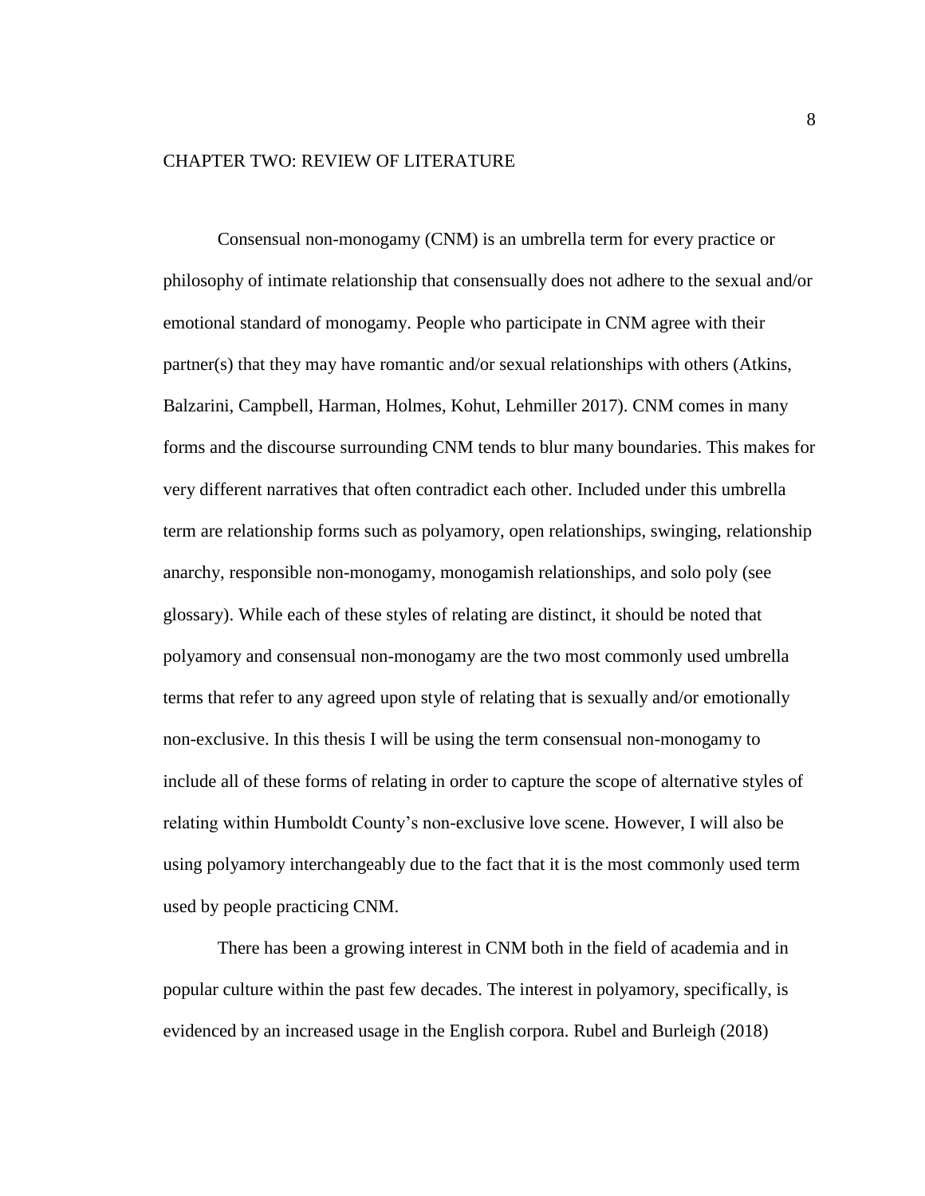# CHAPTER TWO: REVIEW OF LITERATURE

Consensual non-monogamy (CNM) is an umbrella term for every practice or philosophy of intimate relationship that consensually does not adhere to the sexual and/or emotional standard of monogamy. People who participate in CNM agree with their partner(s) that they may have romantic and/or sexual relationships with others (Atkins, Balzarini, Campbell, Harman, Holmes, Kohut, Lehmiller 2017). CNM comes in many forms and the discourse surrounding CNM tends to blur many boundaries. This makes for very different narratives that often contradict each other. Included under this umbrella term are relationship forms such as polyamory, open relationships, swinging, relationship anarchy, responsible non-monogamy, monogamish relationships, and solo poly (see glossary). While each of these styles of relating are distinct, it should be noted that polyamory and consensual non-monogamy are the two most commonly used umbrella terms that refer to any agreed upon style of relating that is sexually and/or emotionally non-exclusive. In this thesis I will be using the term consensual non-monogamy to include all of these forms of relating in order to capture the scope of alternative styles of relating within Humboldt County's non-exclusive love scene. However, I will also be using polyamory interchangeably due to the fact that it is the most commonly used term used by people practicing CNM.

There has been a growing interest in CNM both in the field of academia and in popular culture within the past few decades. The interest in polyamory, specifically, is evidenced by an increased usage in the English corpora. Rubel and Burleigh (2018)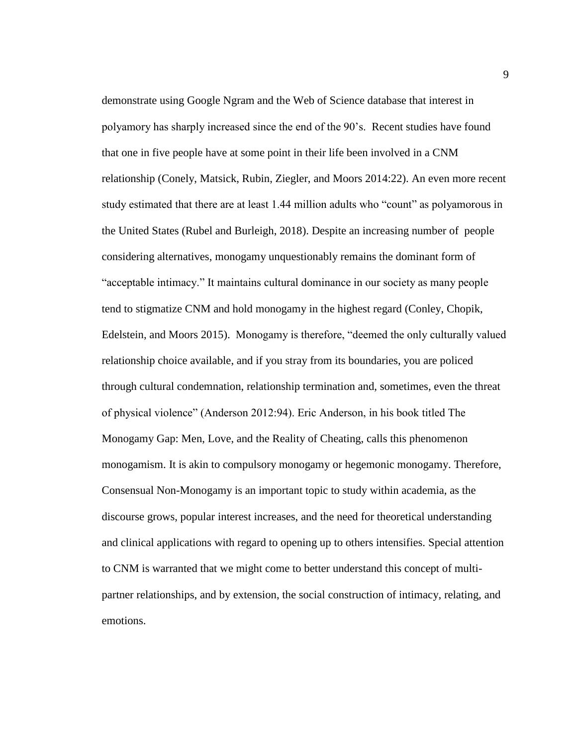demonstrate using Google Ngram and the Web of Science database that interest in polyamory has sharply increased since the end of the 90's. Recent studies have found that one in five people have at some point in their life been involved in a CNM relationship (Conely, Matsick, Rubin, Ziegler, and Moors 2014:22). An even more recent study estimated that there are at least 1.44 million adults who "count" as polyamorous in the United States (Rubel and Burleigh, 2018). Despite an increasing number of people considering alternatives, monogamy unquestionably remains the dominant form of "acceptable intimacy." It maintains cultural dominance in our society as many people tend to stigmatize CNM and hold monogamy in the highest regard (Conley, Chopik, Edelstein, and Moors 2015). Monogamy is therefore, "deemed the only culturally valued relationship choice available, and if you stray from its boundaries, you are policed through cultural condemnation, relationship termination and, sometimes, even the threat of physical violence" (Anderson 2012:94). Eric Anderson, in his book titled The Monogamy Gap: Men, Love, and the Reality of Cheating, calls this phenomenon monogamism. It is akin to compulsory monogamy or hegemonic monogamy. Therefore, Consensual Non-Monogamy is an important topic to study within academia, as the discourse grows, popular interest increases, and the need for theoretical understanding and clinical applications with regard to opening up to others intensifies. Special attention to CNM is warranted that we might come to better understand this concept of multi-partner relationships, and by extension, the social construction of intimacy, relating, and emotions.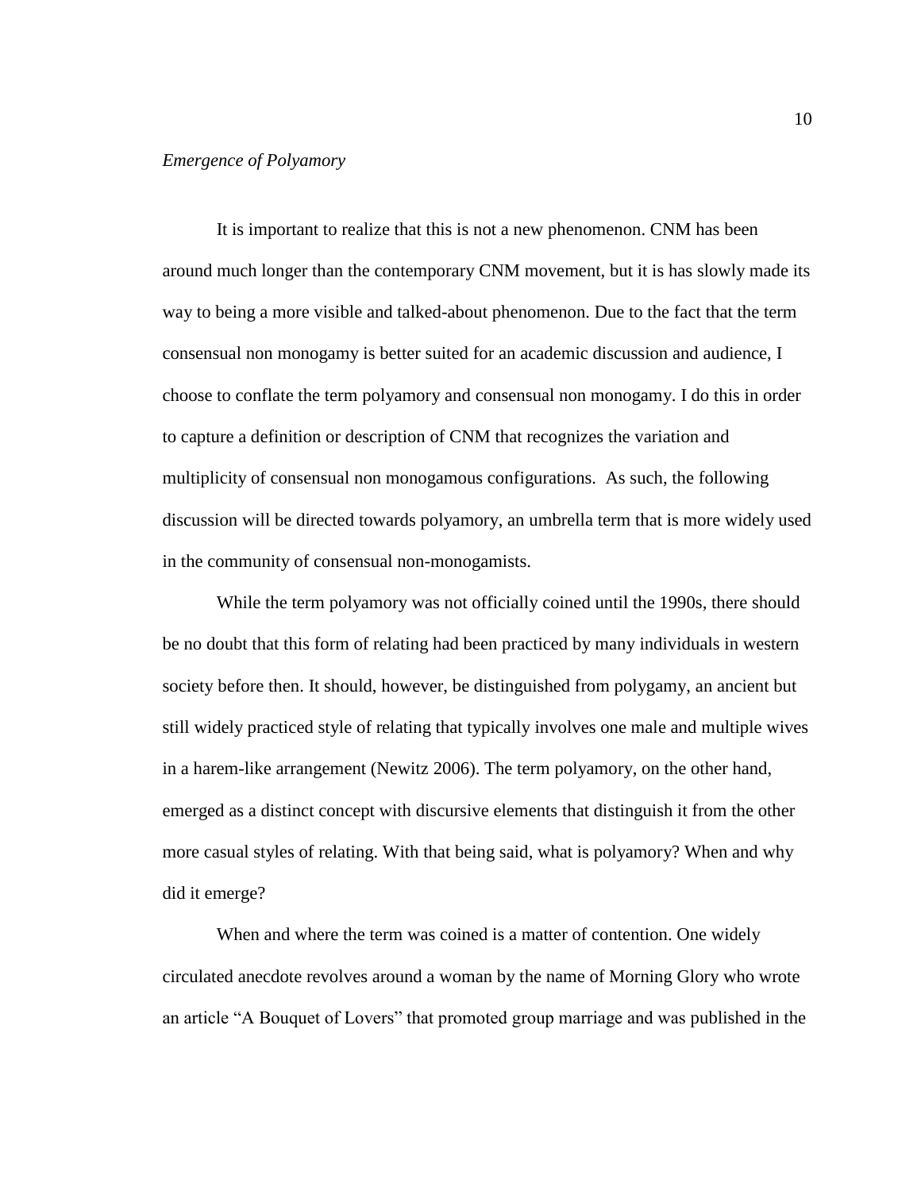*Emergence of Polyamory*

It is important to realize that this is not a new phenomenon. CNM has been around much longer than the contemporary CNM movement, but it is has slowly made its way to being a more visible and talked-about phenomenon. Due to the fact that the term consensual non monogamy is better suited for an academic discussion and audience, I choose to conflate the term polyamory and consensual non monogamy. I do this in order to capture a definition or description of CNM that recognizes the variation and multiplicity of consensual non monogamous configurations. As such, the following discussion will be directed towards polyamory, an umbrella term that is more widely used in the community of consensual non-monogamists.

While the term polyamory was not officially coined until the 1990s, there should be no doubt that this form of relating had been practiced by many individuals in western society before then. It should, however, be distinguished from polygamy, an ancient but still widely practiced style of relating that typically involves one male and multiple wives in a harem-like arrangement (Newitz 2006). The term polyamory, on the other hand, emerged as a distinct concept with discursive elements that distinguish it from the other more casual styles of relating. With that being said, what is polyamory? When and why did it emerge?

When and where the term was coined is a matter of contention. One widely circulated anecdote revolves around a woman by the name of Morning Glory who wrote an article "A Bouquet of Lovers" that promoted group marriage and was published in the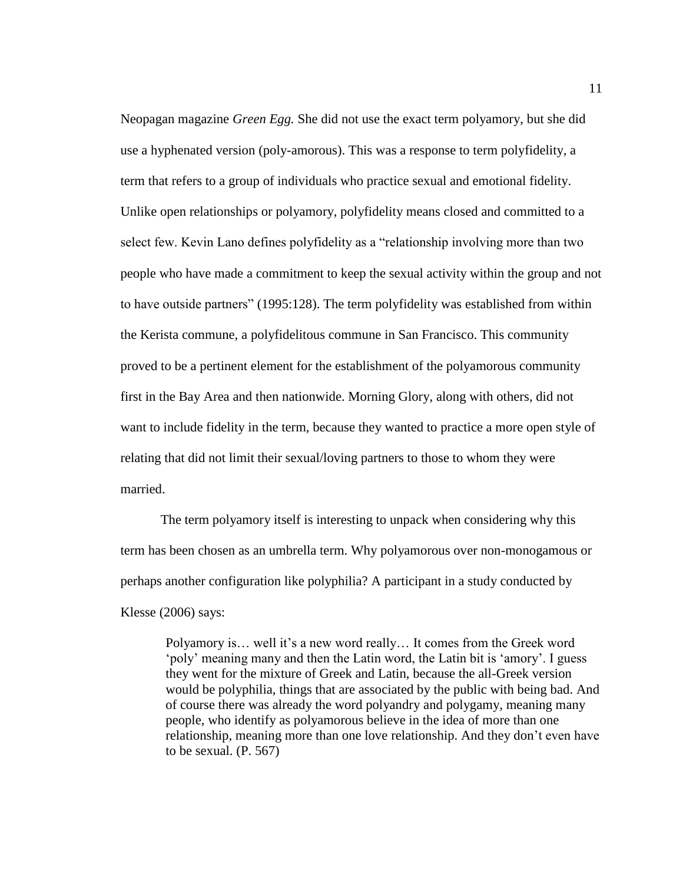Neopagan magazine *Green Egg.* She did not use the exact term polyamory, but she did use a hyphenated version (poly-amorous). This was a response to term polyfidelity, a term that refers to a group of individuals who practice sexual and emotional fidelity. Unlike open relationships or polyamory, polyfidelity means closed and committed to a select few. Kevin Lano defines polyfidelity as a "relationship involving more than two people who have made a commitment to keep the sexual activity within the group and not to have outside partners" (1995:128). The term polyfidelity was established from within the Kerista commune, a polyfidelitous commune in San Francisco. This community proved to be a pertinent element for the establishment of the polyamorous community first in the Bay Area and then nationwide. Morning Glory, along with others, did not want to include fidelity in the term, because they wanted to practice a more open style of relating that did not limit their sexual/loving partners to those to whom they were married.

The term polyamory itself is interesting to unpack when considering why this term has been chosen as an umbrella term. Why polyamorous over non-monogamous or perhaps another configuration like polyphilia? A participant in a study conducted by Klesse (2006) says:

> Polyamory is… well it's a new word really… It comes from the Greek word 'poly' meaning many and then the Latin word, the Latin bit is 'amory'. I guess they went for the mixture of Greek and Latin, because the all-Greek version would be polyphilia, things that are associated by the public with being bad. And of course there was already the word polyandry and polygamy, meaning many people, who identify as polyamorous believe in the idea of more than one relationship, meaning more than one love relationship. And they don't even have to be sexual. (P. 567)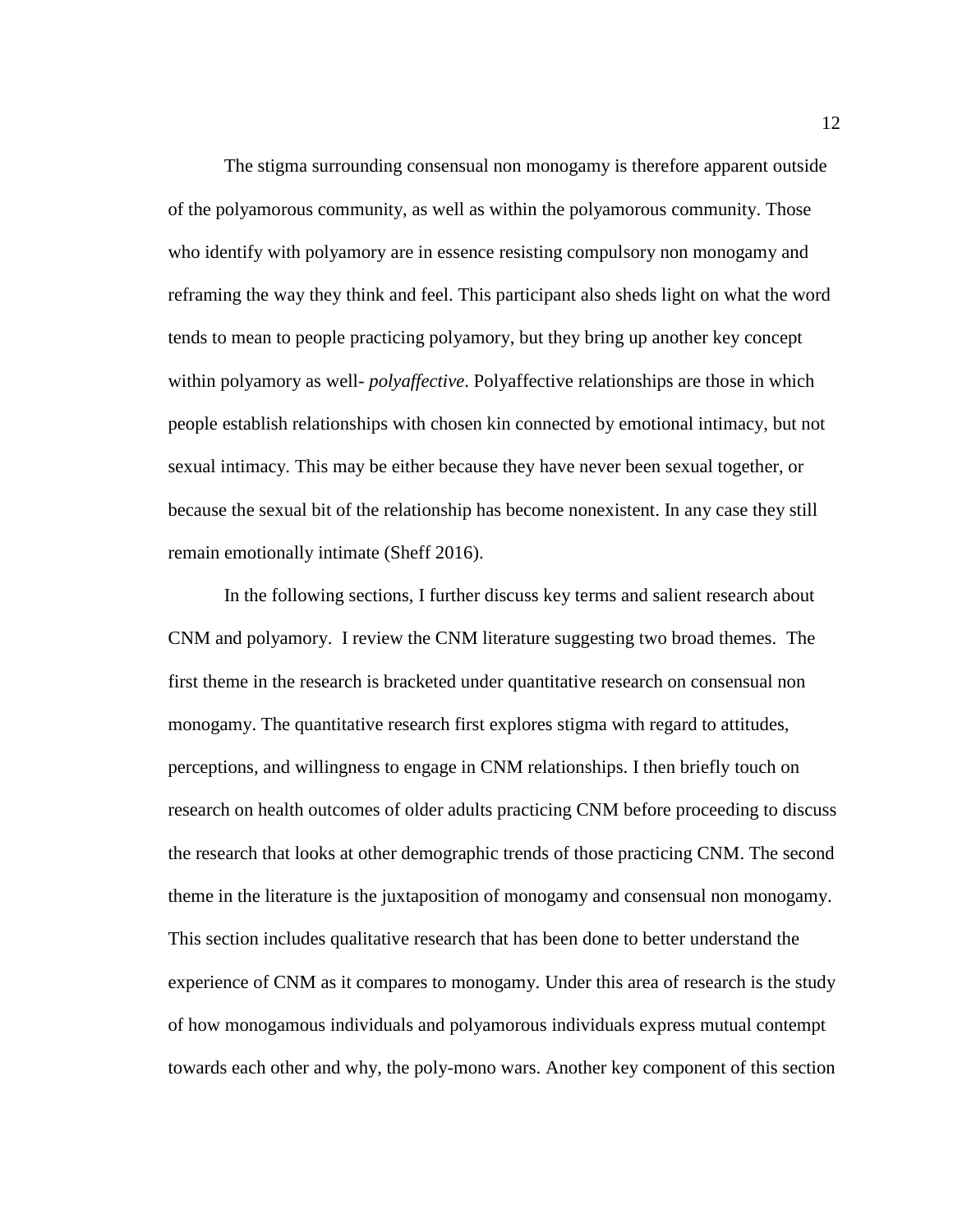The stigma surrounding consensual non monogamy is therefore apparent outside of the polyamorous community, as well as within the polyamorous community. Those who identify with polyamory are in essence resisting compulsory non monogamy and reframing the way they think and feel. This participant also sheds light on what the word tends to mean to people practicing polyamory, but they bring up another key concept within polyamory as well- *polyaffective*. Polyaffective relationships are those in which people establish relationships with chosen kin connected by emotional intimacy, but not sexual intimacy. This may be either because they have never been sexual together, or because the sexual bit of the relationship has become nonexistent. In any case they still remain emotionally intimate (Sheff 2016).

In the following sections, I further discuss key terms and salient research about CNM and polyamory. I review the CNM literature suggesting two broad themes. The first theme in the research is bracketed under quantitative research on consensual non monogamy. The quantitative research first explores stigma with regard to attitudes, perceptions, and willingness to engage in CNM relationships. I then briefly touch on research on health outcomes of older adults practicing CNM before proceeding to discuss the research that looks at other demographic trends of those practicing CNM. The second theme in the literature is the juxtaposition of monogamy and consensual non monogamy. This section includes qualitative research that has been done to better understand the experience of CNM as it compares to monogamy. Under this area of research is the study of how monogamous individuals and polyamorous individuals express mutual contempt towards each other and why, the poly-mono wars. Another key component of this section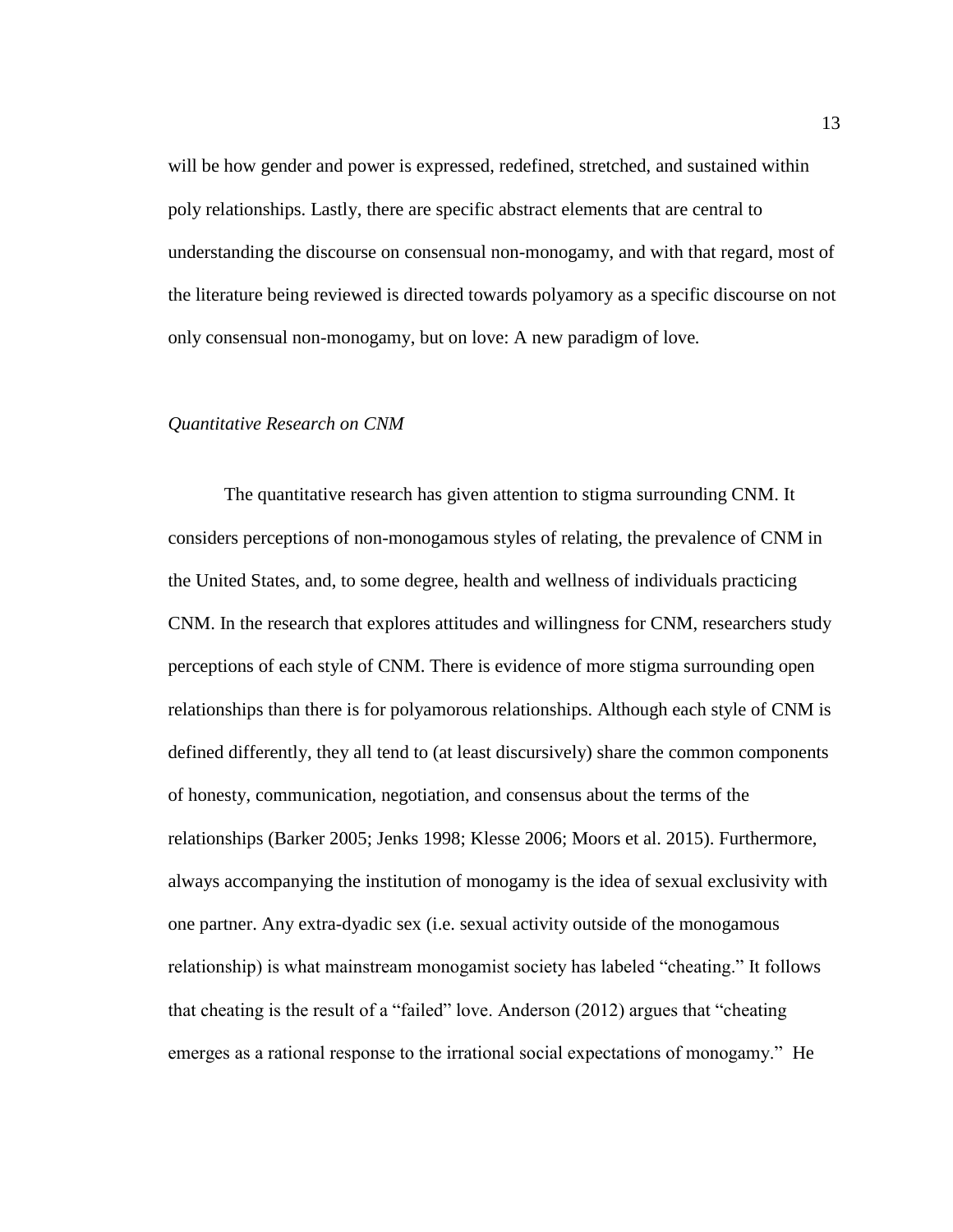will be how gender and power is expressed, redefined, stretched, and sustained within poly relationships. Lastly, there are specific abstract elements that are central to understanding the discourse on consensual non-monogamy, and with that regard, most of the literature being reviewed is directed towards polyamory as a specific discourse on not only consensual non-monogamy, but on love: A new paradigm of love.

### *Quantitative Research on CNM*

The quantitative research has given attention to stigma surrounding CNM. It considers perceptions of non-monogamous styles of relating, the prevalence of CNM in the United States, and, to some degree, health and wellness of individuals practicing CNM. In the research that explores attitudes and willingness for CNM, researchers study perceptions of each style of CNM. There is evidence of more stigma surrounding open relationships than there is for polyamorous relationships. Although each style of CNM is defined differently, they all tend to (at least discursively) share the common components of honesty, communication, negotiation, and consensus about the terms of the relationships (Barker 2005; Jenks 1998; Klesse 2006; Moors et al. 2015). Furthermore, always accompanying the institution of monogamy is the idea of sexual exclusivity with one partner. Any extra-dyadic sex (i.e. sexual activity outside of the monogamous relationship) is what mainstream monogamist society has labeled "cheating." It follows that cheating is the result of a "failed" love. Anderson (2012) argues that "cheating emerges as a rational response to the irrational social expectations of monogamy." He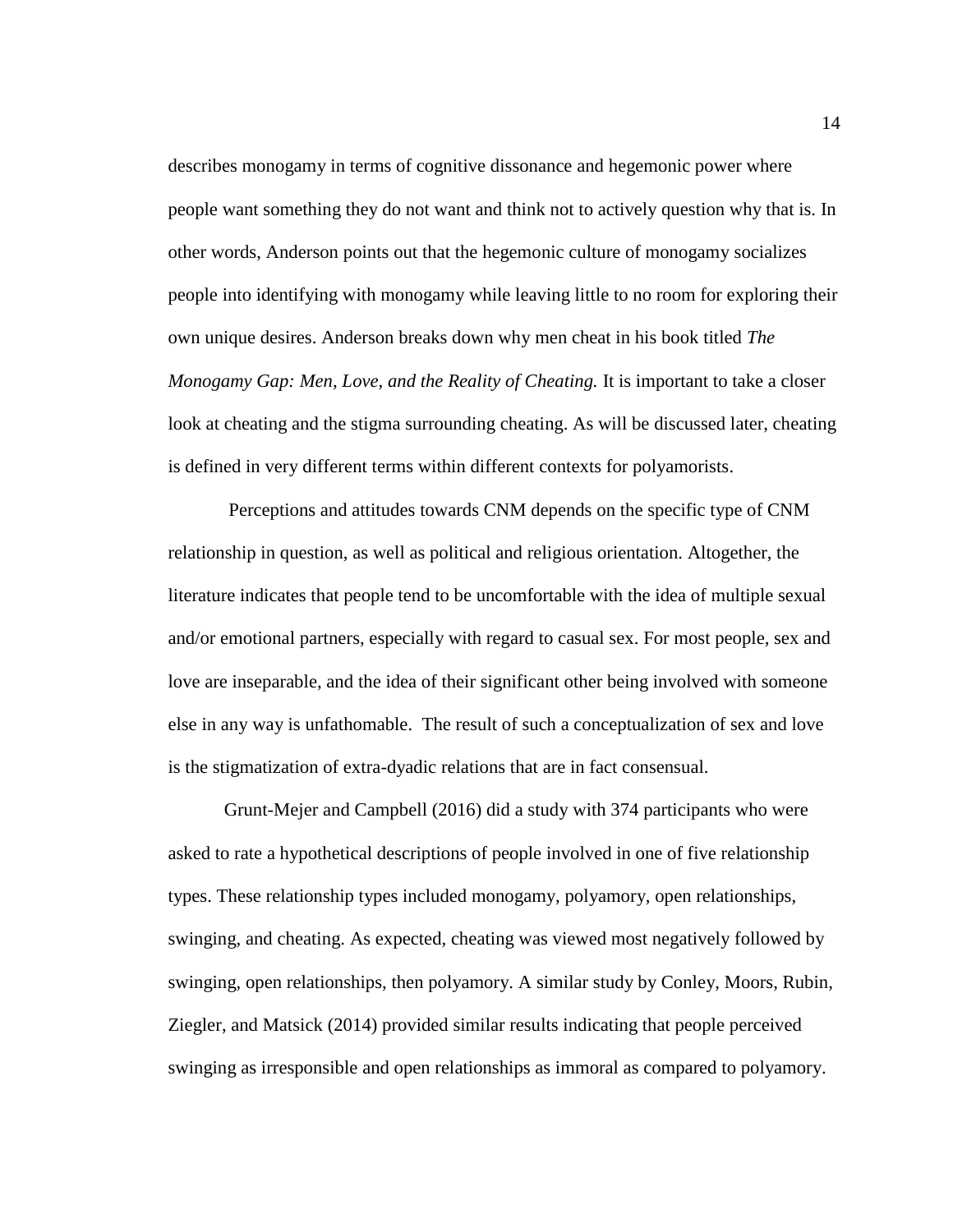describes monogamy in terms of cognitive dissonance and hegemonic power where people want something they do not want and think not to actively question why that is. In other words, Anderson points out that the hegemonic culture of monogamy socializes people into identifying with monogamy while leaving little to no room for exploring their own unique desires. Anderson breaks down why men cheat in his book titled *The Monogamy Gap: Men, Love, and the Reality of Cheating.* It is important to take a closer look at cheating and the stigma surrounding cheating. As will be discussed later, cheating is defined in very different terms within different contexts for polyamorists.

Perceptions and attitudes towards CNM depends on the specific type of CNM relationship in question, as well as political and religious orientation. Altogether, the literature indicates that people tend to be uncomfortable with the idea of multiple sexual and/or emotional partners, especially with regard to casual sex. For most people, sex and love are inseparable, and the idea of their significant other being involved with someone else in any way is unfathomable. The result of such a conceptualization of sex and love is the stigmatization of extra-dyadic relations that are in fact consensual.

Grunt-Mejer and Campbell (2016) did a study with 374 participants who were asked to rate a hypothetical descriptions of people involved in one of five relationship types. These relationship types included monogamy, polyamory, open relationships, swinging, and cheating. As expected, cheating was viewed most negatively followed by swinging, open relationships, then polyamory. A similar study by Conley, Moors, Rubin, Ziegler, and Matsick (2014) provided similar results indicating that people perceived swinging as irresponsible and open relationships as immoral as compared to polyamory.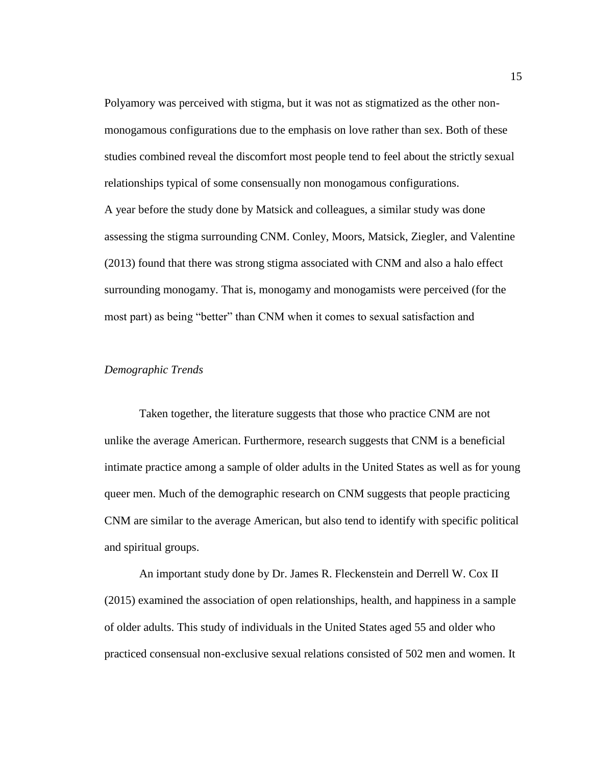Polyamory was perceived with stigma, but it was not as stigmatized as the other non-monogamous configurations due to the emphasis on love rather than sex. Both of these studies combined reveal the discomfort most people tend to feel about the strictly sexual relationships typical of some consensually non monogamous configurations.

A year before the study done by Matsick and colleagues, a similar study was done assessing the stigma surrounding CNM. Conley, Moors, Matsick, Ziegler, and Valentine (2013) found that there was strong stigma associated with CNM and also a halo effect surrounding monogamy. That is, monogamy and monogamists were perceived (for the most part) as being "better" than CNM when it comes to sexual satisfaction and

*Demographic Trends*

Taken together, the literature suggests that those who practice CNM are not unlike the average American. Furthermore, research suggests that CNM is a beneficial intimate practice among a sample of older adults in the United States as well as for young queer men. Much of the demographic research on CNM suggests that people practicing CNM are similar to the average American, but also tend to identify with specific political and spiritual groups.

An important study done by Dr. James R. Fleckenstein and Derrell W. Cox II (2015) examined the association of open relationships, health, and happiness in a sample of older adults. This study of individuals in the United States aged 55 and older who practiced consensual non-exclusive sexual relations consisted of 502 men and women. It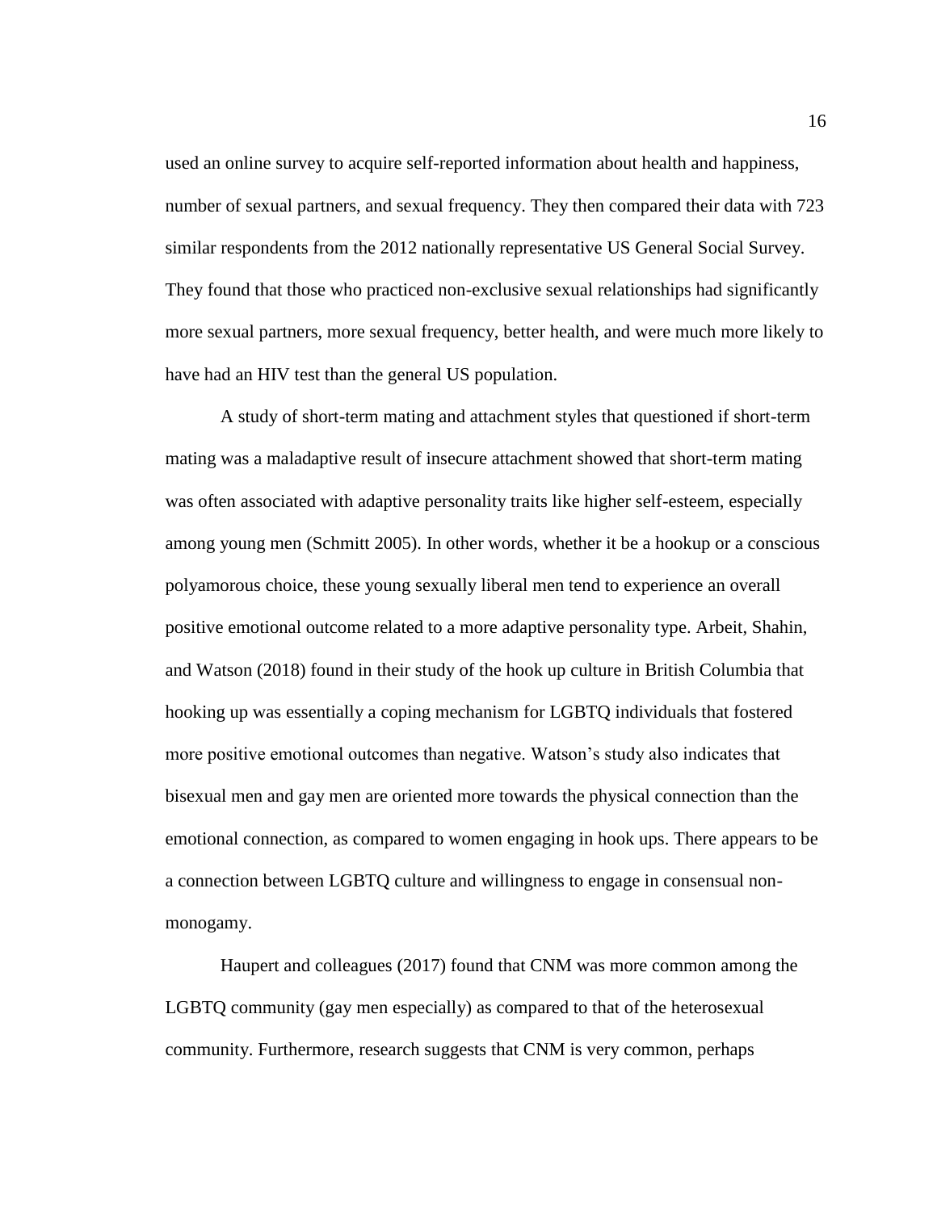used an online survey to acquire self-reported information about health and happiness, number of sexual partners, and sexual frequency. They then compared their data with 723 similar respondents from the 2012 nationally representative US General Social Survey. They found that those who practiced non-exclusive sexual relationships had significantly more sexual partners, more sexual frequency, better health, and were much more likely to have had an HIV test than the general US population.

A study of short-term mating and attachment styles that questioned if short-term mating was a maladaptive result of insecure attachment showed that short-term mating was often associated with adaptive personality traits like higher self-esteem, especially among young men (Schmitt 2005). In other words, whether it be a hookup or a conscious polyamorous choice, these young sexually liberal men tend to experience an overall positive emotional outcome related to a more adaptive personality type. Arbeit, Shahin, and Watson (2018) found in their study of the hook up culture in British Columbia that hooking up was essentially a coping mechanism for LGBTQ individuals that fostered more positive emotional outcomes than negative. Watson's study also indicates that bisexual men and gay men are oriented more towards the physical connection than the emotional connection, as compared to women engaging in hook ups. There appears to be a connection between LGBTQ culture and willingness to engage in consensual non-monogamy.

Haupert and colleagues (2017) found that CNM was more common among the LGBTQ community (gay men especially) as compared to that of the heterosexual community. Furthermore, research suggests that CNM is very common, perhaps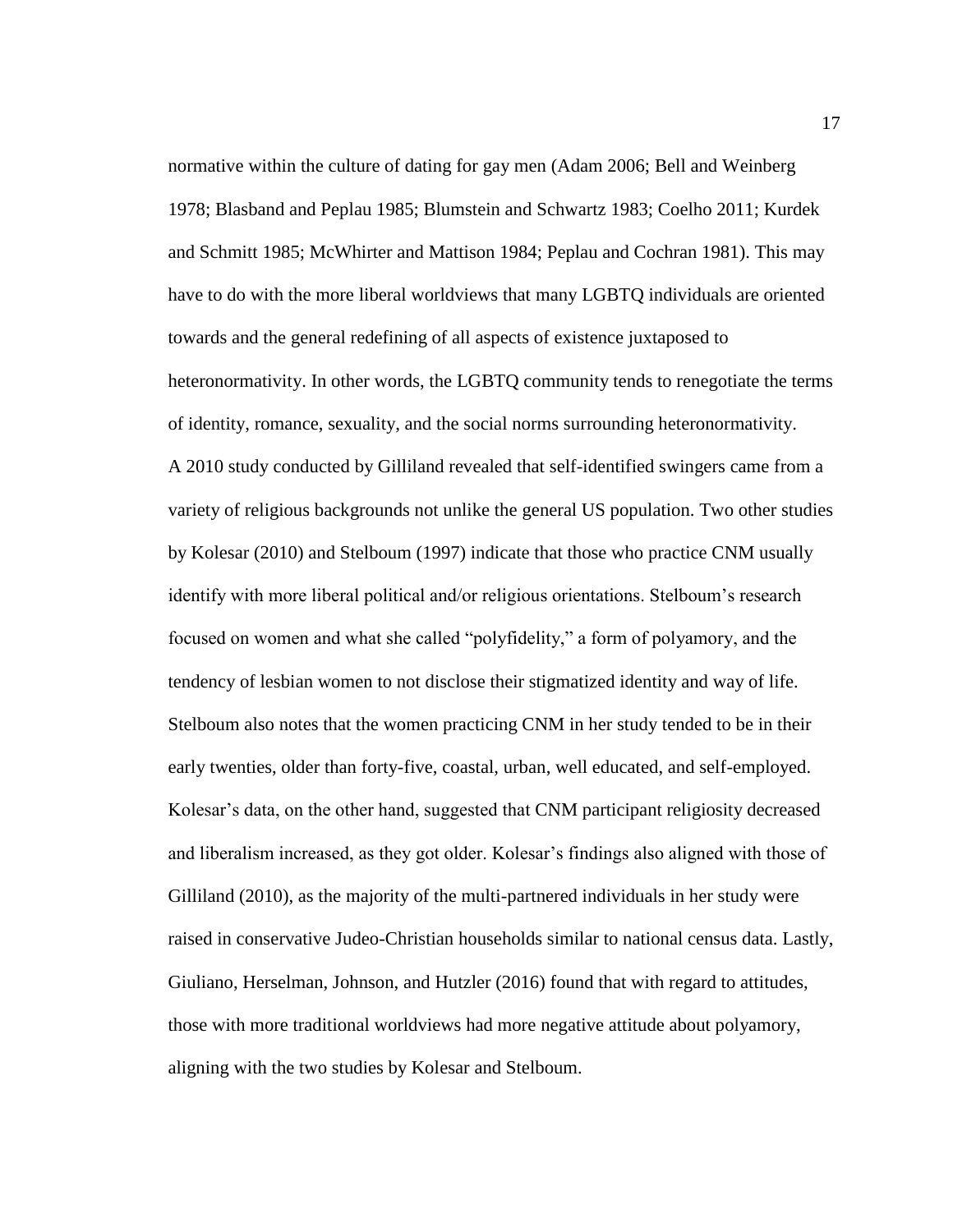normative within the culture of dating for gay men (Adam 2006; Bell and Weinberg 1978; Blasband and Peplau 1985; Blumstein and Schwartz 1983; Coelho 2011; Kurdek and Schmitt 1985; McWhirter and Mattison 1984; Peplau and Cochran 1981). This may have to do with the more liberal worldviews that many LGBTQ individuals are oriented towards and the general redefining of all aspects of existence juxtaposed to heteronormativity. In other words, the LGBTQ community tends to renegotiate the terms of identity, romance, sexuality, and the social norms surrounding heteronormativity.

A 2010 study conducted by Gilliland revealed that self-identified swingers came from a variety of religious backgrounds not unlike the general US population. Two other studies by Kolesar (2010) and Stelboum (1997) indicate that those who practice CNM usually identify with more liberal political and/or religious orientations. Stelboum's research focused on women and what she called "polyfidelity," a form of polyamory, and the tendency of lesbian women to not disclose their stigmatized identity and way of life. Stelboum also notes that the women practicing CNM in her study tended to be in their early twenties, older than forty-five, coastal, urban, well educated, and self-employed. Kolesar's data, on the other hand, suggested that CNM participant religiosity decreased and liberalism increased, as they got older. Kolesar's findings also aligned with those of Gilliland (2010), as the majority of the multi-partnered individuals in her study were raised in conservative Judeo-Christian households similar to national census data. Lastly, Giuliano, Herselman, Johnson, and Hutzler (2016) found that with regard to attitudes, those with more traditional worldviews had more negative attitude about polyamory, aligning with the two studies by Kolesar and Stelboum.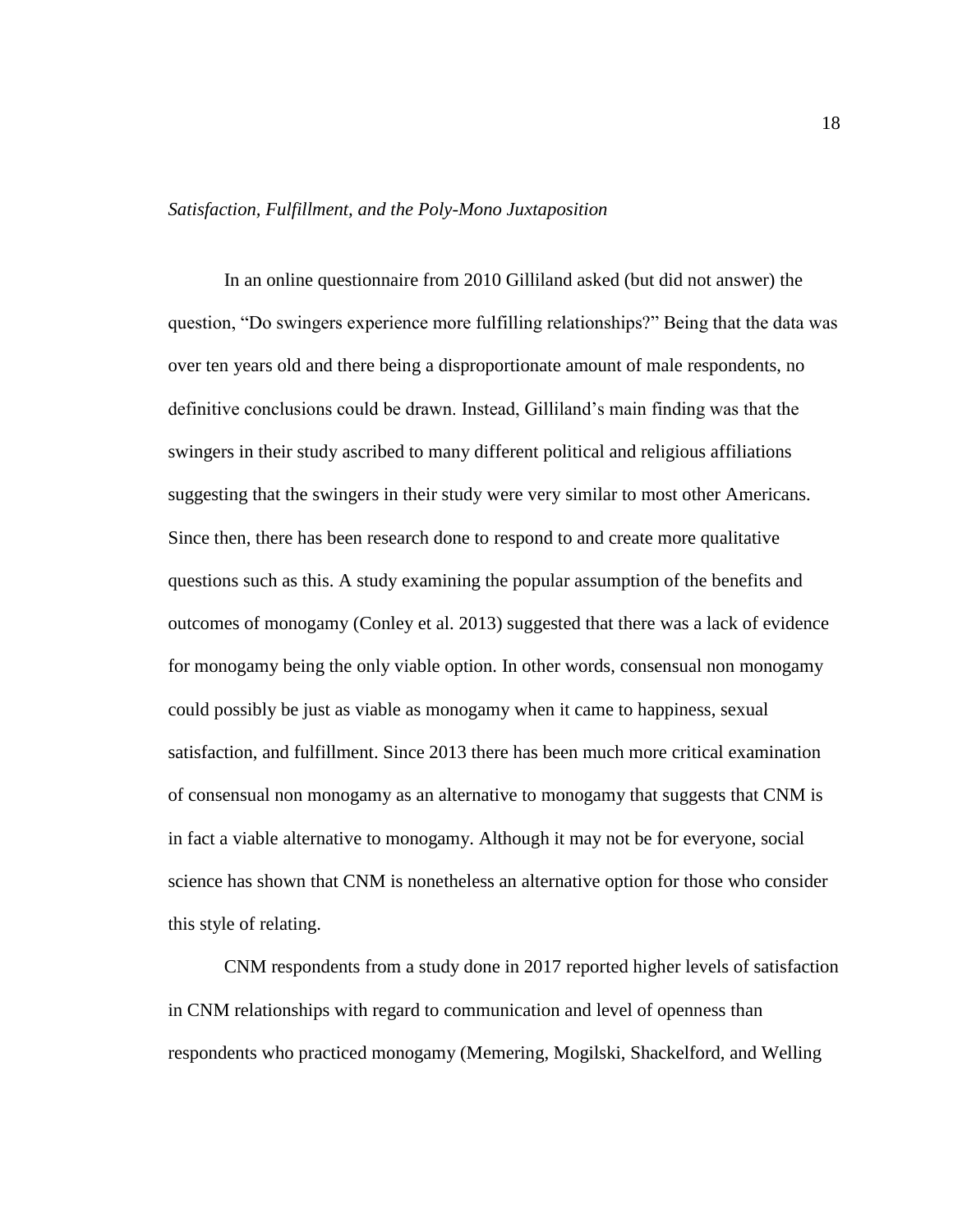*Satisfaction, Fulfillment, and the Poly-Mono Juxtaposition*

In an online questionnaire from 2010 Gilliland asked (but did not answer) the question, "Do swingers experience more fulfilling relationships?" Being that the data was over ten years old and there being a disproportionate amount of male respondents, no definitive conclusions could be drawn. Instead, Gilliland's main finding was that the swingers in their study ascribed to many different political and religious affiliations suggesting that the swingers in their study were very similar to most other Americans. Since then, there has been research done to respond to and create more qualitative questions such as this. A study examining the popular assumption of the benefits and outcomes of monogamy (Conley et al. 2013) suggested that there was a lack of evidence for monogamy being the only viable option. In other words, consensual non monogamy could possibly be just as viable as monogamy when it came to happiness, sexual satisfaction, and fulfillment. Since 2013 there has been much more critical examination of consensual non monogamy as an alternative to monogamy that suggests that CNM is in fact a viable alternative to monogamy. Although it may not be for everyone, social science has shown that CNM is nonetheless an alternative option for those who consider this style of relating.

CNM respondents from a study done in 2017 reported higher levels of satisfaction in CNM relationships with regard to communication and level of openness than respondents who practiced monogamy (Memering, Mogilski, Shackelford, and Welling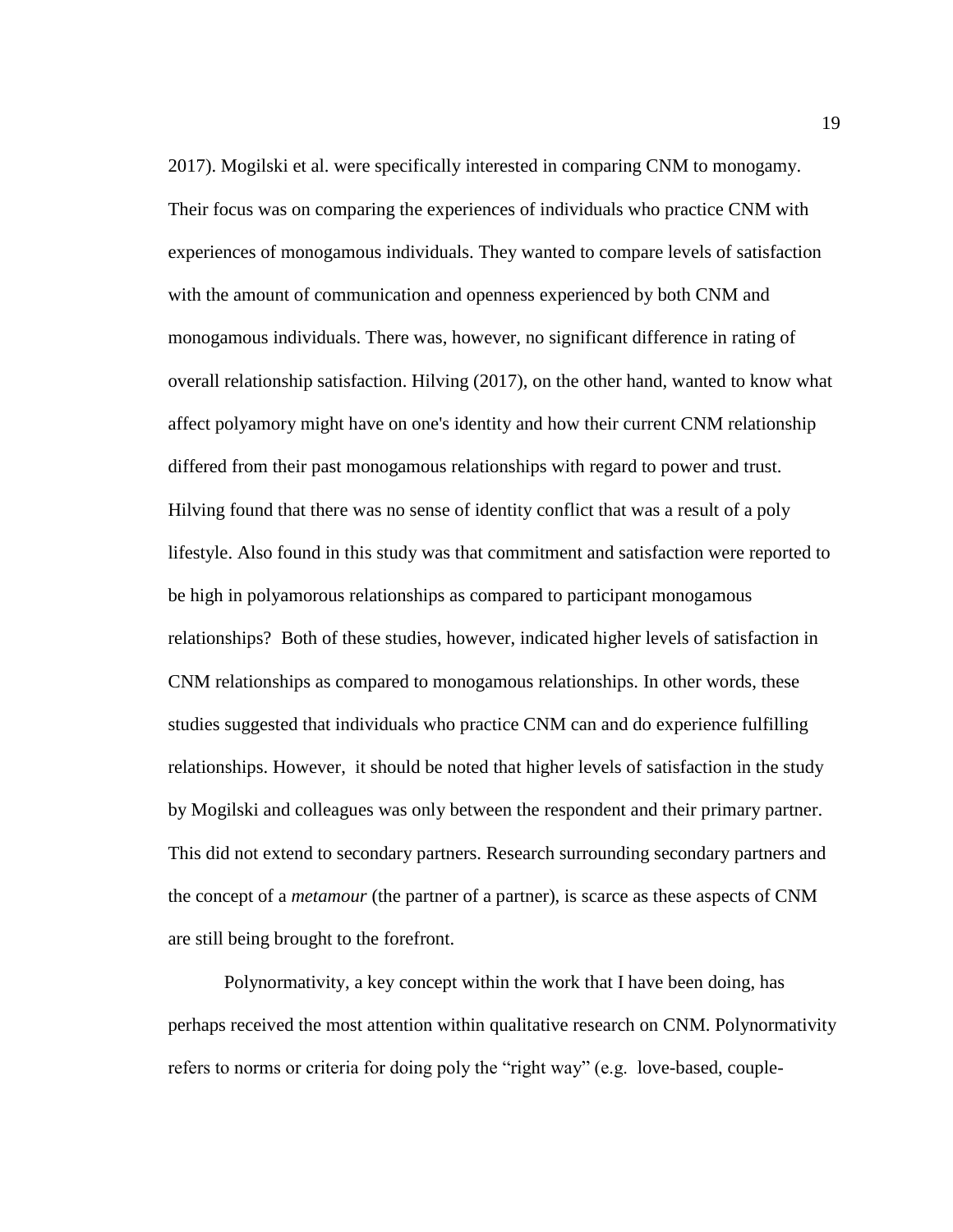2017). Mogilski et al. were specifically interested in comparing CNM to monogamy. Their focus was on comparing the experiences of individuals who practice CNM with experiences of monogamous individuals. They wanted to compare levels of satisfaction with the amount of communication and openness experienced by both CNM and monogamous individuals. There was, however, no significant difference in rating of overall relationship satisfaction. Hilving (2017), on the other hand, wanted to know what affect polyamory might have on one's identity and how their current CNM relationship differed from their past monogamous relationships with regard to power and trust. Hilving found that there was no sense of identity conflict that was a result of a poly lifestyle. Also found in this study was that commitment and satisfaction were reported to be high in polyamorous relationships as compared to participant monogamous relationships? Both of these studies, however, indicated higher levels of satisfaction in CNM relationships as compared to monogamous relationships. In other words, these studies suggested that individuals who practice CNM can and do experience fulfilling relationships. However, it should be noted that higher levels of satisfaction in the study by Mogilski and colleagues was only between the respondent and their primary partner. This did not extend to secondary partners. Research surrounding secondary partners and the concept of a *metamour* (the partner of a partner), is scarce as these aspects of CNM are still being brought to the forefront.

Polynormativity, a key concept within the work that I have been doing, has perhaps received the most attention within qualitative research on CNM. Polynormativity refers to norms or criteria for doing poly the "right way" (e.g. love-based, couple-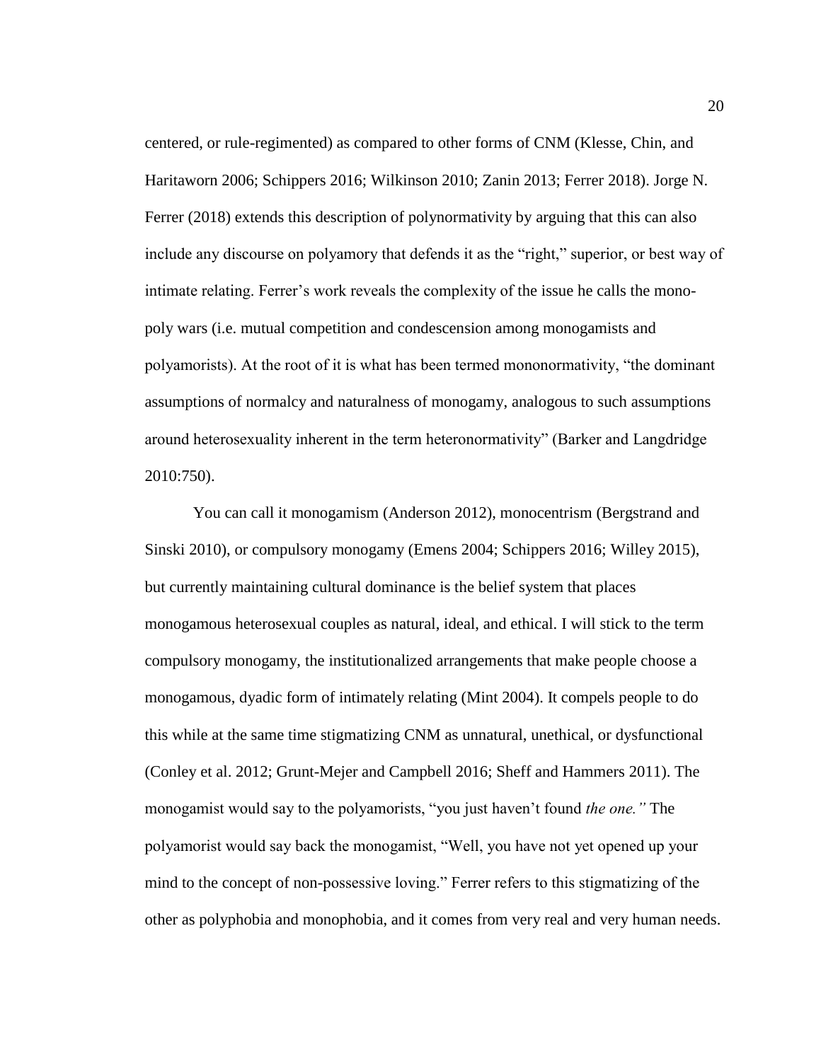centered, or rule-regimented) as compared to other forms of CNM (Klesse, Chin, and Haritaworn 2006; Schippers 2016; Wilkinson 2010; Zanin 2013; Ferrer 2018). Jorge N. Ferrer (2018) extends this description of polynormativity by arguing that this can also include any discourse on polyamory that defends it as the "right," superior, or best way of intimate relating. Ferrer's work reveals the complexity of the issue he calls the mono-poly wars (i.e. mutual competition and condescension among monogamists and polyamorists). At the root of it is what has been termed mononormativity, "the dominant assumptions of normalcy and naturalness of monogamy, analogous to such assumptions around heterosexuality inherent in the term heteronormativity" (Barker and Langdridge 2010:750).

You can call it monogamism (Anderson 2012), monocentrism (Bergstrand and Sinski 2010), or compulsory monogamy (Emens 2004; Schippers 2016; Willey 2015), but currently maintaining cultural dominance is the belief system that places monogamous heterosexual couples as natural, ideal, and ethical. I will stick to the term compulsory monogamy, the institutionalized arrangements that make people choose a monogamous, dyadic form of intimately relating (Mint 2004). It compels people to do this while at the same time stigmatizing CNM as unnatural, unethical, or dysfunctional (Conley et al. 2012; Grunt-Mejer and Campbell 2016; Sheff and Hammers 2011). The monogamist would say to the polyamorists, "you just haven't found *the one."* The polyamorist would say back the monogamist, "Well, you have not yet opened up your mind to the concept of non-possessive loving." Ferrer refers to this stigmatizing of the other as polyphobia and monophobia, and it comes from very real and very human needs.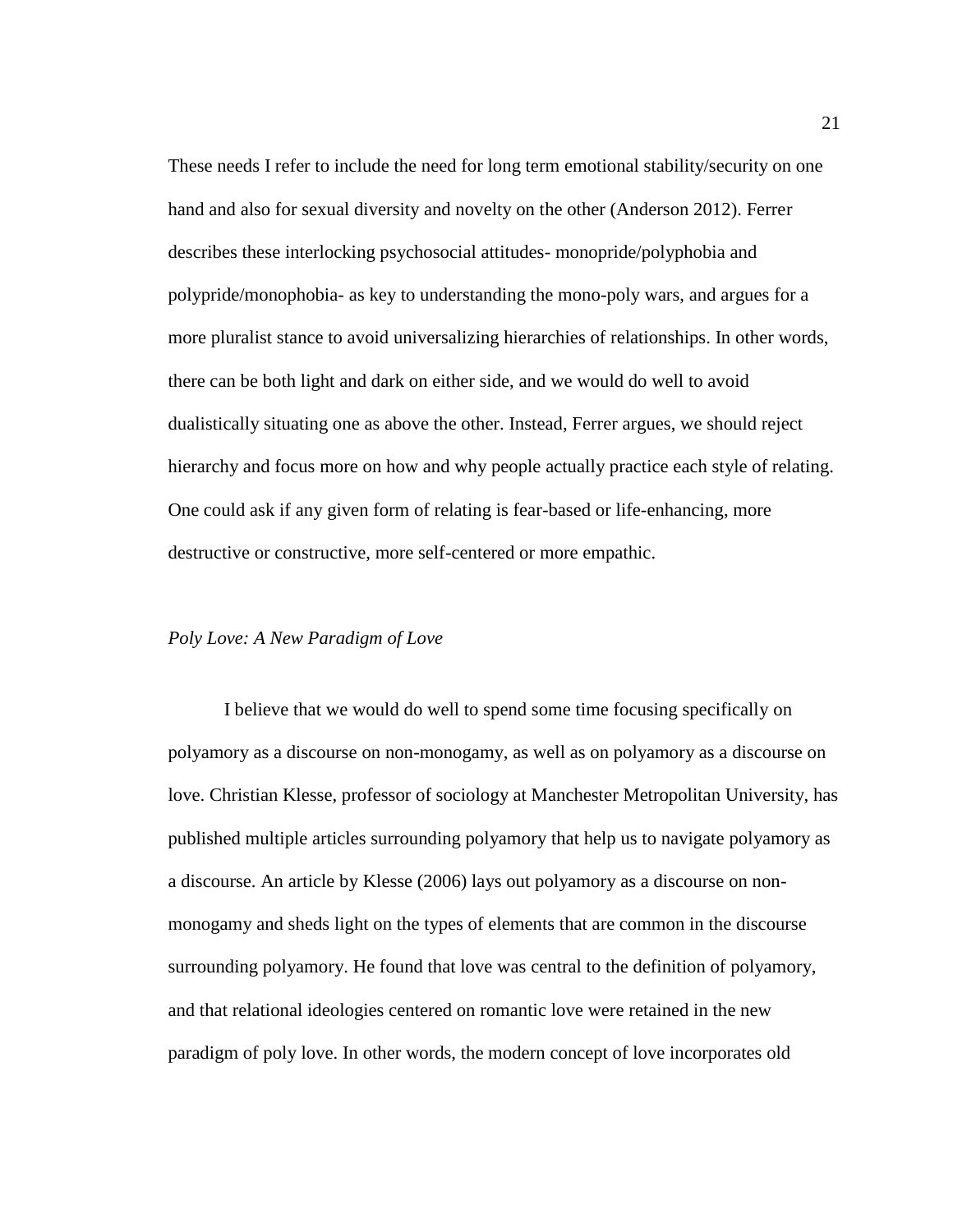These needs I refer to include the need for long term emotional stability/security on one hand and also for sexual diversity and novelty on the other (Anderson 2012). Ferrer describes these interlocking psychosocial attitudes- monopride/polyphobia and polypride/monophobia- as key to understanding the mono-poly wars, and argues for a more pluralist stance to avoid universalizing hierarchies of relationships. In other words, there can be both light and dark on either side, and we would do well to avoid dualistically situating one as above the other. Instead, Ferrer argues, we should reject hierarchy and focus more on how and why people actually practice each style of relating. One could ask if any given form of relating is fear-based or life-enhancing, more destructive or constructive, more self-centered or more empathic.

### *Poly Love: A New Paradigm of Love*

I believe that we would do well to spend some time focusing specifically on polyamory as a discourse on non-monogamy, as well as on polyamory as a discourse on love. Christian Klesse, professor of sociology at Manchester Metropolitan University, has published multiple articles surrounding polyamory that help us to navigate polyamory as a discourse. An article by Klesse (2006) lays out polyamory as a discourse on non-monogamy and sheds light on the types of elements that are common in the discourse surrounding polyamory. He found that love was central to the definition of polyamory, and that relational ideologies centered on romantic love were retained in the new paradigm of poly love. In other words, the modern concept of love incorporates old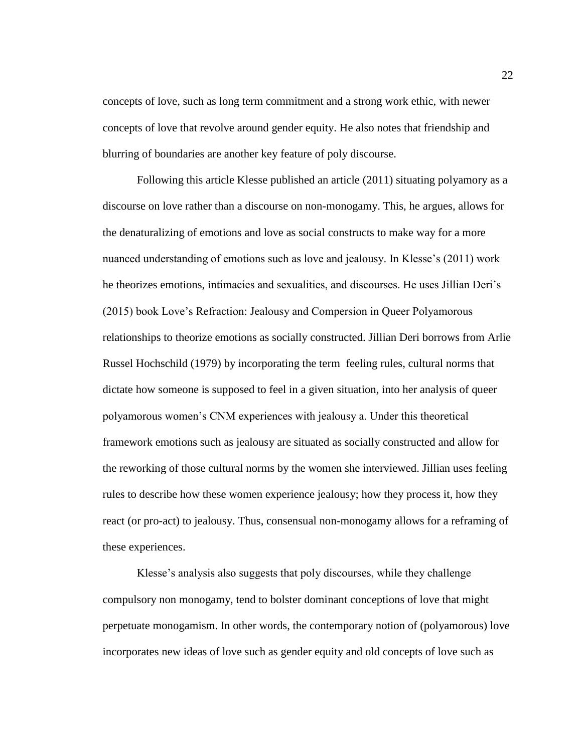concepts of love, such as long term commitment and a strong work ethic, with newer concepts of love that revolve around gender equity. He also notes that friendship and blurring of boundaries are another key feature of poly discourse.

Following this article Klesse published an article (2011) situating polyamory as a discourse on love rather than a discourse on non-monogamy. This, he argues, allows for the denaturalizing of emotions and love as social constructs to make way for a more nuanced understanding of emotions such as love and jealousy. In Klesse's (2011) work he theorizes emotions, intimacies and sexualities, and discourses. He uses Jillian Deri's (2015) book Love's Refraction: Jealousy and Compersion in Queer Polyamorous relationships to theorize emotions as socially constructed. Jillian Deri borrows from Arlie Russel Hochschild (1979) by incorporating the term feeling rules, cultural norms that dictate how someone is supposed to feel in a given situation, into her analysis of queer polyamorous women's CNM experiences with jealousy a. Under this theoretical framework emotions such as jealousy are situated as socially constructed and allow for the reworking of those cultural norms by the women she interviewed. Jillian uses feeling rules to describe how these women experience jealousy; how they process it, how they react (or pro-act) to jealousy. Thus, consensual non-monogamy allows for a reframing of these experiences.

Klesse's analysis also suggests that poly discourses, while they challenge compulsory non monogamy, tend to bolster dominant conceptions of love that might perpetuate monogamism. In other words, the contemporary notion of (polyamorous) love incorporates new ideas of love such as gender equity and old concepts of love such as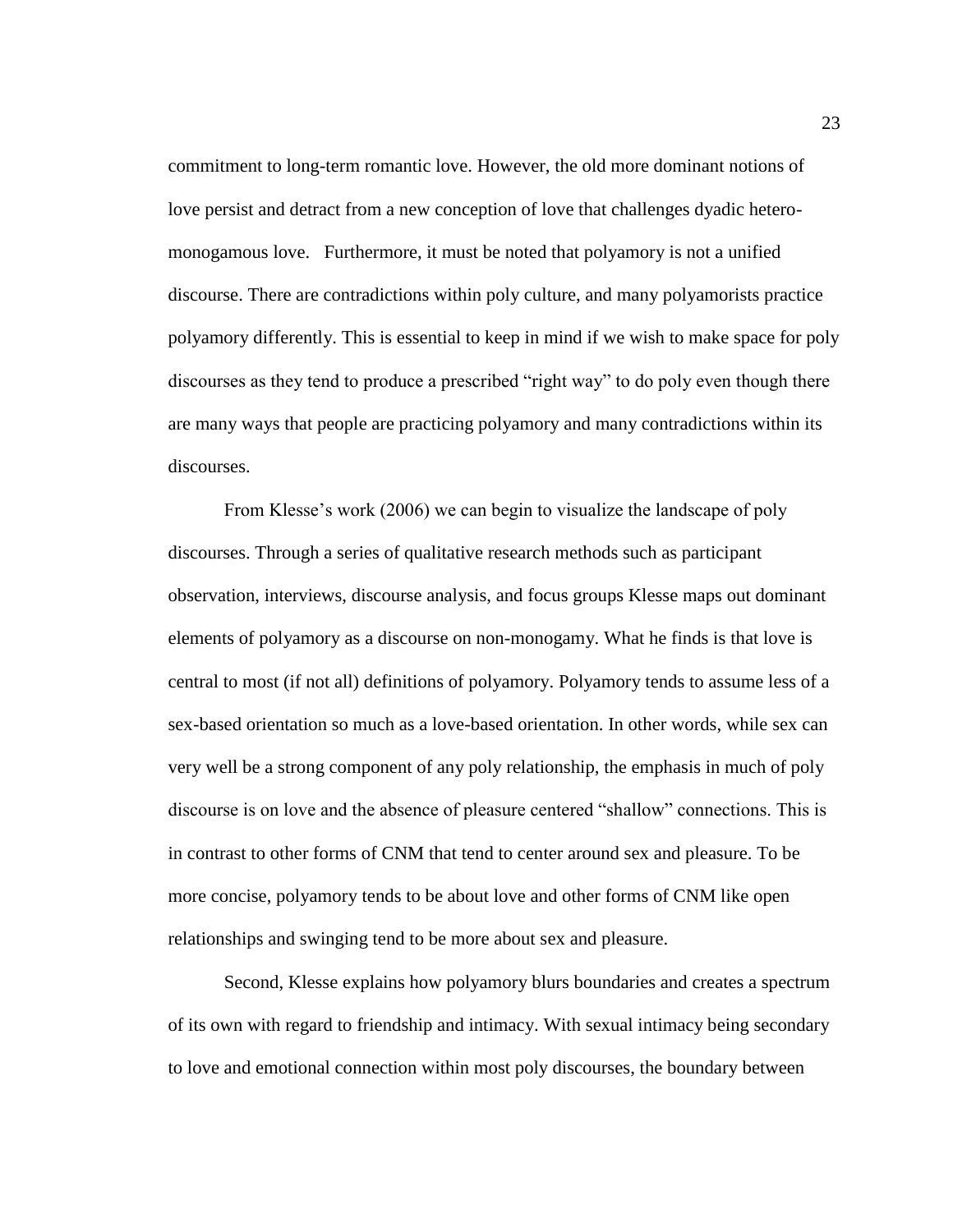commitment to long-term romantic love. However, the old more dominant notions of love persist and detract from a new conception of love that challenges dyadic hetero-monogamous love. Furthermore, it must be noted that polyamory is not a unified discourse. There are contradictions within poly culture, and many polyamorists practice polyamory differently. This is essential to keep in mind if we wish to make space for poly discourses as they tend to produce a prescribed "right way" to do poly even though there are many ways that people are practicing polyamory and many contradictions within its discourses.

From Klesse's work (2006) we can begin to visualize the landscape of poly discourses. Through a series of qualitative research methods such as participant observation, interviews, discourse analysis, and focus groups Klesse maps out dominant elements of polyamory as a discourse on non-monogamy. What he finds is that love is central to most (if not all) definitions of polyamory. Polyamory tends to assume less of a sex-based orientation so much as a love-based orientation. In other words, while sex can very well be a strong component of any poly relationship, the emphasis in much of poly discourse is on love and the absence of pleasure centered "shallow" connections. This is in contrast to other forms of CNM that tend to center around sex and pleasure. To be more concise, polyamory tends to be about love and other forms of CNM like open relationships and swinging tend to be more about sex and pleasure.

Second, Klesse explains how polyamory blurs boundaries and creates a spectrum of its own with regard to friendship and intimacy. With sexual intimacy being secondary to love and emotional connection within most poly discourses, the boundary between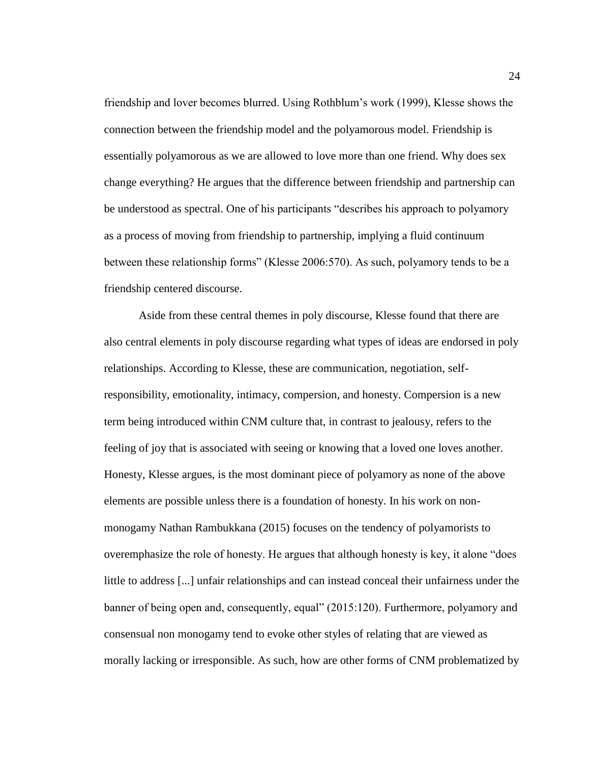friendship and lover becomes blurred. Using Rothblum's work (1999), Klesse shows the connection between the friendship model and the polyamorous model. Friendship is essentially polyamorous as we are allowed to love more than one friend. Why does sex change everything? He argues that the difference between friendship and partnership can be understood as spectral. One of his participants "describes his approach to polyamory as a process of moving from friendship to partnership, implying a fluid continuum between these relationship forms" (Klesse 2006:570). As such, polyamory tends to be a friendship centered discourse.

Aside from these central themes in poly discourse, Klesse found that there are also central elements in poly discourse regarding what types of ideas are endorsed in poly relationships. According to Klesse, these are communication, negotiation, self-responsibility, emotionality, intimacy, compersion, and honesty. Compersion is a new term being introduced within CNM culture that, in contrast to jealousy, refers to the feeling of joy that is associated with seeing or knowing that a loved one loves another. Honesty, Klesse argues, is the most dominant piece of polyamory as none of the above elements are possible unless there is a foundation of honesty. In his work on non-monogamy Nathan Rambukkana (2015) focuses on the tendency of polyamorists to overemphasize the role of honesty. He argues that although honesty is key, it alone "does little to address [...] unfair relationships and can instead conceal their unfairness under the banner of being open and, consequently, equal" (2015:120). Furthermore, polyamory and consensual non monogamy tend to evoke other styles of relating that are viewed as morally lacking or irresponsible. As such, how are other forms of CNM problematized by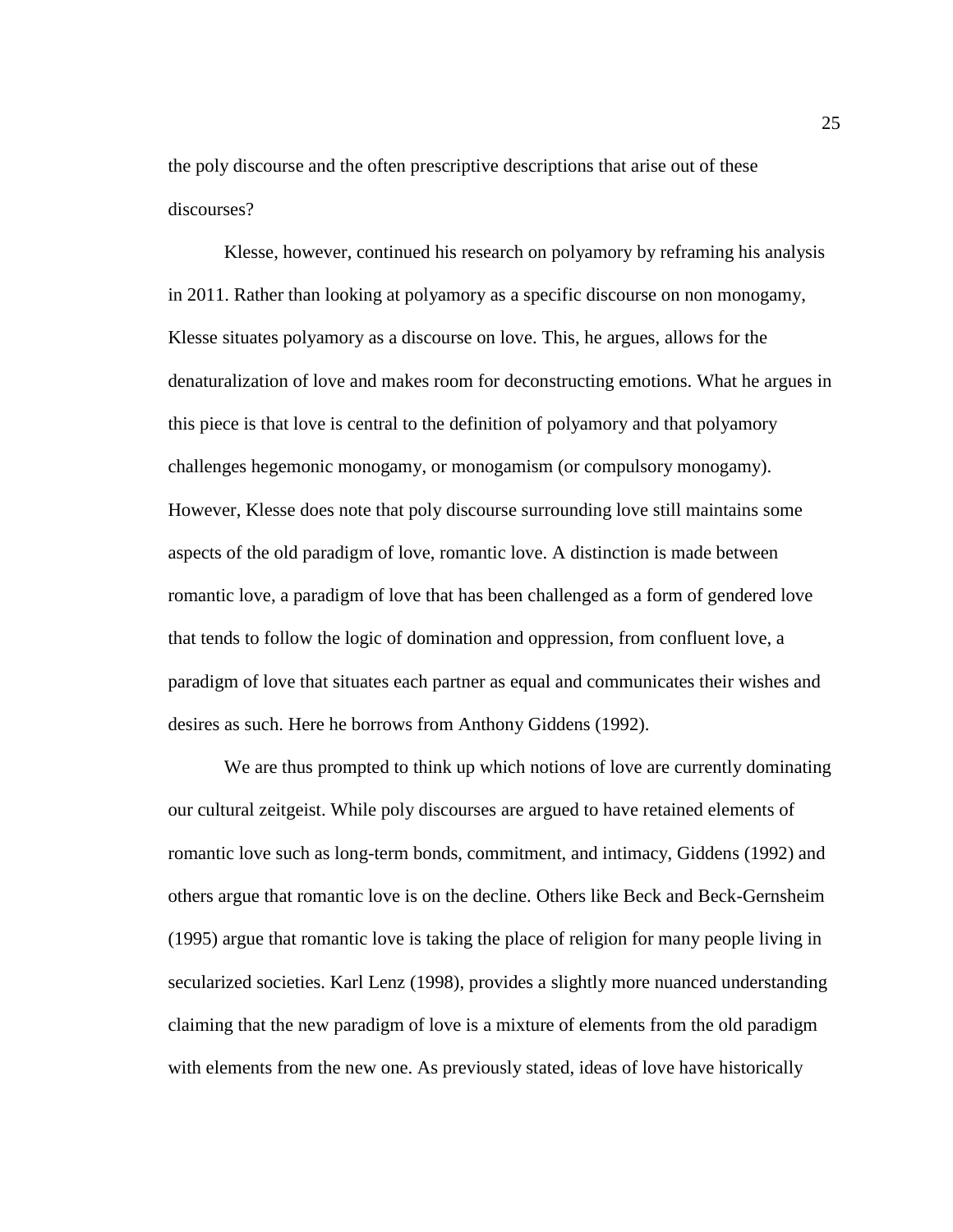the poly discourse and the often prescriptive descriptions that arise out of these discourses?

Klesse, however, continued his research on polyamory by reframing his analysis in 2011. Rather than looking at polyamory as a specific discourse on non monogamy, Klesse situates polyamory as a discourse on love. This, he argues, allows for the denaturalization of love and makes room for deconstructing emotions. What he argues in this piece is that love is central to the definition of polyamory and that polyamory challenges hegemonic monogamy, or monogamism (or compulsory monogamy). However, Klesse does note that poly discourse surrounding love still maintains some aspects of the old paradigm of love, romantic love. A distinction is made between romantic love, a paradigm of love that has been challenged as a form of gendered love that tends to follow the logic of domination and oppression, from confluent love, a paradigm of love that situates each partner as equal and communicates their wishes and desires as such. Here he borrows from Anthony Giddens (1992).

We are thus prompted to think up which notions of love are currently dominating our cultural zeitgeist. While poly discourses are argued to have retained elements of romantic love such as long-term bonds, commitment, and intimacy, Giddens (1992) and others argue that romantic love is on the decline. Others like Beck and Beck-Gernsheim (1995) argue that romantic love is taking the place of religion for many people living in secularized societies. Karl Lenz (1998), provides a slightly more nuanced understanding claiming that the new paradigm of love is a mixture of elements from the old paradigm with elements from the new one. As previously stated, ideas of love have historically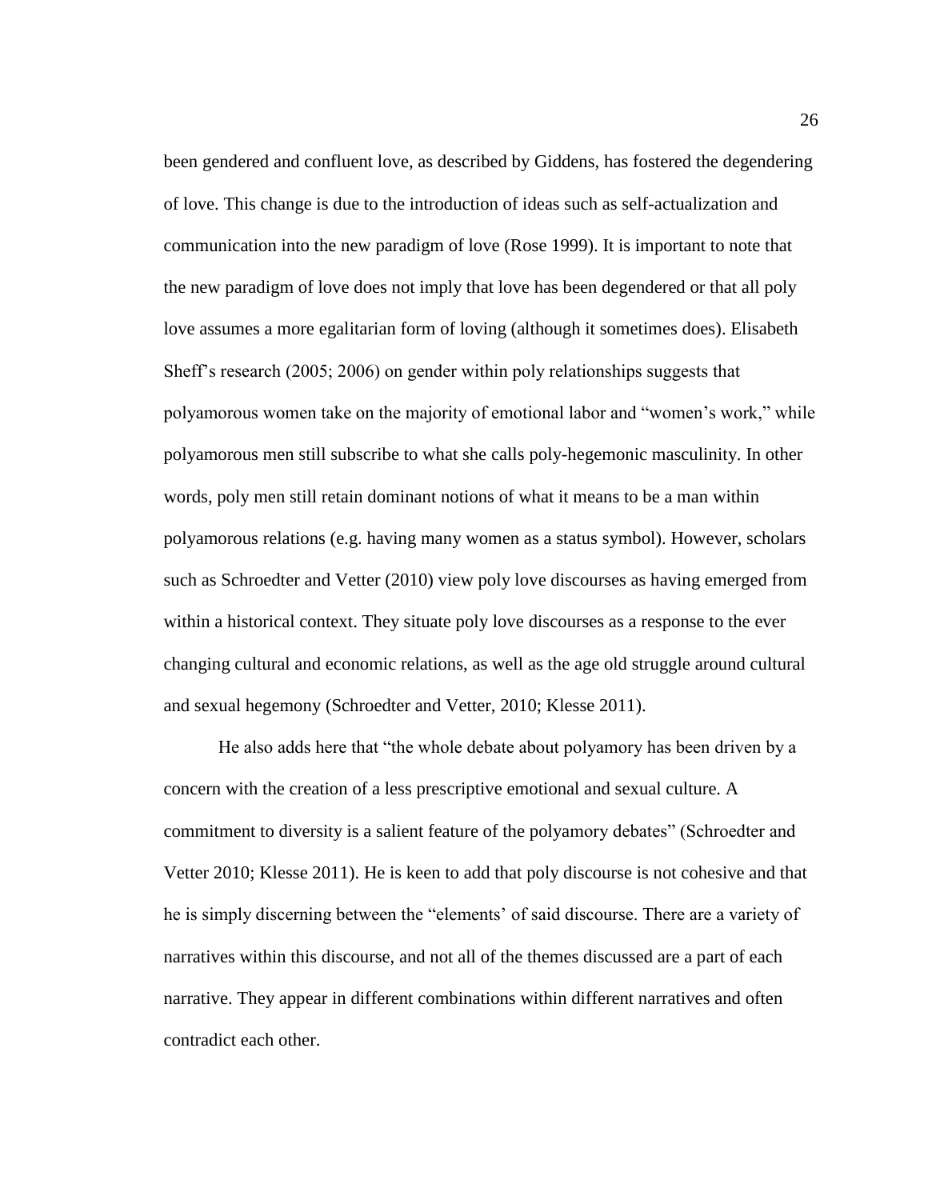been gendered and confluent love, as described by Giddens, has fostered the degendering of love. This change is due to the introduction of ideas such as self-actualization and communication into the new paradigm of love (Rose 1999). It is important to note that the new paradigm of love does not imply that love has been degendered or that all poly love assumes a more egalitarian form of loving (although it sometimes does). Elisabeth Sheff's research (2005; 2006) on gender within poly relationships suggests that polyamorous women take on the majority of emotional labor and "women's work," while polyamorous men still subscribe to what she calls poly-hegemonic masculinity. In other words, poly men still retain dominant notions of what it means to be a man within polyamorous relations (e.g. having many women as a status symbol). However, scholars such as Schroedter and Vetter (2010) view poly love discourses as having emerged from within a historical context. They situate poly love discourses as a response to the ever changing cultural and economic relations, as well as the age old struggle around cultural and sexual hegemony (Schroedter and Vetter, 2010; Klesse 2011).

He also adds here that "the whole debate about polyamory has been driven by a concern with the creation of a less prescriptive emotional and sexual culture. A commitment to diversity is a salient feature of the polyamory debates" (Schroedter and Vetter 2010; Klesse 2011). He is keen to add that poly discourse is not cohesive and that he is simply discerning between the "elements' of said discourse. There are a variety of narratives within this discourse, and not all of the themes discussed are a part of each narrative. They appear in different combinations within different narratives and often contradict each other.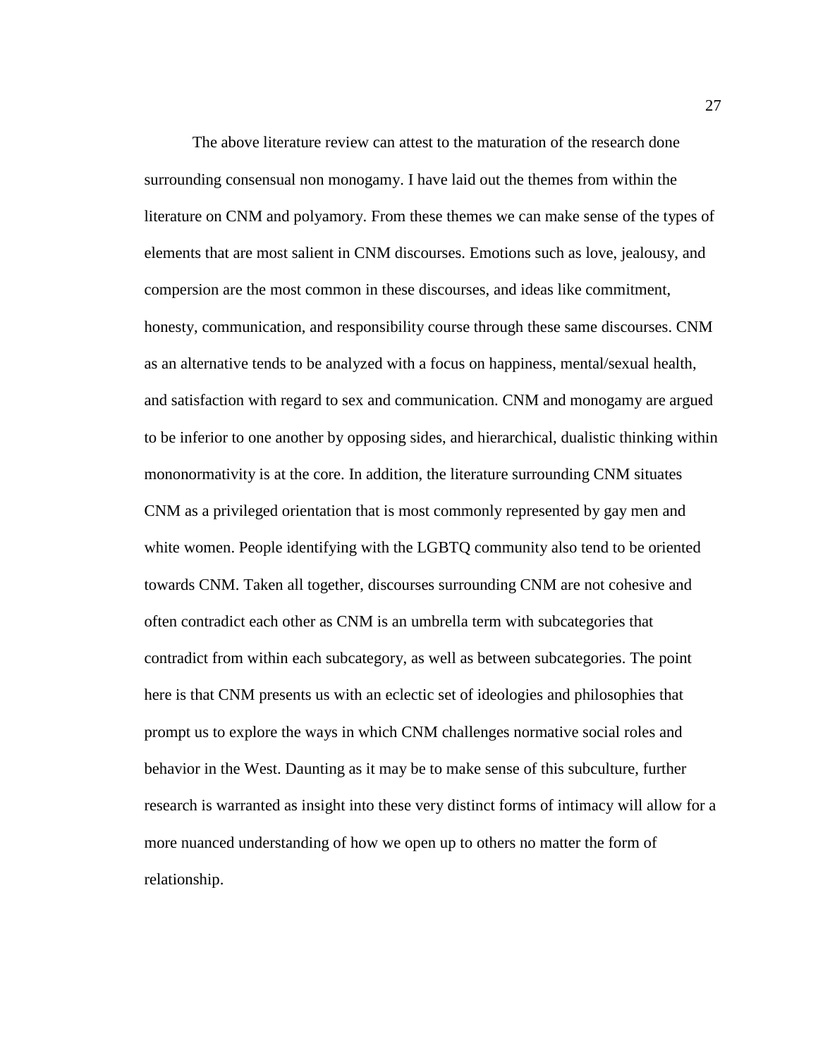The above literature review can attest to the maturation of the research done surrounding consensual non monogamy. I have laid out the themes from within the literature on CNM and polyamory. From these themes we can make sense of the types of elements that are most salient in CNM discourses. Emotions such as love, jealousy, and compersion are the most common in these discourses, and ideas like commitment, honesty, communication, and responsibility course through these same discourses. CNM as an alternative tends to be analyzed with a focus on happiness, mental/sexual health, and satisfaction with regard to sex and communication. CNM and monogamy are argued to be inferior to one another by opposing sides, and hierarchical, dualistic thinking within mononormativity is at the core. In addition, the literature surrounding CNM situates CNM as a privileged orientation that is most commonly represented by gay men and white women. People identifying with the LGBTQ community also tend to be oriented towards CNM. Taken all together, discourses surrounding CNM are not cohesive and often contradict each other as CNM is an umbrella term with subcategories that contradict from within each subcategory, as well as between subcategories. The point here is that CNM presents us with an eclectic set of ideologies and philosophies that prompt us to explore the ways in which CNM challenges normative social roles and behavior in the West. Daunting as it may be to make sense of this subculture, further research is warranted as insight into these very distinct forms of intimacy will allow for a more nuanced understanding of how we open up to others no matter the form of relationship.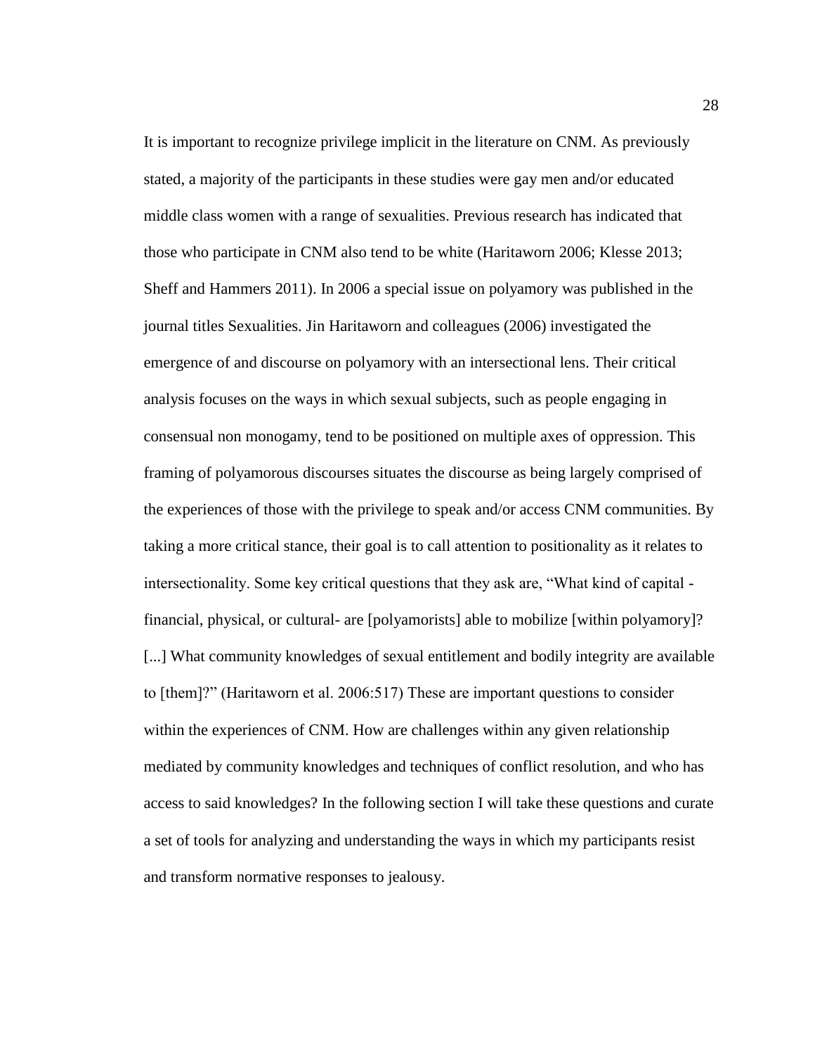It is important to recognize privilege implicit in the literature on CNM. As previously stated, a majority of the participants in these studies were gay men and/or educated middle class women with a range of sexualities. Previous research has indicated that those who participate in CNM also tend to be white (Haritaworn 2006; Klesse 2013; Sheff and Hammers 2011). In 2006 a special issue on polyamory was published in the journal titles Sexualities. Jin Haritaworn and colleagues (2006) investigated the emergence of and discourse on polyamory with an intersectional lens. Their critical analysis focuses on the ways in which sexual subjects, such as people engaging in consensual non monogamy, tend to be positioned on multiple axes of oppression. This framing of polyamorous discourses situates the discourse as being largely comprised of the experiences of those with the privilege to speak and/or access CNM communities. By taking a more critical stance, their goal is to call attention to positionality as it relates to intersectionality. Some key critical questions that they ask are, "What kind of capital - financial, physical, or cultural- are [polyamorists] able to mobilize [within polyamory]? [...] What community knowledges of sexual entitlement and bodily integrity are available to [them]?" (Haritaworn et al. 2006:517) These are important questions to consider within the experiences of CNM. How are challenges within any given relationship mediated by community knowledges and techniques of conflict resolution, and who has access to said knowledges? In the following section I will take these questions and curate a set of tools for analyzing and understanding the ways in which my participants resist and transform normative responses to jealousy.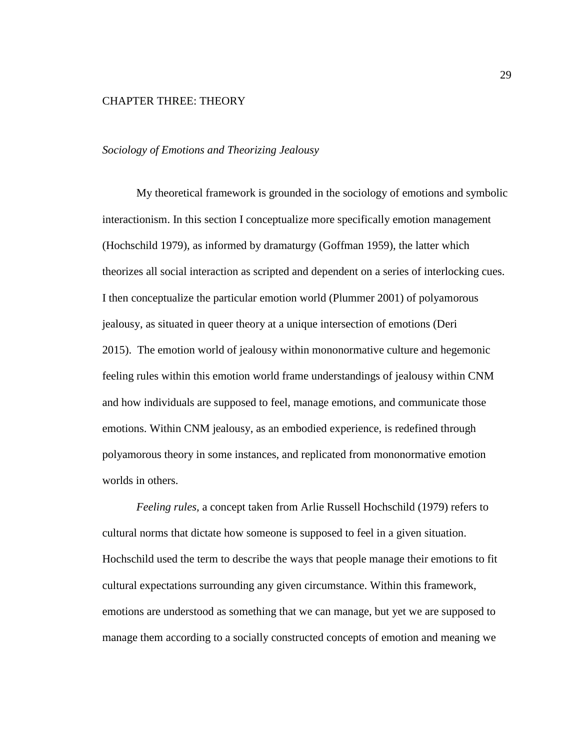# CHAPTER THREE: THEORY

## *Sociology of Emotions and Theorizing Jealousy*

My theoretical framework is grounded in the sociology of emotions and symbolic interactionism. In this section I conceptualize more specifically emotion management (Hochschild 1979), as informed by dramaturgy (Goffman 1959), the latter which theorizes all social interaction as scripted and dependent on a series of interlocking cues. I then conceptualize the particular emotion world (Plummer 2001) of polyamorous jealousy, as situated in queer theory at a unique intersection of emotions (Deri 2015). The emotion world of jealousy within mononormative culture and hegemonic feeling rules within this emotion world frame understandings of jealousy within CNM and how individuals are supposed to feel, manage emotions, and communicate those emotions. Within CNM jealousy, as an embodied experience, is redefined through polyamorous theory in some instances, and replicated from mononormative emotion worlds in others.

*Feeling rules*, a concept taken from Arlie Russell Hochschild (1979) refers to cultural norms that dictate how someone is supposed to feel in a given situation. Hochschild used the term to describe the ways that people manage their emotions to fit cultural expectations surrounding any given circumstance. Within this framework, emotions are understood as something that we can manage, but yet we are supposed to manage them according to a socially constructed concepts of emotion and meaning we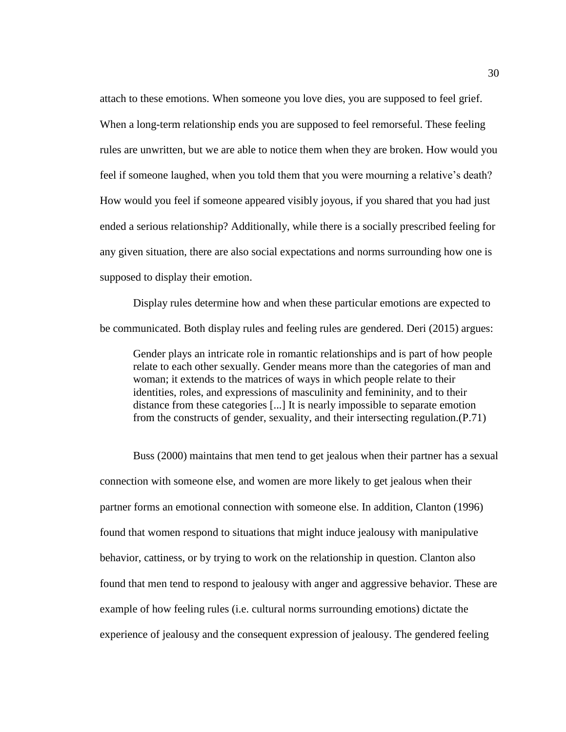attach to these emotions. When someone you love dies, you are supposed to feel grief. When a long-term relationship ends you are supposed to feel remorseful. These feeling rules are unwritten, but we are able to notice them when they are broken. How would you feel if someone laughed, when you told them that you were mourning a relative's death? How would you feel if someone appeared visibly joyous, if you shared that you had just ended a serious relationship? Additionally, while there is a socially prescribed feeling for any given situation, there are also social expectations and norms surrounding how one is supposed to display their emotion.

Display rules determine how and when these particular emotions are expected to be communicated. Both display rules and feeling rules are gendered. Deri (2015) argues:

> Gender plays an intricate role in romantic relationships and is part of how people relate to each other sexually. Gender means more than the categories of man and woman; it extends to the matrices of ways in which people relate to their identities, roles, and expressions of masculinity and femininity, and to their distance from these categories [...] It is nearly impossible to separate emotion from the constructs of gender, sexuality, and their intersecting regulation.(P.71)

Buss (2000) maintains that men tend to get jealous when their partner has a sexual connection with someone else, and women are more likely to get jealous when their partner forms an emotional connection with someone else. In addition, Clanton (1996) found that women respond to situations that might induce jealousy with manipulative behavior, cattiness, or by trying to work on the relationship in question. Clanton also found that men tend to respond to jealousy with anger and aggressive behavior. These are example of how feeling rules (i.e. cultural norms surrounding emotions) dictate the experience of jealousy and the consequent expression of jealousy. The gendered feeling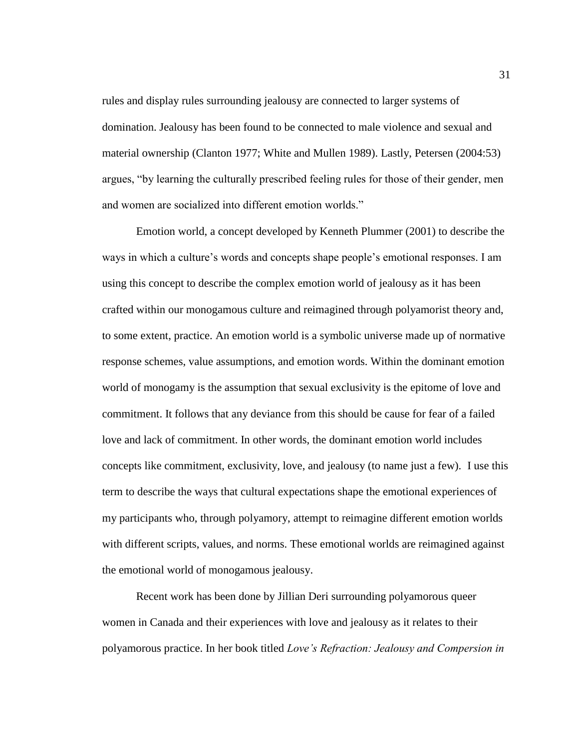rules and display rules surrounding jealousy are connected to larger systems of domination. Jealousy has been found to be connected to male violence and sexual and material ownership (Clanton 1977; White and Mullen 1989). Lastly, Petersen (2004:53) argues, "by learning the culturally prescribed feeling rules for those of their gender, men and women are socialized into different emotion worlds."

Emotion world, a concept developed by Kenneth Plummer (2001) to describe the ways in which a culture's words and concepts shape people's emotional responses. I am using this concept to describe the complex emotion world of jealousy as it has been crafted within our monogamous culture and reimagined through polyamorist theory and, to some extent, practice. An emotion world is a symbolic universe made up of normative response schemes, value assumptions, and emotion words. Within the dominant emotion world of monogamy is the assumption that sexual exclusivity is the epitome of love and commitment. It follows that any deviance from this should be cause for fear of a failed love and lack of commitment. In other words, the dominant emotion world includes concepts like commitment, exclusivity, love, and jealousy (to name just a few). I use this term to describe the ways that cultural expectations shape the emotional experiences of my participants who, through polyamory, attempt to reimagine different emotion worlds with different scripts, values, and norms. These emotional worlds are reimagined against the emotional world of monogamous jealousy.

Recent work has been done by Jillian Deri surrounding polyamorous queer women in Canada and their experiences with love and jealousy as it relates to their polyamorous practice. In her book titled *Love's Refraction: Jealousy and Compersion in*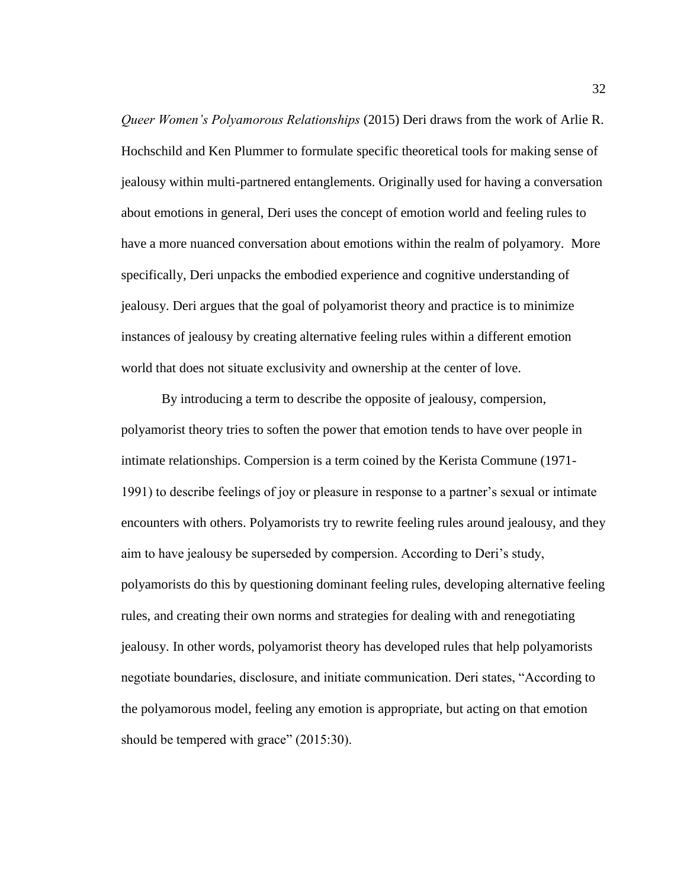*Queer Women's Polyamorous Relationships* (2015) Deri draws from the work of Arlie R. Hochschild and Ken Plummer to formulate specific theoretical tools for making sense of jealousy within multi-partnered entanglements. Originally used for having a conversation about emotions in general, Deri uses the concept of emotion world and feeling rules to have a more nuanced conversation about emotions within the realm of polyamory. More specifically, Deri unpacks the embodied experience and cognitive understanding of jealousy. Deri argues that the goal of polyamorist theory and practice is to minimize instances of jealousy by creating alternative feeling rules within a different emotion world that does not situate exclusivity and ownership at the center of love.

By introducing a term to describe the opposite of jealousy, compersion, polyamorist theory tries to soften the power that emotion tends to have over people in intimate relationships. Compersion is a term coined by the Kerista Commune (1971-1991) to describe feelings of joy or pleasure in response to a partner's sexual or intimate encounters with others. Polyamorists try to rewrite feeling rules around jealousy, and they aim to have jealousy be superseded by compersion. According to Deri's study, polyamorists do this by questioning dominant feeling rules, developing alternative feeling rules, and creating their own norms and strategies for dealing with and renegotiating jealousy. In other words, polyamorist theory has developed rules that help polyamorists negotiate boundaries, disclosure, and initiate communication. Deri states, "According to the polyamorous model, feeling any emotion is appropriate, but acting on that emotion should be tempered with grace" (2015:30).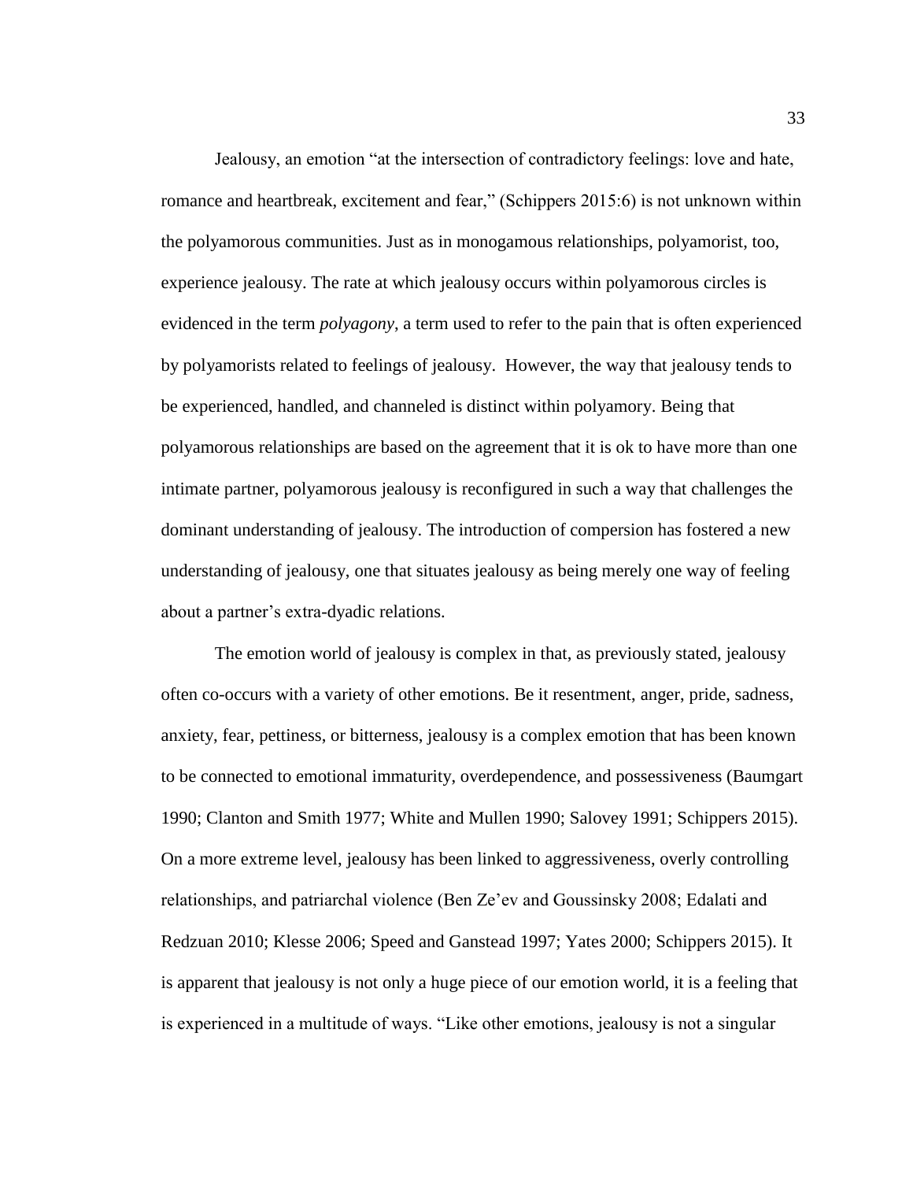Jealousy, an emotion "at the intersection of contradictory feelings: love and hate, romance and heartbreak, excitement and fear," (Schippers 2015:6) is not unknown within the polyamorous communities. Just as in monogamous relationships, polyamorist, too, experience jealousy. The rate at which jealousy occurs within polyamorous circles is evidenced in the term *polyagony*, a term used to refer to the pain that is often experienced by polyamorists related to feelings of jealousy. However, the way that jealousy tends to be experienced, handled, and channeled is distinct within polyamory. Being that polyamorous relationships are based on the agreement that it is ok to have more than one intimate partner, polyamorous jealousy is reconfigured in such a way that challenges the dominant understanding of jealousy. The introduction of compersion has fostered a new understanding of jealousy, one that situates jealousy as being merely one way of feeling about a partner's extra-dyadic relations.

The emotion world of jealousy is complex in that, as previously stated, jealousy often co-occurs with a variety of other emotions. Be it resentment, anger, pride, sadness, anxiety, fear, pettiness, or bitterness, jealousy is a complex emotion that has been known to be connected to emotional immaturity, overdependence, and possessiveness (Baumgart 1990; Clanton and Smith 1977; White and Mullen 1990; Salovey 1991; Schippers 2015). On a more extreme level, jealousy has been linked to aggressiveness, overly controlling relationships, and patriarchal violence (Ben Ze'ev and Goussinsky 2008; Edalati and Redzuan 2010; Klesse 2006; Speed and Ganstead 1997; Yates 2000; Schippers 2015). It is apparent that jealousy is not only a huge piece of our emotion world, it is a feeling that is experienced in a multitude of ways. "Like other emotions, jealousy is not a singular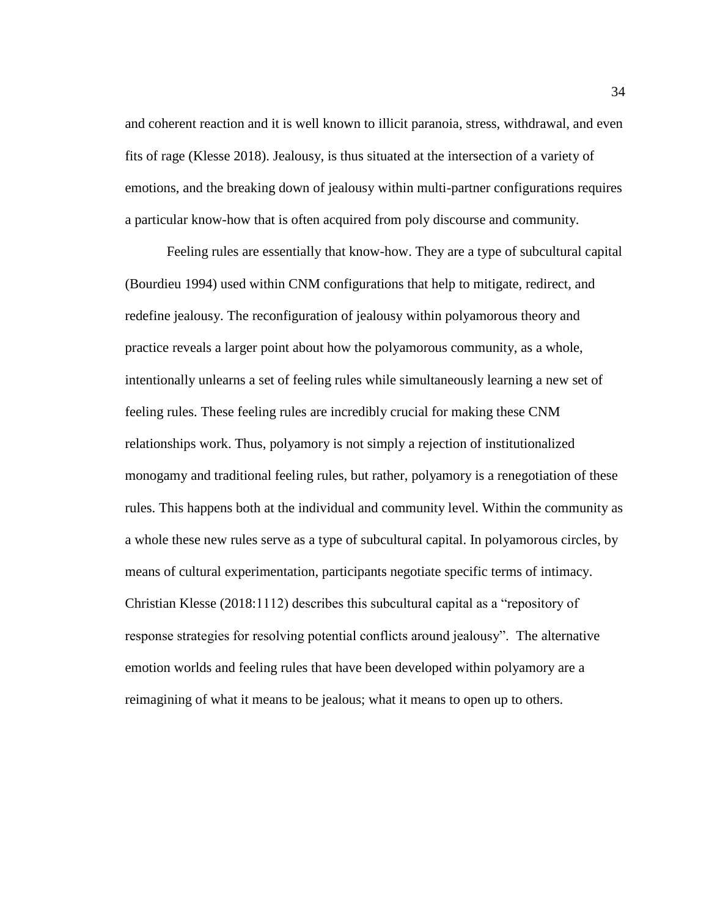and coherent reaction and it is well known to illicit paranoia, stress, withdrawal, and even fits of rage (Klesse 2018). Jealousy, is thus situated at the intersection of a variety of emotions, and the breaking down of jealousy within multi-partner configurations requires a particular know-how that is often acquired from poly discourse and community.

Feeling rules are essentially that know-how. They are a type of subcultural capital (Bourdieu 1994) used within CNM configurations that help to mitigate, redirect, and redefine jealousy. The reconfiguration of jealousy within polyamorous theory and practice reveals a larger point about how the polyamorous community, as a whole, intentionally unlearns a set of feeling rules while simultaneously learning a new set of feeling rules. These feeling rules are incredibly crucial for making these CNM relationships work. Thus, polyamory is not simply a rejection of institutionalized monogamy and traditional feeling rules, but rather, polyamory is a renegotiation of these rules. This happens both at the individual and community level. Within the community as a whole these new rules serve as a type of subcultural capital. In polyamorous circles, by means of cultural experimentation, participants negotiate specific terms of intimacy. Christian Klesse (2018:1112) describes this subcultural capital as a "repository of response strategies for resolving potential conflicts around jealousy". The alternative emotion worlds and feeling rules that have been developed within polyamory are a reimagining of what it means to be jealous; what it means to open up to others.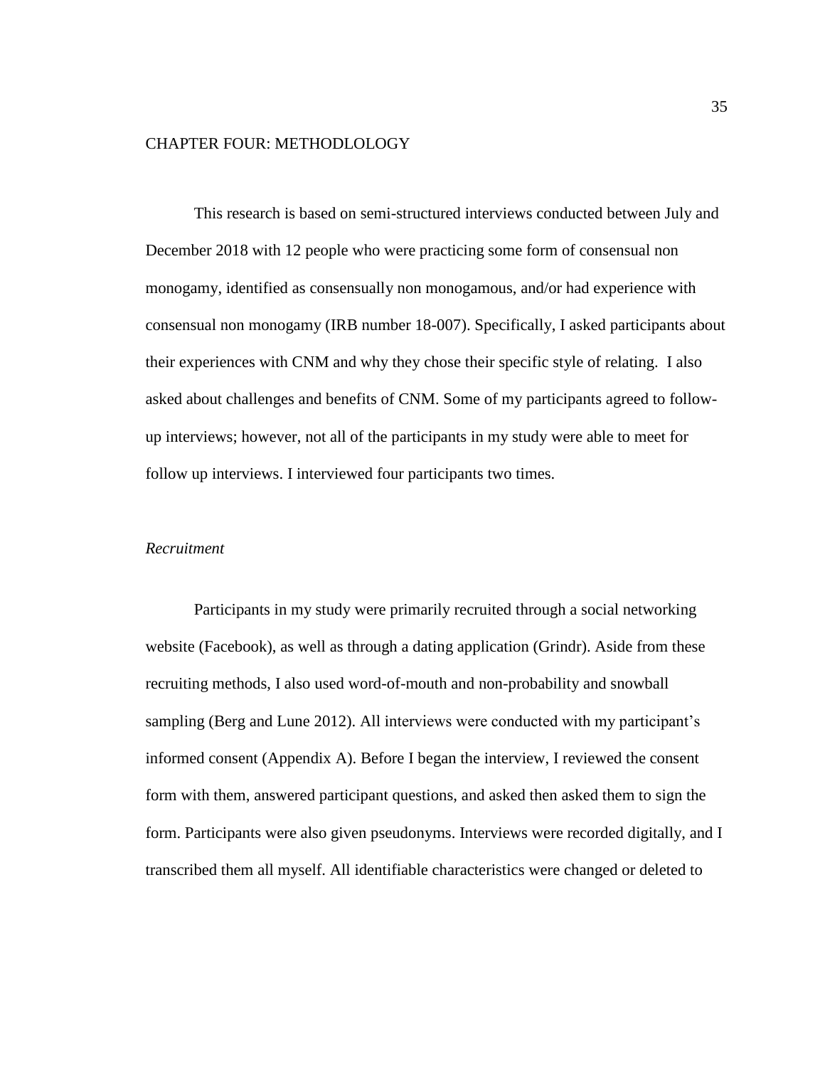# CHAPTER FOUR: METHODLOLOGY

This research is based on semi-structured interviews conducted between July and December 2018 with 12 people who were practicing some form of consensual non monogamy, identified as consensually non monogamous, and/or had experience with consensual non monogamy (IRB number 18-007). Specifically, I asked participants about their experiences with CNM and why they chose their specific style of relating. I also asked about challenges and benefits of CNM. Some of my participants agreed to follow-up interviews; however, not all of the participants in my study were able to meet for follow up interviews. I interviewed four participants two times.

## *Recruitment*

Participants in my study were primarily recruited through a social networking website (Facebook), as well as through a dating application (Grindr). Aside from these recruiting methods, I also used word-of-mouth and non-probability and snowball sampling (Berg and Lune 2012). All interviews were conducted with my participant's informed consent (Appendix A). Before I began the interview, I reviewed the consent form with them, answered participant questions, and asked then asked them to sign the form. Participants were also given pseudonyms. Interviews were recorded digitally, and I transcribed them all myself. All identifiable characteristics were changed or deleted to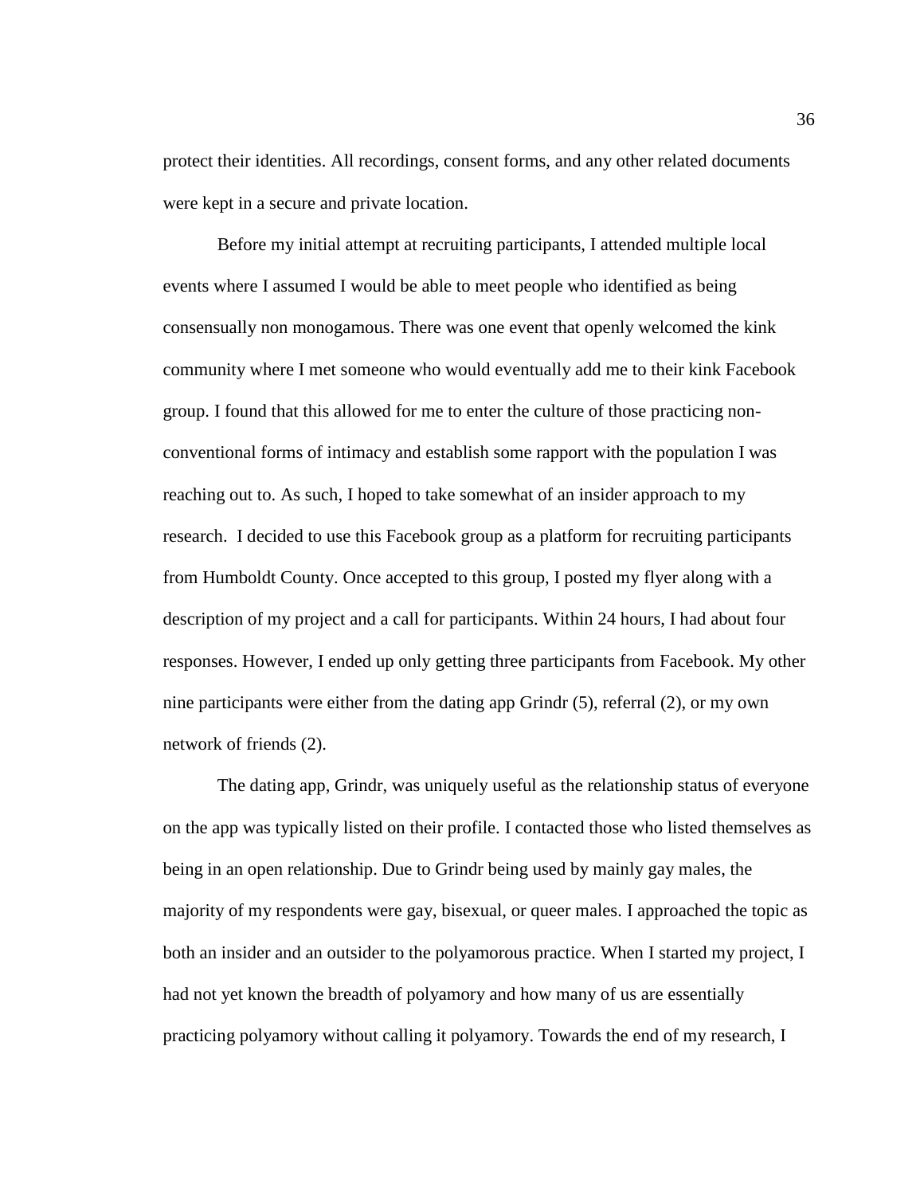protect their identities. All recordings, consent forms, and any other related documents were kept in a secure and private location.

Before my initial attempt at recruiting participants, I attended multiple local events where I assumed I would be able to meet people who identified as being consensually non monogamous. There was one event that openly welcomed the kink community where I met someone who would eventually add me to their kink Facebook group. I found that this allowed for me to enter the culture of those practicing non-conventional forms of intimacy and establish some rapport with the population I was reaching out to. As such, I hoped to take somewhat of an insider approach to my research. I decided to use this Facebook group as a platform for recruiting participants from Humboldt County. Once accepted to this group, I posted my flyer along with a description of my project and a call for participants. Within 24 hours, I had about four responses. However, I ended up only getting three participants from Facebook. My other nine participants were either from the dating app Grindr (5), referral (2), or my own network of friends (2).

The dating app, Grindr, was uniquely useful as the relationship status of everyone on the app was typically listed on their profile. I contacted those who listed themselves as being in an open relationship. Due to Grindr being used by mainly gay males, the majority of my respondents were gay, bisexual, or queer males. I approached the topic as both an insider and an outsider to the polyamorous practice. When I started my project, I had not yet known the breadth of polyamory and how many of us are essentially practicing polyamory without calling it polyamory. Towards the end of my research, I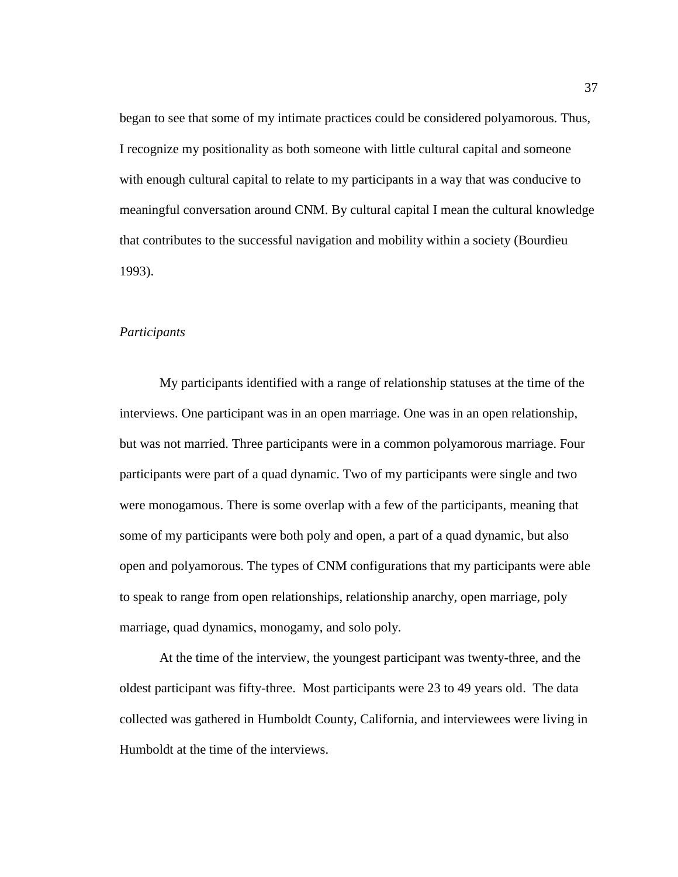began to see that some of my intimate practices could be considered polyamorous. Thus, I recognize my positionality as both someone with little cultural capital and someone with enough cultural capital to relate to my participants in a way that was conducive to meaningful conversation around CNM. By cultural capital I mean the cultural knowledge that contributes to the successful navigation and mobility within a society (Bourdieu 1993).

### *Participants*

My participants identified with a range of relationship statuses at the time of the interviews. One participant was in an open marriage. One was in an open relationship, but was not married. Three participants were in a common polyamorous marriage. Four participants were part of a quad dynamic. Two of my participants were single and two were monogamous. There is some overlap with a few of the participants, meaning that some of my participants were both poly and open, a part of a quad dynamic, but also open and polyamorous. The types of CNM configurations that my participants were able to speak to range from open relationships, relationship anarchy, open marriage, poly marriage, quad dynamics, monogamy, and solo poly.

At the time of the interview, the youngest participant was twenty-three, and the oldest participant was fifty-three. Most participants were 23 to 49 years old. The data collected was gathered in Humboldt County, California, and interviewees were living in Humboldt at the time of the interviews.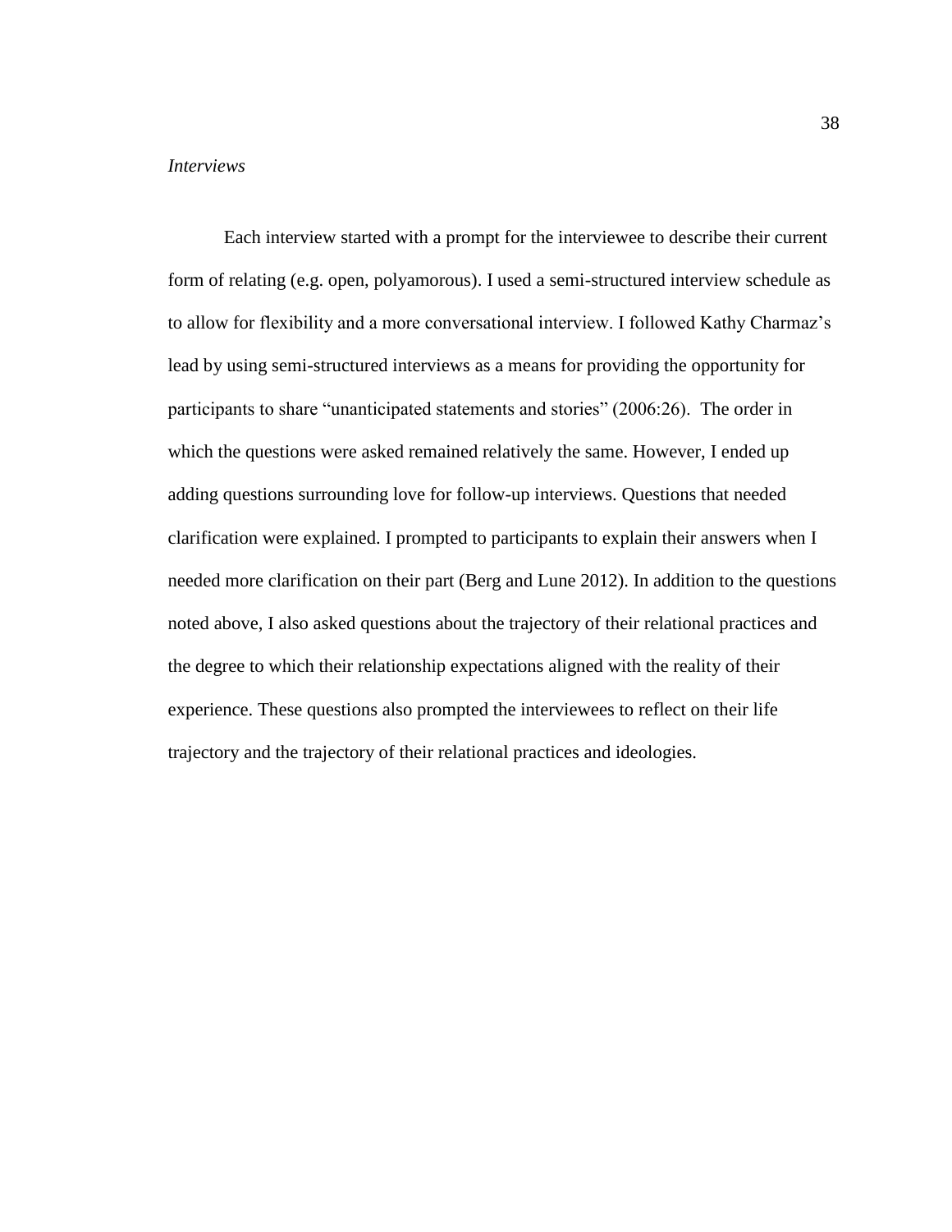*Interviews*

Each interview started with a prompt for the interviewee to describe their current form of relating (e.g. open, polyamorous). I used a semi-structured interview schedule as to allow for flexibility and a more conversational interview. I followed Kathy Charmaz's lead by using semi-structured interviews as a means for providing the opportunity for participants to share "unanticipated statements and stories" (2006:26). The order in which the questions were asked remained relatively the same. However, I ended up adding questions surrounding love for follow-up interviews. Questions that needed clarification were explained. I prompted to participants to explain their answers when I needed more clarification on their part (Berg and Lune 2012). In addition to the questions noted above, I also asked questions about the trajectory of their relational practices and the degree to which their relationship expectations aligned with the reality of their experience. These questions also prompted the interviewees to reflect on their life trajectory and the trajectory of their relational practices and ideologies.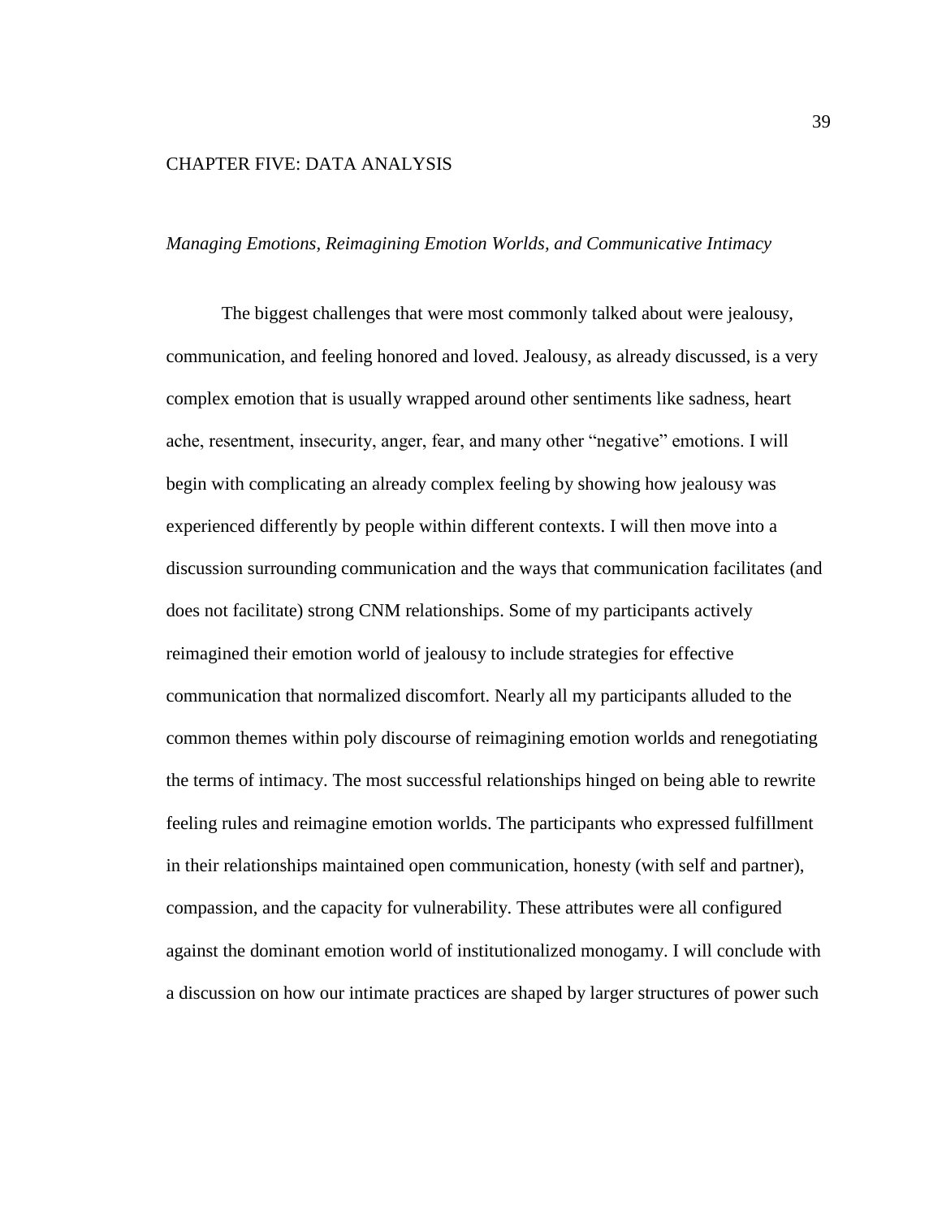# CHAPTER FIVE: DATA ANALYSIS

## *Managing Emotions, Reimagining Emotion Worlds, and Communicative Intimacy*

The biggest challenges that were most commonly talked about were jealousy, communication, and feeling honored and loved. Jealousy, as already discussed, is a very complex emotion that is usually wrapped around other sentiments like sadness, heart ache, resentment, insecurity, anger, fear, and many other "negative" emotions. I will begin with complicating an already complex feeling by showing how jealousy was experienced differently by people within different contexts. I will then move into a discussion surrounding communication and the ways that communication facilitates (and does not facilitate) strong CNM relationships. Some of my participants actively reimagined their emotion world of jealousy to include strategies for effective communication that normalized discomfort. Nearly all my participants alluded to the common themes within poly discourse of reimagining emotion worlds and renegotiating the terms of intimacy. The most successful relationships hinged on being able to rewrite feeling rules and reimagine emotion worlds. The participants who expressed fulfillment in their relationships maintained open communication, honesty (with self and partner), compassion, and the capacity for vulnerability. These attributes were all configured against the dominant emotion world of institutionalized monogamy. I will conclude with a discussion on how our intimate practices are shaped by larger structures of power such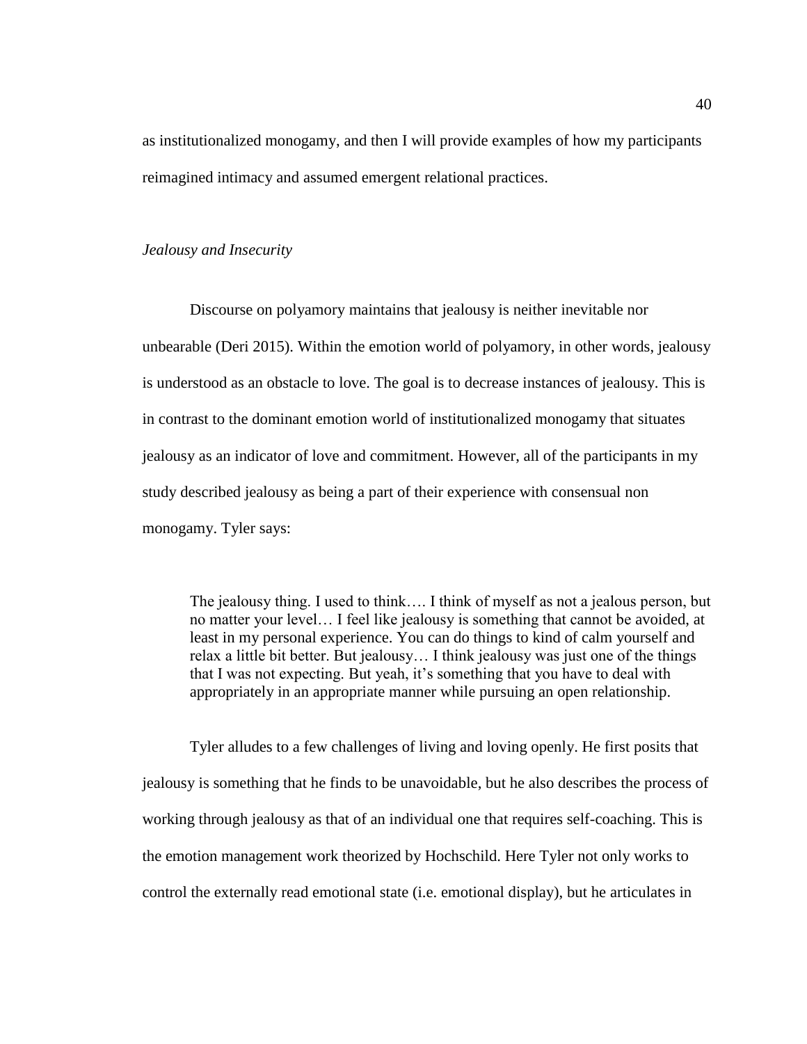as institutionalized monogamy, and then I will provide examples of how my participants reimagined intimacy and assumed emergent relational practices.

### *Jealousy and Insecurity*

Discourse on polyamory maintains that jealousy is neither inevitable nor unbearable (Deri 2015). Within the emotion world of polyamory, in other words, jealousy is understood as an obstacle to love. The goal is to decrease instances of jealousy. This is in contrast to the dominant emotion world of institutionalized monogamy that situates jealousy as an indicator of love and commitment. However, all of the participants in my study described jealousy as being a part of their experience with consensual non monogamy. Tyler says:

> The jealousy thing. I used to think…. I think of myself as not a jealous person, but no matter your level… I feel like jealousy is something that cannot be avoided, at least in my personal experience. You can do things to kind of calm yourself and relax a little bit better. But jealousy… I think jealousy was just one of the things that I was not expecting. But yeah, it's something that you have to deal with appropriately in an appropriate manner while pursuing an open relationship.

Tyler alludes to a few challenges of living and loving openly. He first posits that jealousy is something that he finds to be unavoidable, but he also describes the process of working through jealousy as that of an individual one that requires self-coaching. This is the emotion management work theorized by Hochschild. Here Tyler not only works to control the externally read emotional state (i.e. emotional display), but he articulates in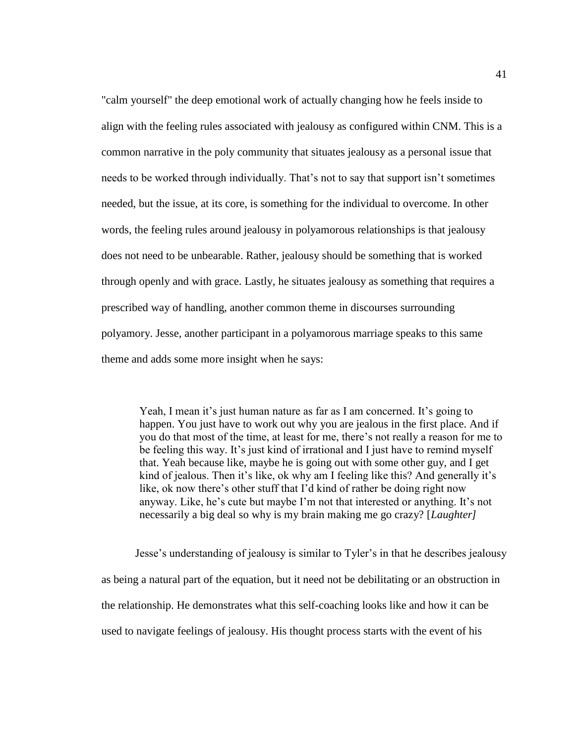"calm yourself" the deep emotional work of actually changing how he feels inside to align with the feeling rules associated with jealousy as configured within CNM. This is a common narrative in the poly community that situates jealousy as a personal issue that needs to be worked through individually. That's not to say that support isn't sometimes needed, but the issue, at its core, is something for the individual to overcome. In other words, the feeling rules around jealousy in polyamorous relationships is that jealousy does not need to be unbearable. Rather, jealousy should be something that is worked through openly and with grace. Lastly, he situates jealousy as something that requires a prescribed way of handling, another common theme in discourses surrounding polyamory. Jesse, another participant in a polyamorous marriage speaks to this same theme and adds some more insight when he says:

> Yeah, I mean it's just human nature as far as I am concerned. It's going to happen. You just have to work out why you are jealous in the first place. And if you do that most of the time, at least for me, there's not really a reason for me to be feeling this way. It's just kind of irrational and I just have to remind myself that. Yeah because like, maybe he is going out with some other guy, and I get kind of jealous. Then it's like, ok why am I feeling like this? And generally it's like, ok now there's other stuff that I'd kind of rather be doing right now anyway. Like, he's cute but maybe I'm not that interested or anything. It's not necessarily a big deal so why is my brain making me go crazy? [*Laughter]*

Jesse's understanding of jealousy is similar to Tyler's in that he describes jealousy as being a natural part of the equation, but it need not be debilitating or an obstruction in the relationship. He demonstrates what this self-coaching looks like and how it can be used to navigate feelings of jealousy. His thought process starts with the event of his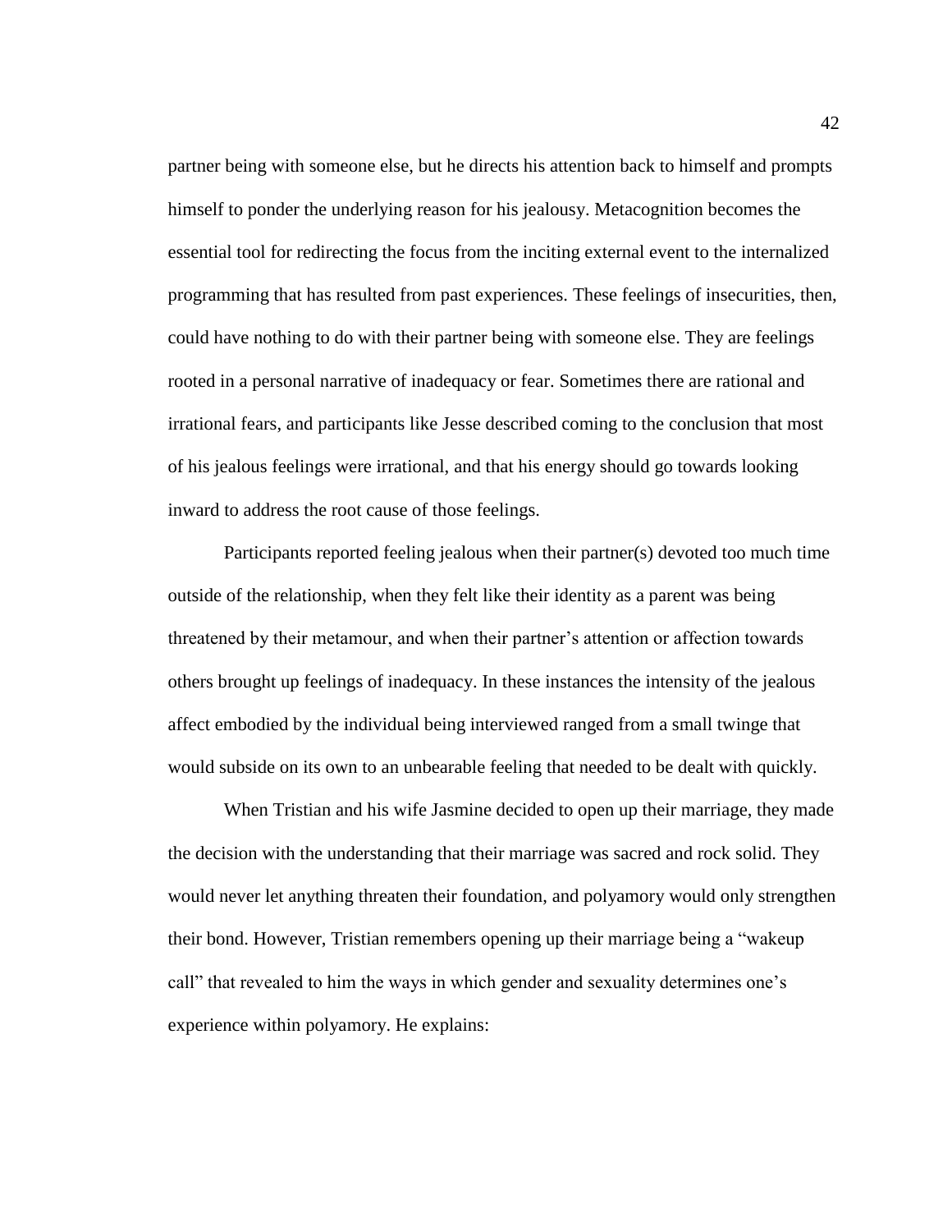partner being with someone else, but he directs his attention back to himself and prompts himself to ponder the underlying reason for his jealousy. Metacognition becomes the essential tool for redirecting the focus from the inciting external event to the internalized programming that has resulted from past experiences. These feelings of insecurities, then, could have nothing to do with their partner being with someone else. They are feelings rooted in a personal narrative of inadequacy or fear. Sometimes there are rational and irrational fears, and participants like Jesse described coming to the conclusion that most of his jealous feelings were irrational, and that his energy should go towards looking inward to address the root cause of those feelings.

Participants reported feeling jealous when their partner(s) devoted too much time outside of the relationship, when they felt like their identity as a parent was being threatened by their metamour, and when their partner's attention or affection towards others brought up feelings of inadequacy. In these instances the intensity of the jealous affect embodied by the individual being interviewed ranged from a small twinge that would subside on its own to an unbearable feeling that needed to be dealt with quickly.

When Tristian and his wife Jasmine decided to open up their marriage, they made the decision with the understanding that their marriage was sacred and rock solid. They would never let anything threaten their foundation, and polyamory would only strengthen their bond. However, Tristian remembers opening up their marriage being a "wakeup call" that revealed to him the ways in which gender and sexuality determines one's experience within polyamory. He explains: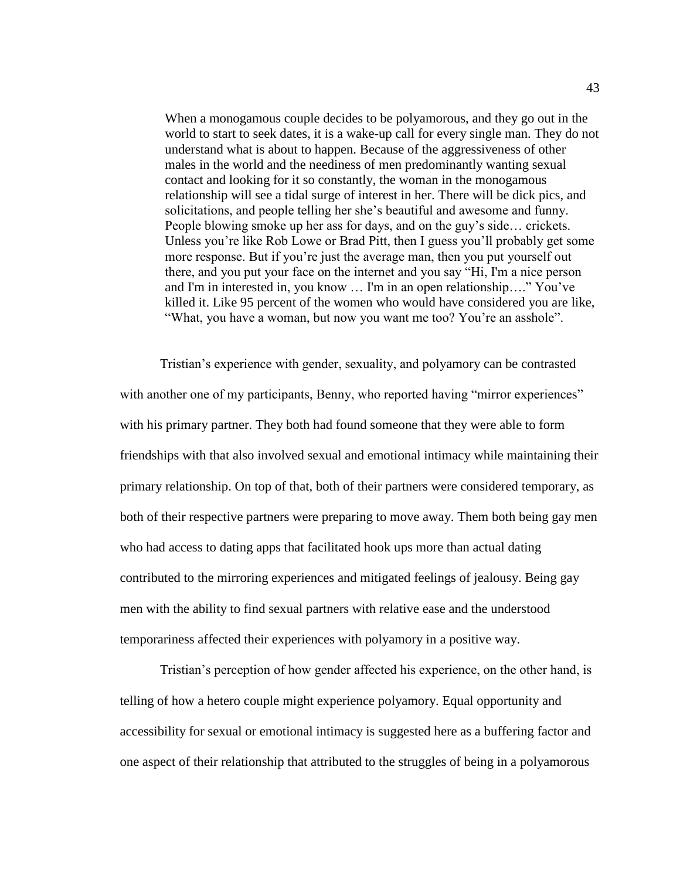> When a monogamous couple decides to be polyamorous, and they go out in the world to start to seek dates, it is a wake-up call for every single man. They do not understand what is about to happen. Because of the aggressiveness of other males in the world and the neediness of men predominantly wanting sexual contact and looking for it so constantly, the woman in the monogamous relationship will see a tidal surge of interest in her. There will be dick pics, and solicitations, and people telling her she's beautiful and awesome and funny. People blowing smoke up her ass for days, and on the guy's side… crickets. Unless you're like Rob Lowe or Brad Pitt, then I guess you'll probably get some more response. But if you're just the average man, then you put yourself out there, and you put your face on the internet and you say "Hi, I'm a nice person and I'm in interested in, you know … I'm in an open relationship…." You've killed it. Like 95 percent of the women who would have considered you are like, "What, you have a woman, but now you want me too? You're an asshole".

Tristian's experience with gender, sexuality, and polyamory can be contrasted with another one of my participants, Benny, who reported having "mirror experiences" with his primary partner. They both had found someone that they were able to form friendships with that also involved sexual and emotional intimacy while maintaining their primary relationship. On top of that, both of their partners were considered temporary, as both of their respective partners were preparing to move away. Them both being gay men who had access to dating apps that facilitated hook ups more than actual dating contributed to the mirroring experiences and mitigated feelings of jealousy. Being gay men with the ability to find sexual partners with relative ease and the understood temporariness affected their experiences with polyamory in a positive way.

Tristian's perception of how gender affected his experience, on the other hand, is telling of how a hetero couple might experience polyamory. Equal opportunity and accessibility for sexual or emotional intimacy is suggested here as a buffering factor and one aspect of their relationship that attributed to the struggles of being in a polyamorous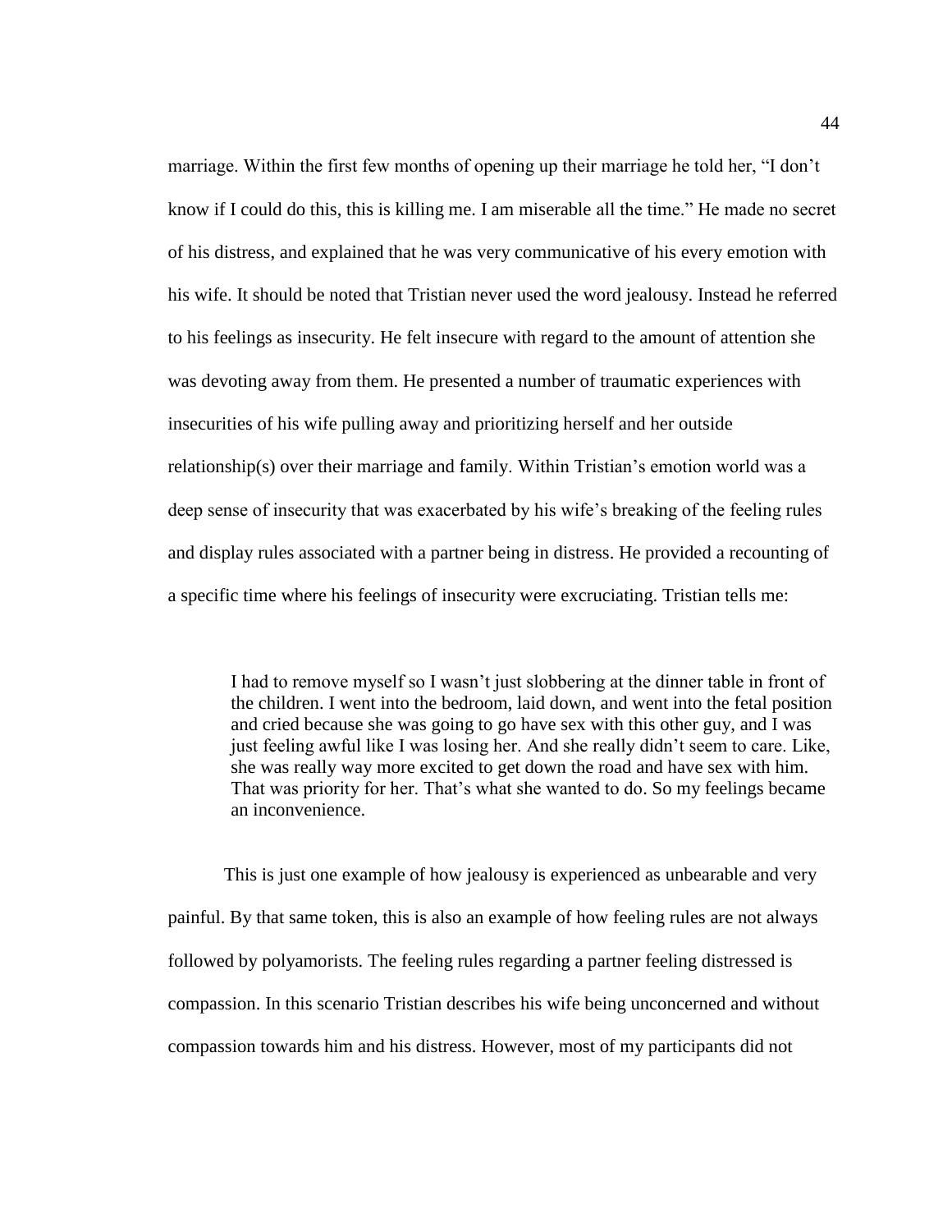marriage. Within the first few months of opening up their marriage he told her, "I don't know if I could do this, this is killing me. I am miserable all the time." He made no secret of his distress, and explained that he was very communicative of his every emotion with his wife. It should be noted that Tristian never used the word jealousy. Instead he referred to his feelings as insecurity. He felt insecure with regard to the amount of attention she was devoting away from them. He presented a number of traumatic experiences with insecurities of his wife pulling away and prioritizing herself and her outside relationship(s) over their marriage and family. Within Tristian's emotion world was a deep sense of insecurity that was exacerbated by his wife's breaking of the feeling rules and display rules associated with a partner being in distress. He provided a recounting of a specific time where his feelings of insecurity were excruciating. Tristian tells me:

> I had to remove myself so I wasn't just slobbering at the dinner table in front of the children. I went into the bedroom, laid down, and went into the fetal position and cried because she was going to go have sex with this other guy, and I was just feeling awful like I was losing her. And she really didn't seem to care. Like, she was really way more excited to get down the road and have sex with him. That was priority for her. That's what she wanted to do. So my feelings became an inconvenience.

This is just one example of how jealousy is experienced as unbearable and very painful. By that same token, this is also an example of how feeling rules are not always followed by polyamorists. The feeling rules regarding a partner feeling distressed is compassion. In this scenario Tristian describes his wife being unconcerned and without compassion towards him and his distress. However, most of my participants did not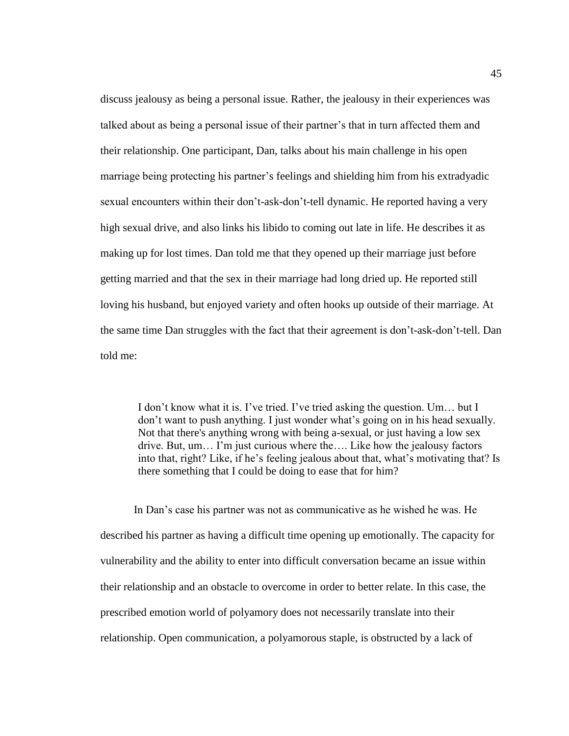discuss jealousy as being a personal issue. Rather, the jealousy in their experiences was talked about as being a personal issue of their partner's that in turn affected them and their relationship. One participant, Dan, talks about his main challenge in his open marriage being protecting his partner's feelings and shielding him from his extradyadic sexual encounters within their don't-ask-don't-tell dynamic. He reported having a very high sexual drive, and also links his libido to coming out late in life. He describes it as making up for lost times. Dan told me that they opened up their marriage just before getting married and that the sex in their marriage had long dried up. He reported still loving his husband, but enjoyed variety and often hooks up outside of their marriage. At the same time Dan struggles with the fact that their agreement is don't-ask-don't-tell. Dan told me:

> I don't know what it is. I've tried. I've tried asking the question. Um… but I don't want to push anything. I just wonder what's going on in his head sexually. Not that there's anything wrong with being a-sexual, or just having a low sex drive. But, um… I'm just curious where the…. Like how the jealousy factors into that, right? Like, if he's feeling jealous about that, what's motivating that? Is there something that I could be doing to ease that for him?

In Dan's case his partner was not as communicative as he wished he was. He described his partner as having a difficult time opening up emotionally. The capacity for vulnerability and the ability to enter into difficult conversation became an issue within their relationship and an obstacle to overcome in order to better relate. In this case, the prescribed emotion world of polyamory does not necessarily translate into their relationship. Open communication, a polyamorous staple, is obstructed by a lack of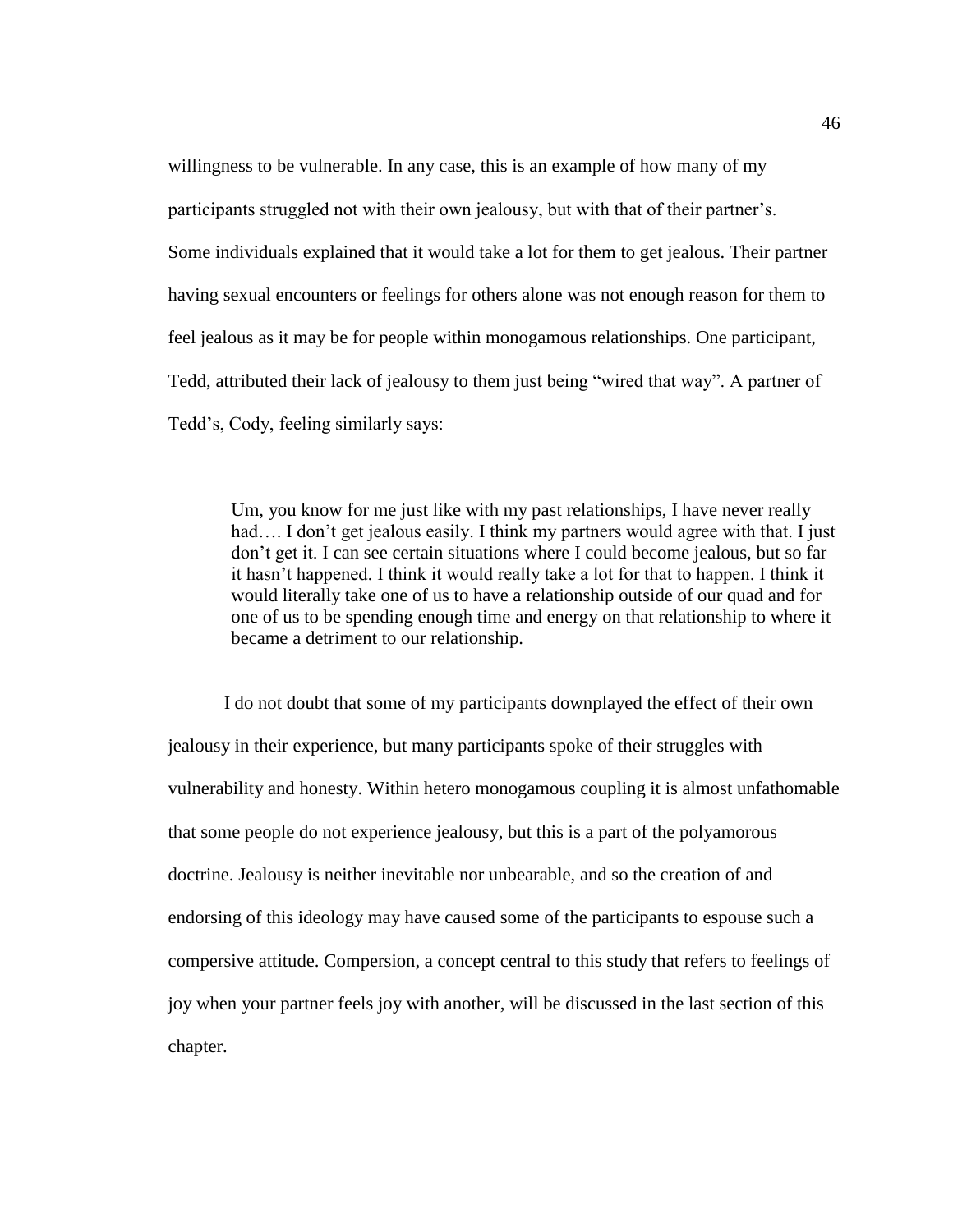willingness to be vulnerable. In any case, this is an example of how many of my participants struggled not with their own jealousy, but with that of their partner's. Some individuals explained that it would take a lot for them to get jealous. Their partner having sexual encounters or feelings for others alone was not enough reason for them to feel jealous as it may be for people within monogamous relationships. One participant, Tedd, attributed their lack of jealousy to them just being "wired that way". A partner of Tedd's, Cody, feeling similarly says:

> Um, you know for me just like with my past relationships, I have never really had…. I don't get jealous easily. I think my partners would agree with that. I just don't get it. I can see certain situations where I could become jealous, but so far it hasn't happened. I think it would really take a lot for that to happen. I think it would literally take one of us to have a relationship outside of our quad and for one of us to be spending enough time and energy on that relationship to where it became a detriment to our relationship.

I do not doubt that some of my participants downplayed the effect of their own jealousy in their experience, but many participants spoke of their struggles with vulnerability and honesty. Within hetero monogamous coupling it is almost unfathomable that some people do not experience jealousy, but this is a part of the polyamorous doctrine. Jealousy is neither inevitable nor unbearable, and so the creation of and endorsing of this ideology may have caused some of the participants to espouse such a compersive attitude. Compersion, a concept central to this study that refers to feelings of joy when your partner feels joy with another, will be discussed in the last section of this chapter.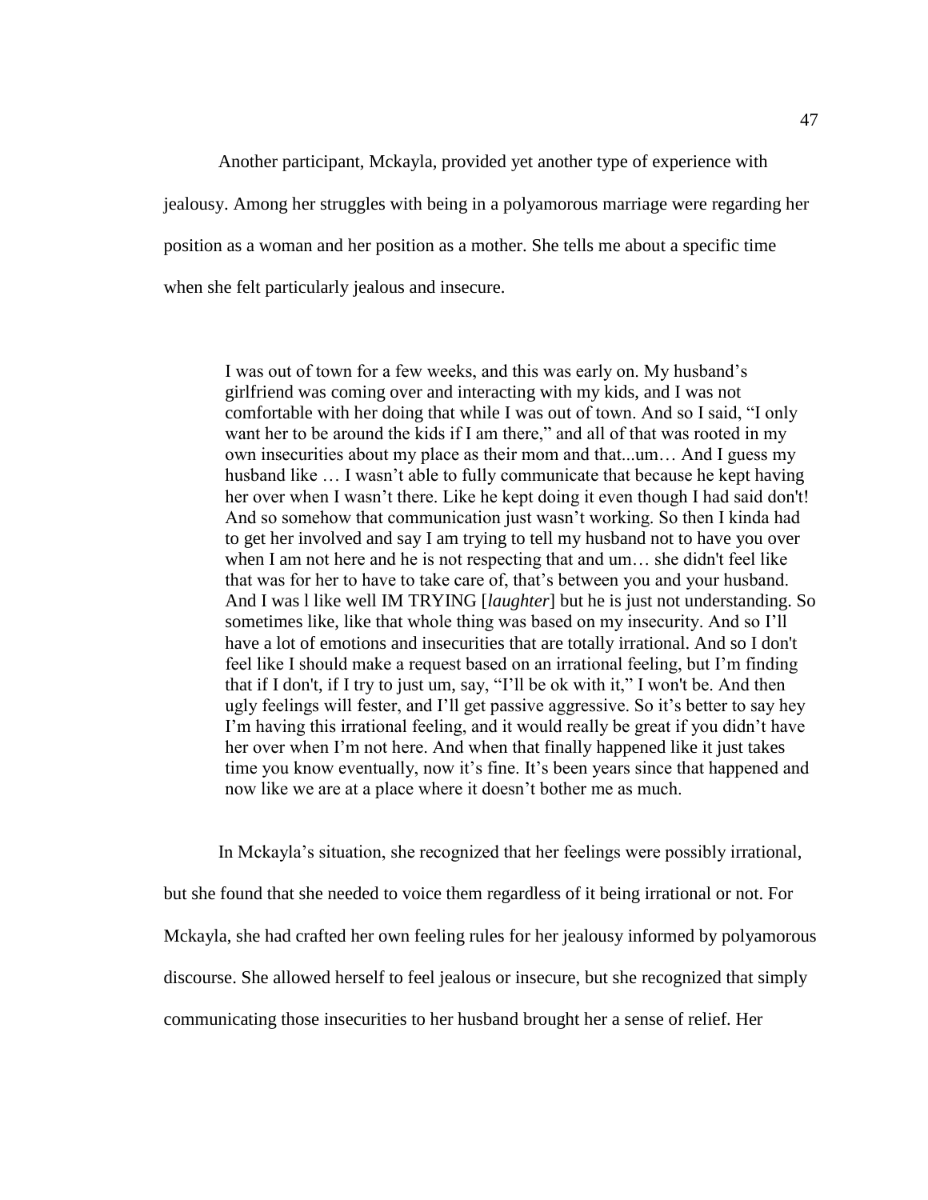Another participant, Mckayla, provided yet another type of experience with jealousy. Among her struggles with being in a polyamorous marriage were regarding her position as a woman and her position as a mother. She tells me about a specific time when she felt particularly jealous and insecure.

> I was out of town for a few weeks, and this was early on. My husband's girlfriend was coming over and interacting with my kids, and I was not comfortable with her doing that while I was out of town. And so I said, "I only want her to be around the kids if I am there," and all of that was rooted in my own insecurities about my place as their mom and that...um… And I guess my husband like … I wasn't able to fully communicate that because he kept having her over when I wasn't there. Like he kept doing it even though I had said don't! And so somehow that communication just wasn't working. So then I kinda had to get her involved and say I am trying to tell my husband not to have you over when I am not here and he is not respecting that and um… she didn't feel like that was for her to have to take care of, that's between you and your husband. And I was l like well IM TRYING [*laughter*] but he is just not understanding. So sometimes like, like that whole thing was based on my insecurity. And so I'll have a lot of emotions and insecurities that are totally irrational. And so I don't feel like I should make a request based on an irrational feeling, but I'm finding that if I don't, if I try to just um, say, "I'll be ok with it," I won't be. And then ugly feelings will fester, and I'll get passive aggressive. So it's better to say hey I'm having this irrational feeling, and it would really be great if you didn't have her over when I'm not here. And when that finally happened like it just takes time you know eventually, now it's fine. It's been years since that happened and now like we are at a place where it doesn't bother me as much.

In Mckayla's situation, she recognized that her feelings were possibly irrational, but she found that she needed to voice them regardless of it being irrational or not. For Mckayla, she had crafted her own feeling rules for her jealousy informed by polyamorous discourse. She allowed herself to feel jealous or insecure, but she recognized that simply communicating those insecurities to her husband brought her a sense of relief. Her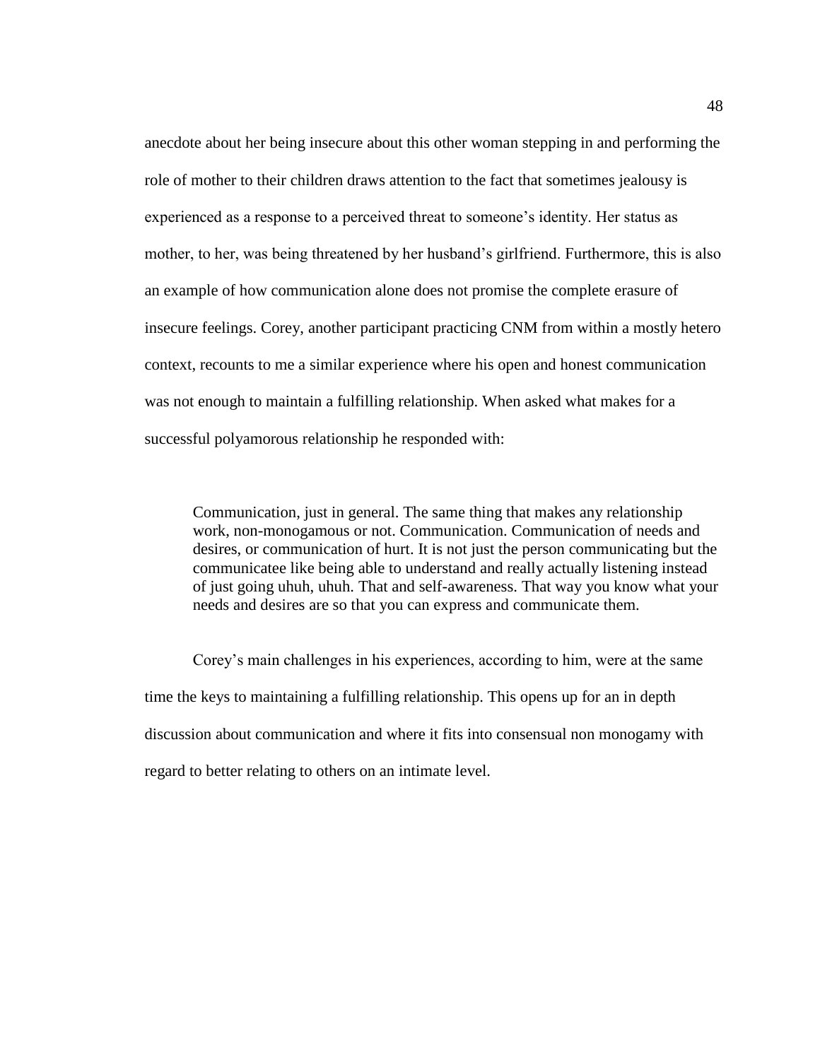anecdote about her being insecure about this other woman stepping in and performing the role of mother to their children draws attention to the fact that sometimes jealousy is experienced as a response to a perceived threat to someone's identity. Her status as mother, to her, was being threatened by her husband's girlfriend. Furthermore, this is also an example of how communication alone does not promise the complete erasure of insecure feelings. Corey, another participant practicing CNM from within a mostly hetero context, recounts to me a similar experience where his open and honest communication was not enough to maintain a fulfilling relationship. When asked what makes for a successful polyamorous relationship he responded with:

> Communication, just in general. The same thing that makes any relationship work, non-monogamous or not. Communication. Communication of needs and desires, or communication of hurt. It is not just the person communicating but the communicatee like being able to understand and really actually listening instead of just going uhuh, uhuh. That and self-awareness. That way you know what your needs and desires are so that you can express and communicate them.

Corey's main challenges in his experiences, according to him, were at the same time the keys to maintaining a fulfilling relationship. This opens up for an in depth discussion about communication and where it fits into consensual non monogamy with regard to better relating to others on an intimate level.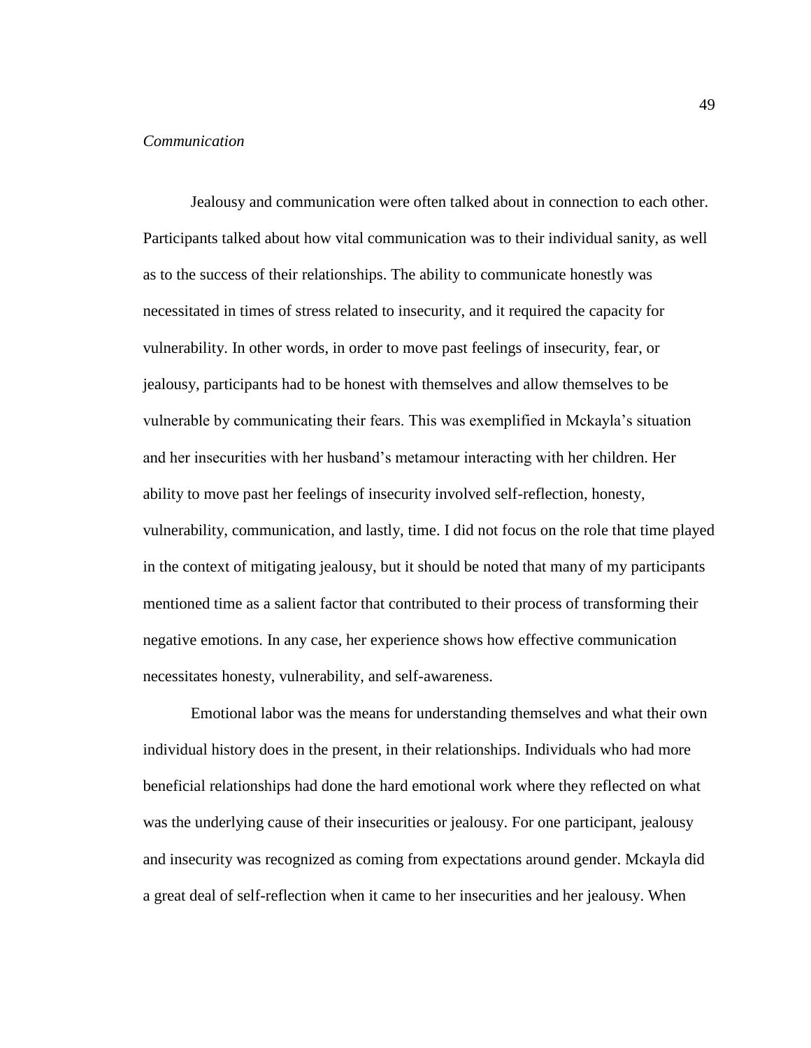*Communication*

Jealousy and communication were often talked about in connection to each other. Participants talked about how vital communication was to their individual sanity, as well as to the success of their relationships. The ability to communicate honestly was necessitated in times of stress related to insecurity, and it required the capacity for vulnerability. In other words, in order to move past feelings of insecurity, fear, or jealousy, participants had to be honest with themselves and allow themselves to be vulnerable by communicating their fears. This was exemplified in Mckayla's situation and her insecurities with her husband's metamour interacting with her children. Her ability to move past her feelings of insecurity involved self-reflection, honesty, vulnerability, communication, and lastly, time. I did not focus on the role that time played in the context of mitigating jealousy, but it should be noted that many of my participants mentioned time as a salient factor that contributed to their process of transforming their negative emotions. In any case, her experience shows how effective communication necessitates honesty, vulnerability, and self-awareness.

Emotional labor was the means for understanding themselves and what their own individual history does in the present, in their relationships. Individuals who had more beneficial relationships had done the hard emotional work where they reflected on what was the underlying cause of their insecurities or jealousy. For one participant, jealousy and insecurity was recognized as coming from expectations around gender. Mckayla did a great deal of self-reflection when it came to her insecurities and her jealousy. When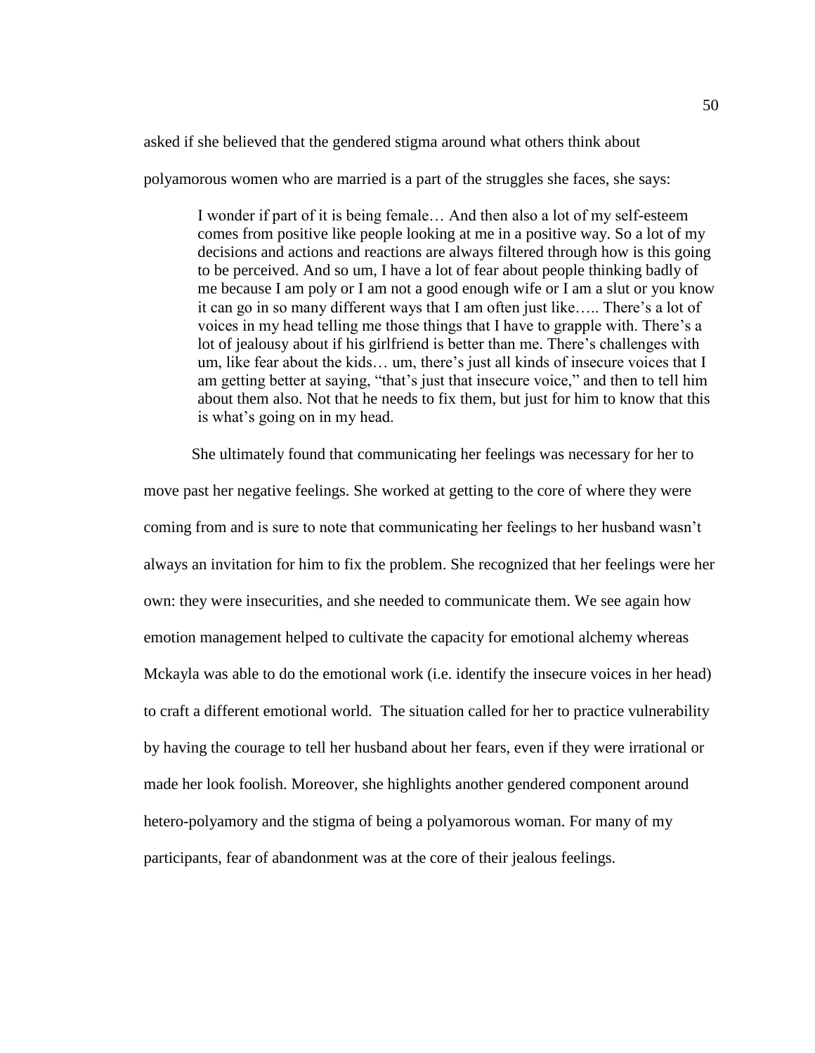asked if she believed that the gendered stigma around what others think about polyamorous women who are married is a part of the struggles she faces, she says:

> I wonder if part of it is being female… And then also a lot of my self-esteem comes from positive like people looking at me in a positive way. So a lot of my decisions and actions and reactions are always filtered through how is this going to be perceived. And so um, I have a lot of fear about people thinking badly of me because I am poly or I am not a good enough wife or I am a slut or you know it can go in so many different ways that I am often just like….. There's a lot of voices in my head telling me those things that I have to grapple with. There's a lot of jealousy about if his girlfriend is better than me. There's challenges with um, like fear about the kids… um, there's just all kinds of insecure voices that I am getting better at saying, "that's just that insecure voice," and then to tell him about them also. Not that he needs to fix them, but just for him to know that this is what's going on in my head.

She ultimately found that communicating her feelings was necessary for her to move past her negative feelings. She worked at getting to the core of where they were coming from and is sure to note that communicating her feelings to her husband wasn't always an invitation for him to fix the problem. She recognized that her feelings were her own: they were insecurities, and she needed to communicate them. We see again how emotion management helped to cultivate the capacity for emotional alchemy whereas Mckayla was able to do the emotional work (i.e. identify the insecure voices in her head) to craft a different emotional world. The situation called for her to practice vulnerability by having the courage to tell her husband about her fears, even if they were irrational or made her look foolish. Moreover, she highlights another gendered component around hetero-polyamory and the stigma of being a polyamorous woman. For many of my participants, fear of abandonment was at the core of their jealous feelings.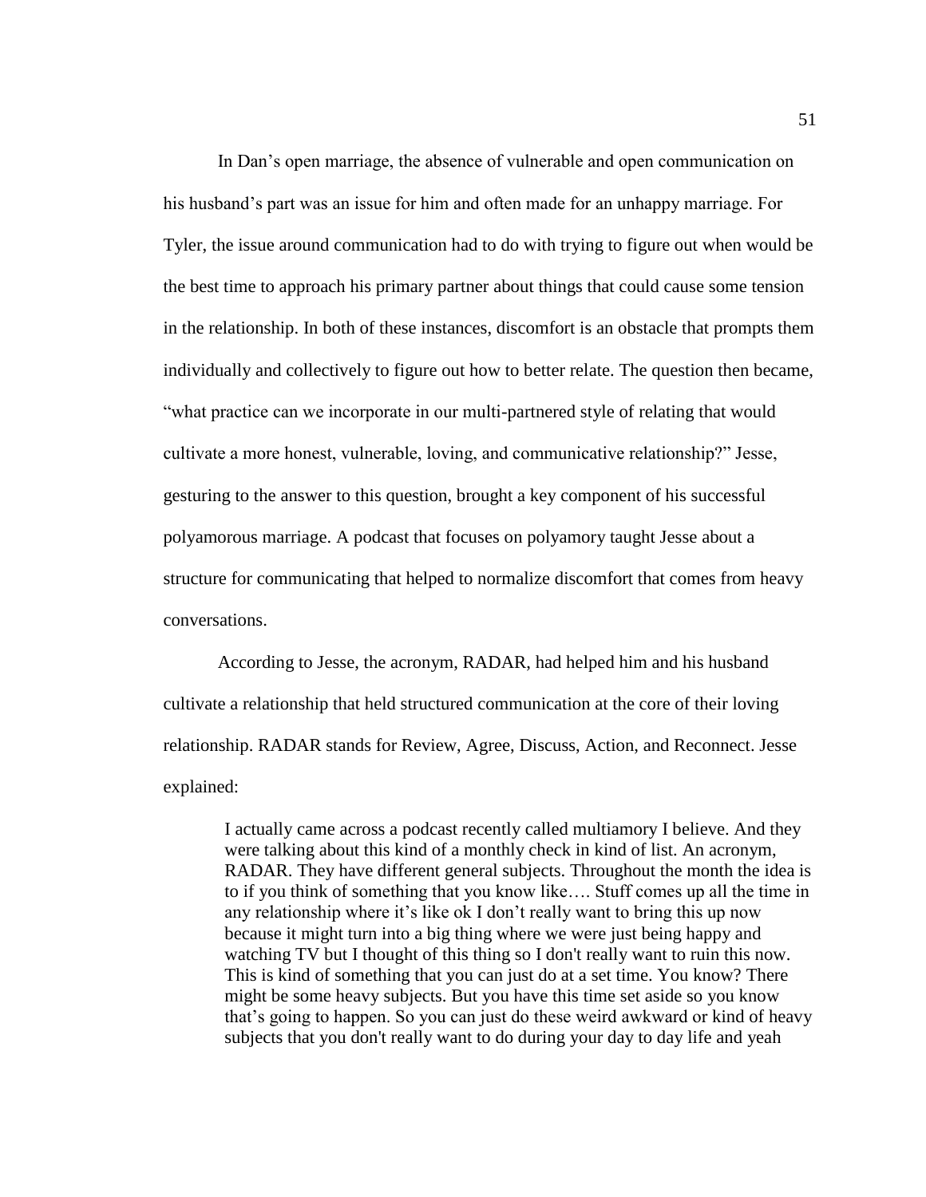In Dan's open marriage, the absence of vulnerable and open communication on his husband's part was an issue for him and often made for an unhappy marriage. For Tyler, the issue around communication had to do with trying to figure out when would be the best time to approach his primary partner about things that could cause some tension in the relationship. In both of these instances, discomfort is an obstacle that prompts them individually and collectively to figure out how to better relate. The question then became, "what practice can we incorporate in our multi-partnered style of relating that would cultivate a more honest, vulnerable, loving, and communicative relationship?" Jesse, gesturing to the answer to this question, brought a key component of his successful polyamorous marriage. A podcast that focuses on polyamory taught Jesse about a structure for communicating that helped to normalize discomfort that comes from heavy conversations.

According to Jesse, the acronym, RADAR, had helped him and his husband cultivate a relationship that held structured communication at the core of their loving relationship. RADAR stands for Review, Agree, Discuss, Action, and Reconnect. Jesse explained:

> I actually came across a podcast recently called multiamory I believe. And they were talking about this kind of a monthly check in kind of list. An acronym, RADAR. They have different general subjects. Throughout the month the idea is to if you think of something that you know like…. Stuff comes up all the time in any relationship where it's like ok I don't really want to bring this up now because it might turn into a big thing where we were just being happy and watching TV but I thought of this thing so I don't really want to ruin this now. This is kind of something that you can just do at a set time. You know? There might be some heavy subjects. But you have this time set aside so you know that's going to happen. So you can just do these weird awkward or kind of heavy subjects that you don't really want to do during your day to day life and yeah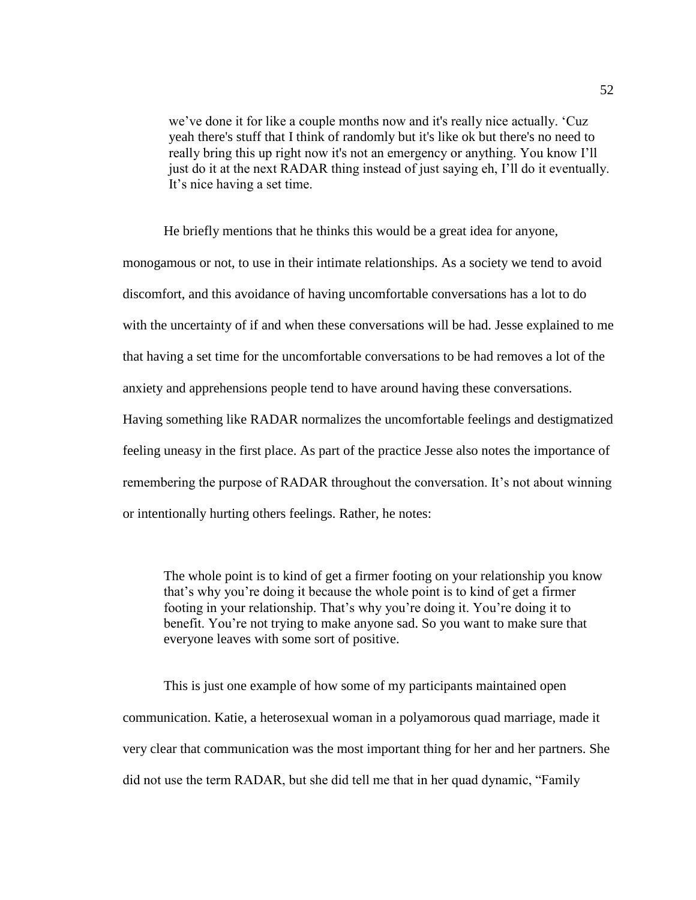> we've done it for like a couple months now and it's really nice actually. 'Cuz yeah there's stuff that I think of randomly but it's like ok but there's no need to really bring this up right now it's not an emergency or anything. You know I'll just do it at the next RADAR thing instead of just saying eh, I'll do it eventually. It's nice having a set time.

He briefly mentions that he thinks this would be a great idea for anyone, monogamous or not, to use in their intimate relationships. As a society we tend to avoid discomfort, and this avoidance of having uncomfortable conversations has a lot to do with the uncertainty of if and when these conversations will be had. Jesse explained to me that having a set time for the uncomfortable conversations to be had removes a lot of the anxiety and apprehensions people tend to have around having these conversations. Having something like RADAR normalizes the uncomfortable feelings and destigmatized feeling uneasy in the first place. As part of the practice Jesse also notes the importance of remembering the purpose of RADAR throughout the conversation. It's not about winning or intentionally hurting others feelings. Rather, he notes:

> The whole point is to kind of get a firmer footing on your relationship you know that's why you're doing it because the whole point is to kind of get a firmer footing in your relationship. That's why you're doing it. You're doing it to benefit. You're not trying to make anyone sad. So you want to make sure that everyone leaves with some sort of positive.

This is just one example of how some of my participants maintained open communication. Katie, a heterosexual woman in a polyamorous quad marriage, made it very clear that communication was the most important thing for her and her partners. She did not use the term RADAR, but she did tell me that in her quad dynamic, "Family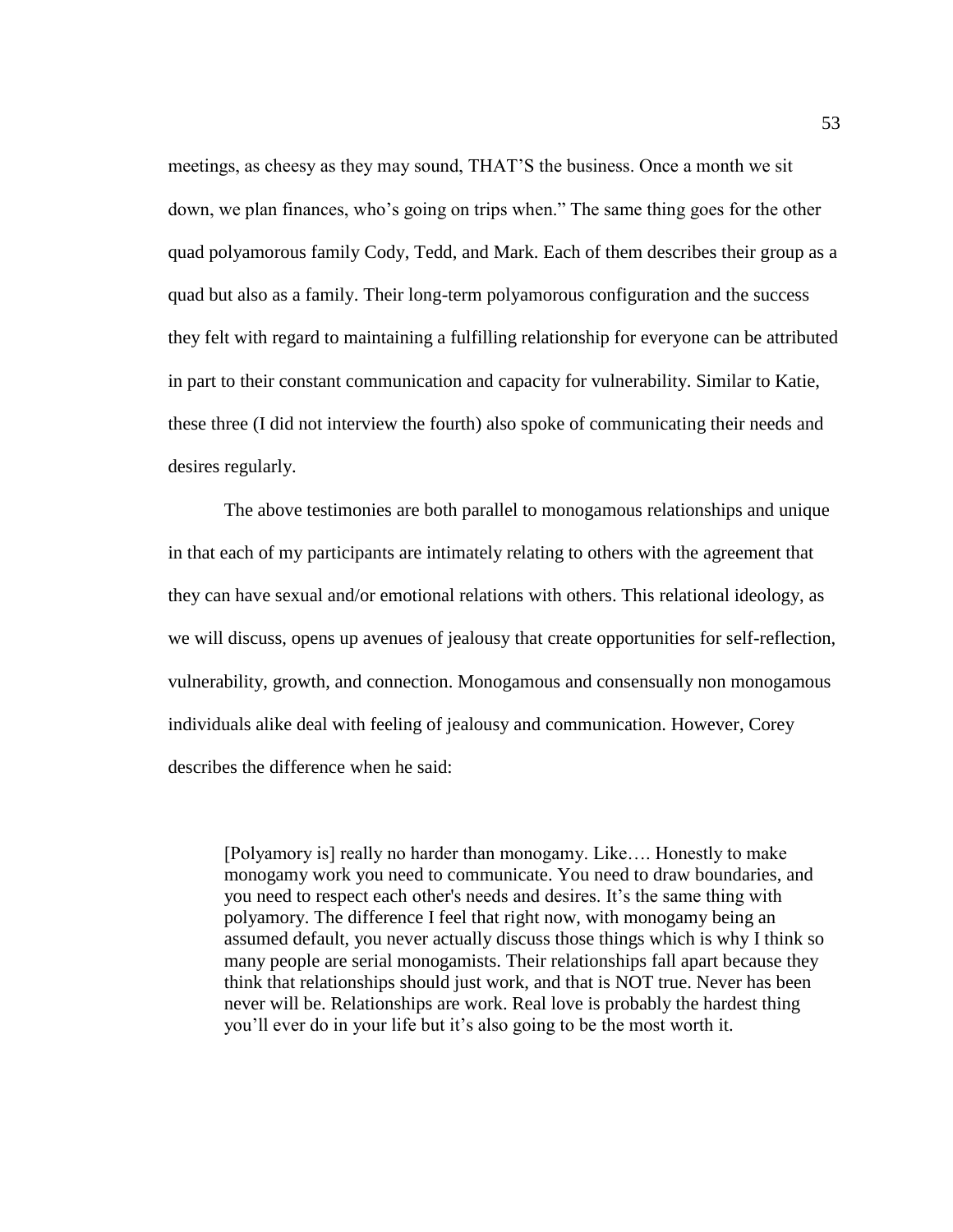meetings, as cheesy as they may sound, THAT'S the business. Once a month we sit down, we plan finances, who's going on trips when." The same thing goes for the other quad polyamorous family Cody, Tedd, and Mark. Each of them describes their group as a quad but also as a family. Their long-term polyamorous configuration and the success they felt with regard to maintaining a fulfilling relationship for everyone can be attributed in part to their constant communication and capacity for vulnerability. Similar to Katie, these three (I did not interview the fourth) also spoke of communicating their needs and desires regularly.

The above testimonies are both parallel to monogamous relationships and unique in that each of my participants are intimately relating to others with the agreement that they can have sexual and/or emotional relations with others. This relational ideology, as we will discuss, opens up avenues of jealousy that create opportunities for self-reflection, vulnerability, growth, and connection. Monogamous and consensually non monogamous individuals alike deal with feeling of jealousy and communication. However, Corey describes the difference when he said:

> [Polyamory is] really no harder than monogamy. Like…. Honestly to make monogamy work you need to communicate. You need to draw boundaries, and you need to respect each other's needs and desires. It's the same thing with polyamory. The difference I feel that right now, with monogamy being an assumed default, you never actually discuss those things which is why I think so many people are serial monogamists. Their relationships fall apart because they think that relationships should just work, and that is NOT true. Never has been never will be. Relationships are work. Real love is probably the hardest thing you'll ever do in your life but it's also going to be the most worth it.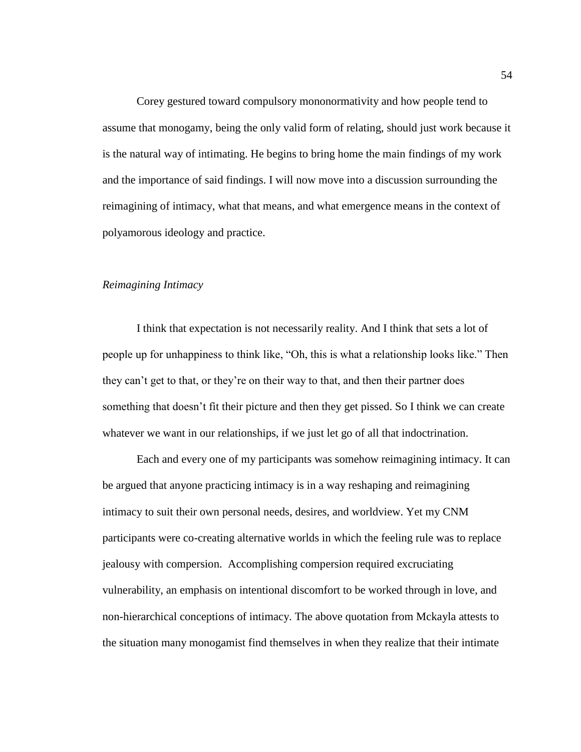Corey gestured toward compulsory mononormativity and how people tend to assume that monogamy, being the only valid form of relating, should just work because it is the natural way of intimating. He begins to bring home the main findings of my work and the importance of said findings. I will now move into a discussion surrounding the reimagining of intimacy, what that means, and what emergence means in the context of polyamorous ideology and practice.

*Reimagining Intimacy*

> I think that expectation is not necessarily reality. And I think that sets a lot of people up for unhappiness to think like, "Oh, this is what a relationship looks like." Then they can't get to that, or they're on their way to that, and then their partner does something that doesn't fit their picture and then they get pissed. So I think we can create whatever we want in our relationships, if we just let go of all that indoctrination.

Each and every one of my participants was somehow reimagining intimacy. It can be argued that anyone practicing intimacy is in a way reshaping and reimagining intimacy to suit their own personal needs, desires, and worldview. Yet my CNM participants were co-creating alternative worlds in which the feeling rule was to replace jealousy with compersion. Accomplishing compersion required excruciating vulnerability, an emphasis on intentional discomfort to be worked through in love, and non-hierarchical conceptions of intimacy. The above quotation from Mckayla attests to the situation many monogamist find themselves in when they realize that their intimate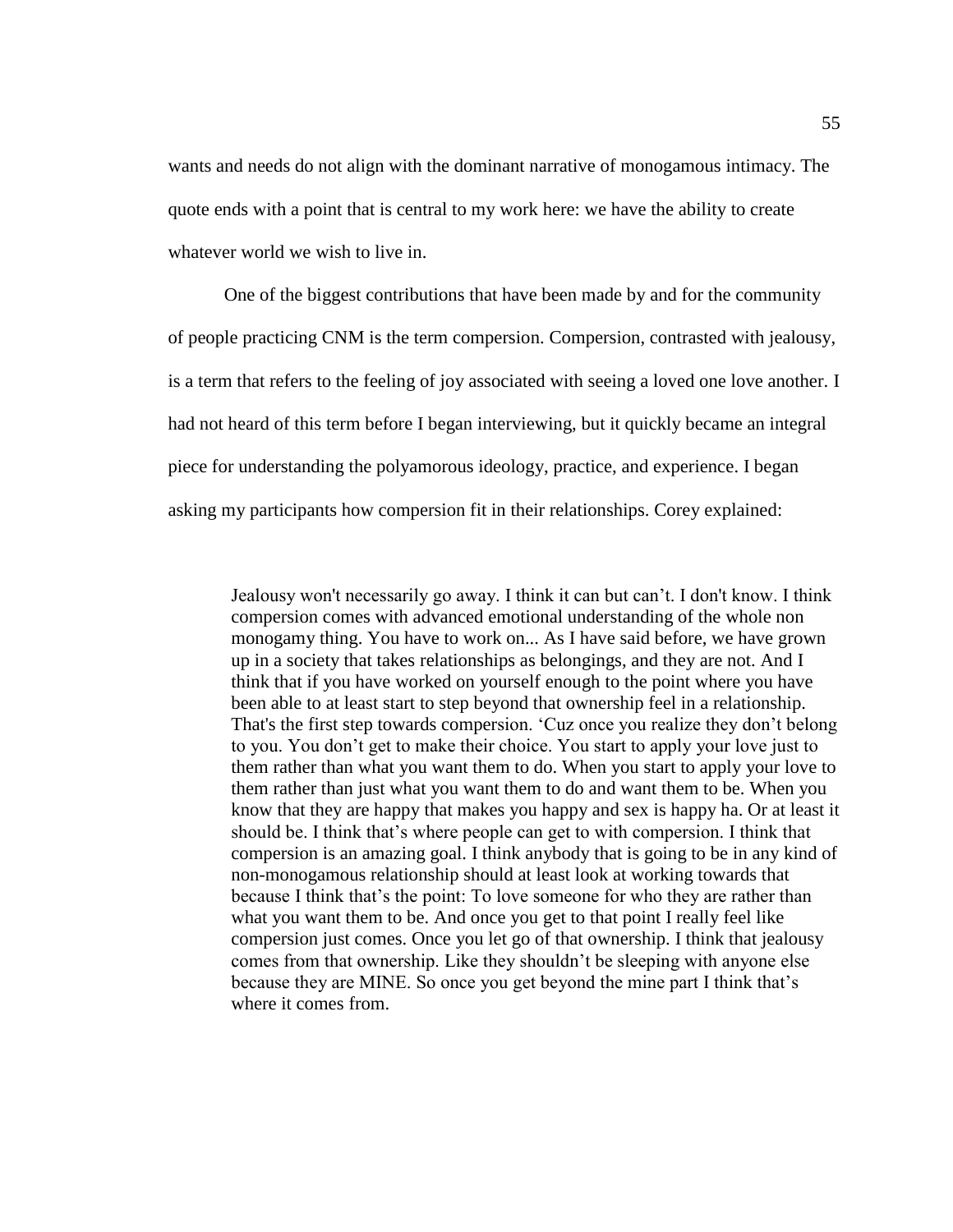wants and needs do not align with the dominant narrative of monogamous intimacy. The quote ends with a point that is central to my work here: we have the ability to create whatever world we wish to live in.

One of the biggest contributions that have been made by and for the community of people practicing CNM is the term compersion. Compersion, contrasted with jealousy, is a term that refers to the feeling of joy associated with seeing a loved one love another. I had not heard of this term before I began interviewing, but it quickly became an integral piece for understanding the polyamorous ideology, practice, and experience. I began asking my participants how compersion fit in their relationships. Corey explained:

> Jealousy won't necessarily go away. I think it can but can't. I don't know. I think compersion comes with advanced emotional understanding of the whole non monogamy thing. You have to work on... As I have said before, we have grown up in a society that takes relationships as belongings, and they are not. And I think that if you have worked on yourself enough to the point where you have been able to at least start to step beyond that ownership feel in a relationship. That's the first step towards compersion. 'Cuz once you realize they don't belong to you. You don't get to make their choice. You start to apply your love just to them rather than what you want them to do. When you start to apply your love to them rather than just what you want them to do and want them to be. When you know that they are happy that makes you happy and sex is happy ha. Or at least it should be. I think that's where people can get to with compersion. I think that compersion is an amazing goal. I think anybody that is going to be in any kind of non-monogamous relationship should at least look at working towards that because I think that's the point: To love someone for who they are rather than what you want them to be. And once you get to that point I really feel like compersion just comes. Once you let go of that ownership. I think that jealousy comes from that ownership. Like they shouldn't be sleeping with anyone else because they are MINE. So once you get beyond the mine part I think that's where it comes from.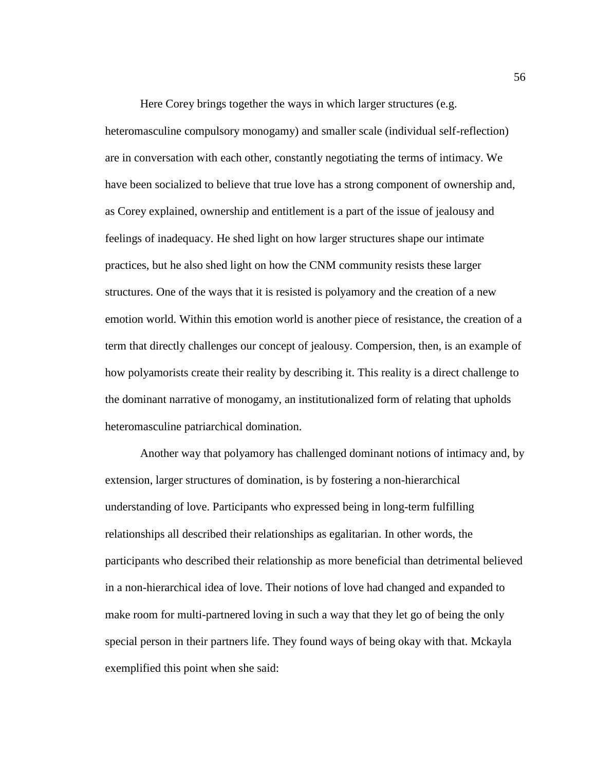Here Corey brings together the ways in which larger structures (e.g. heteromasculine compulsory monogamy) and smaller scale (individual self-reflection) are in conversation with each other, constantly negotiating the terms of intimacy. We have been socialized to believe that true love has a strong component of ownership and, as Corey explained, ownership and entitlement is a part of the issue of jealousy and feelings of inadequacy. He shed light on how larger structures shape our intimate practices, but he also shed light on how the CNM community resists these larger structures. One of the ways that it is resisted is polyamory and the creation of a new emotion world. Within this emotion world is another piece of resistance, the creation of a term that directly challenges our concept of jealousy. Compersion, then, is an example of how polyamorists create their reality by describing it. This reality is a direct challenge to the dominant narrative of monogamy, an institutionalized form of relating that upholds heteromasculine patriarchical domination.

Another way that polyamory has challenged dominant notions of intimacy and, by extension, larger structures of domination, is by fostering a non-hierarchical understanding of love. Participants who expressed being in long-term fulfilling relationships all described their relationships as egalitarian. In other words, the participants who described their relationship as more beneficial than detrimental believed in a non-hierarchical idea of love. Their notions of love had changed and expanded to make room for multi-partnered loving in such a way that they let go of being the only special person in their partners life. They found ways of being okay with that. Mckayla exemplified this point when she said: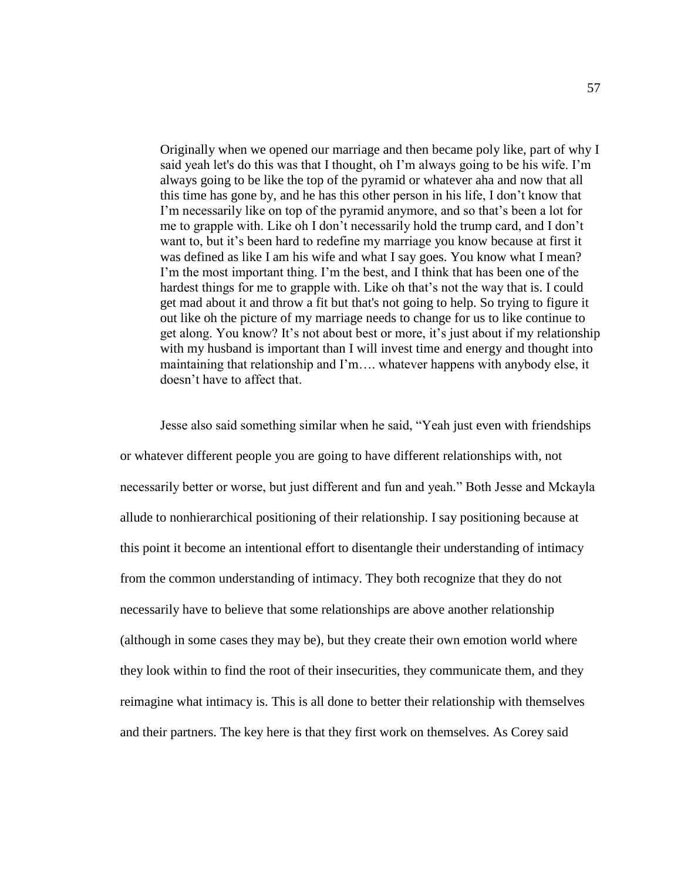> Originally when we opened our marriage and then became poly like, part of why I said yeah let's do this was that I thought, oh I'm always going to be his wife. I'm always going to be like the top of the pyramid or whatever aha and now that all this time has gone by, and he has this other person in his life, I don't know that I'm necessarily like on top of the pyramid anymore, and so that's been a lot for me to grapple with. Like oh I don't necessarily hold the trump card, and I don't want to, but it's been hard to redefine my marriage you know because at first it was defined as like I am his wife and what I say goes. You know what I mean? I'm the most important thing. I'm the best, and I think that has been one of the hardest things for me to grapple with. Like oh that's not the way that is. I could get mad about it and throw a fit but that's not going to help. So trying to figure it out like oh the picture of my marriage needs to change for us to like continue to get along. You know? It's not about best or more, it's just about if my relationship with my husband is important than I will invest time and energy and thought into maintaining that relationship and I'm…. whatever happens with anybody else, it doesn't have to affect that.

Jesse also said something similar when he said, "Yeah just even with friendships or whatever different people you are going to have different relationships with, not necessarily better or worse, but just different and fun and yeah." Both Jesse and Mckayla allude to nonhierarchical positioning of their relationship. I say positioning because at this point it become an intentional effort to disentangle their understanding of intimacy from the common understanding of intimacy. They both recognize that they do not necessarily have to believe that some relationships are above another relationship (although in some cases they may be), but they create their own emotion world where they look within to find the root of their insecurities, they communicate them, and they reimagine what intimacy is. This is all done to better their relationship with themselves and their partners. The key here is that they first work on themselves. As Corey said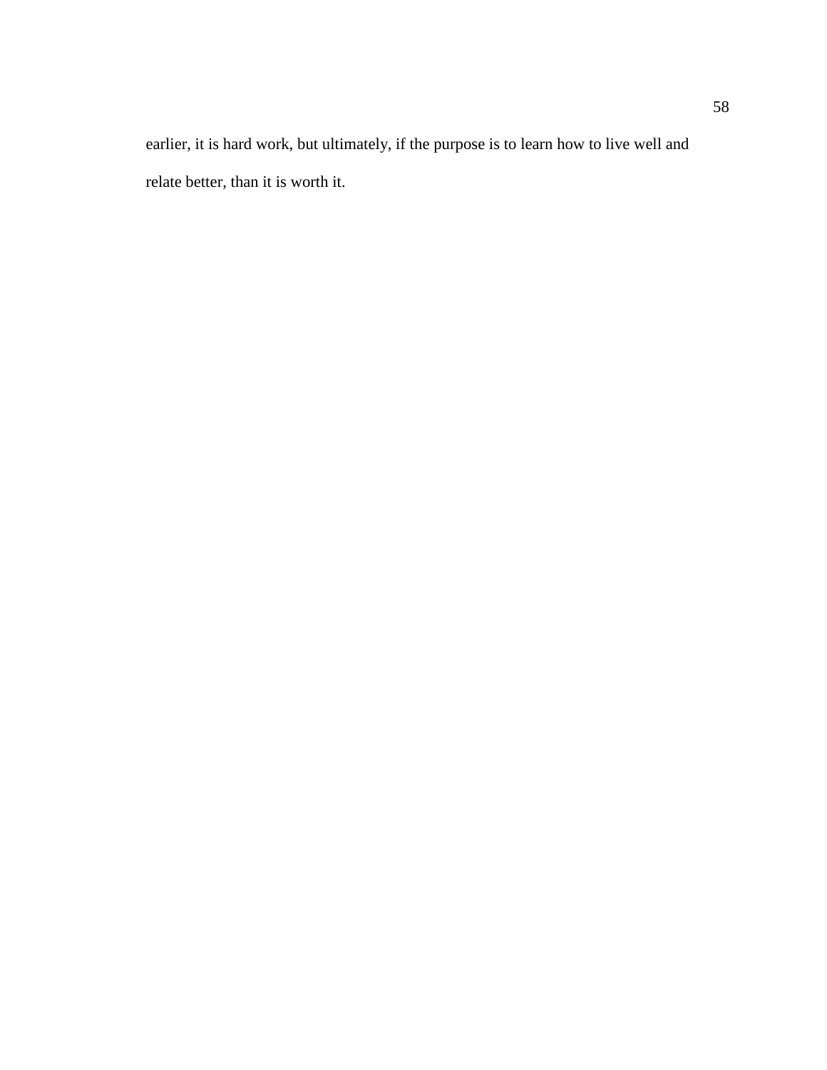earlier, it is hard work, but ultimately, if the purpose is to learn how to live well and relate better, than it is worth it.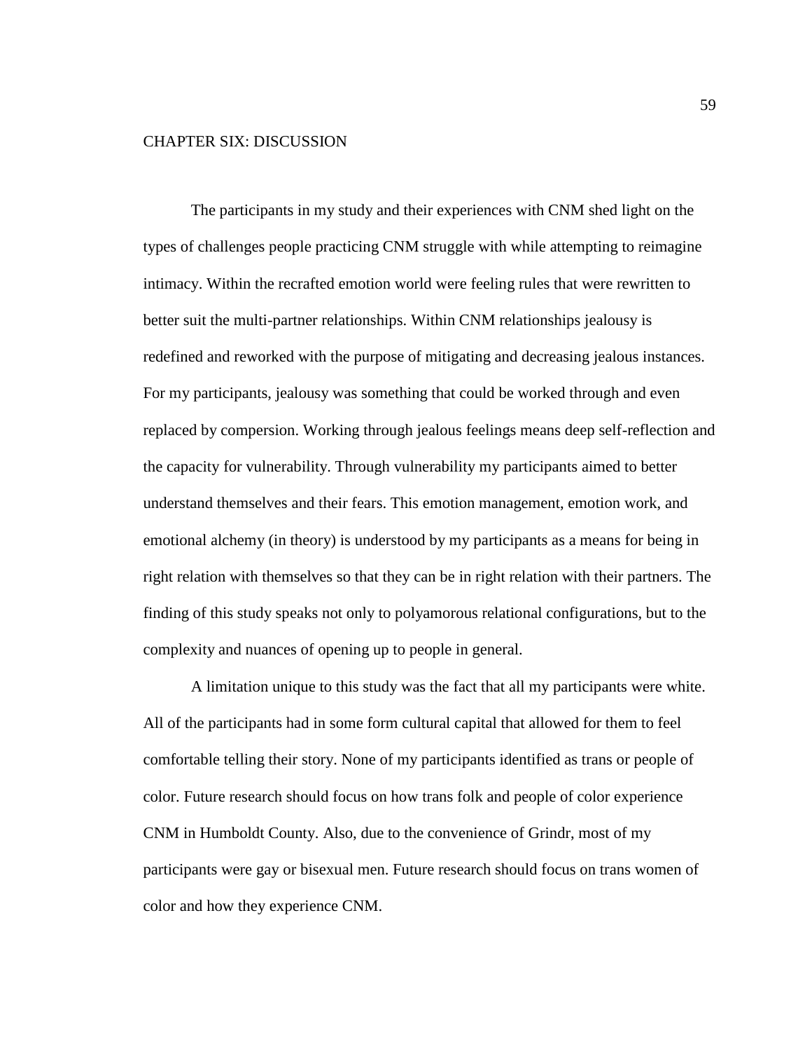# CHAPTER SIX: DISCUSSION

The participants in my study and their experiences with CNM shed light on the types of challenges people practicing CNM struggle with while attempting to reimagine intimacy. Within the recrafted emotion world were feeling rules that were rewritten to better suit the multi-partner relationships. Within CNM relationships jealousy is redefined and reworked with the purpose of mitigating and decreasing jealous instances. For my participants, jealousy was something that could be worked through and even replaced by compersion. Working through jealous feelings means deep self-reflection and the capacity for vulnerability. Through vulnerability my participants aimed to better understand themselves and their fears. This emotion management, emotion work, and emotional alchemy (in theory) is understood by my participants as a means for being in right relation with themselves so that they can be in right relation with their partners. The finding of this study speaks not only to polyamorous relational configurations, but to the complexity and nuances of opening up to people in general.

A limitation unique to this study was the fact that all my participants were white. All of the participants had in some form cultural capital that allowed for them to feel comfortable telling their story. None of my participants identified as trans or people of color. Future research should focus on how trans folk and people of color experience CNM in Humboldt County. Also, due to the convenience of Grindr, most of my participants were gay or bisexual men. Future research should focus on trans women of color and how they experience CNM.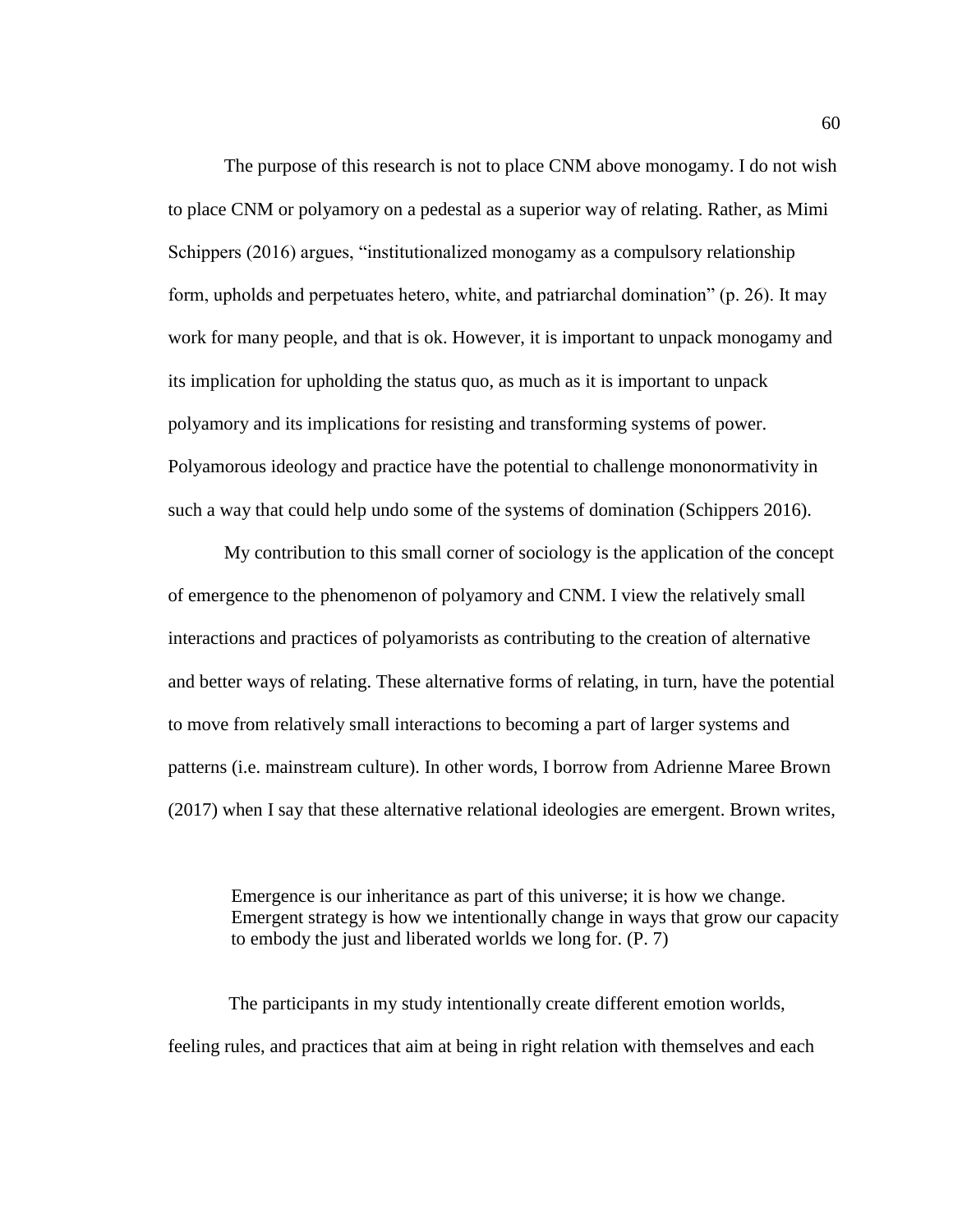The purpose of this research is not to place CNM above monogamy. I do not wish to place CNM or polyamory on a pedestal as a superior way of relating. Rather, as Mimi Schippers (2016) argues, "institutionalized monogamy as a compulsory relationship form, upholds and perpetuates hetero, white, and patriarchal domination" (p. 26). It may work for many people, and that is ok. However, it is important to unpack monogamy and its implication for upholding the status quo, as much as it is important to unpack polyamory and its implications for resisting and transforming systems of power. Polyamorous ideology and practice have the potential to challenge mononormativity in such a way that could help undo some of the systems of domination (Schippers 2016).

My contribution to this small corner of sociology is the application of the concept of emergence to the phenomenon of polyamory and CNM. I view the relatively small interactions and practices of polyamorists as contributing to the creation of alternative and better ways of relating. These alternative forms of relating, in turn, have the potential to move from relatively small interactions to becoming a part of larger systems and patterns (i.e. mainstream culture). In other words, I borrow from Adrienne Maree Brown (2017) when I say that these alternative relational ideologies are emergent. Brown writes,

> Emergence is our inheritance as part of this universe; it is how we change. Emergent strategy is how we intentionally change in ways that grow our capacity to embody the just and liberated worlds we long for. (P. 7)

The participants in my study intentionally create different emotion worlds, feeling rules, and practices that aim at being in right relation with themselves and each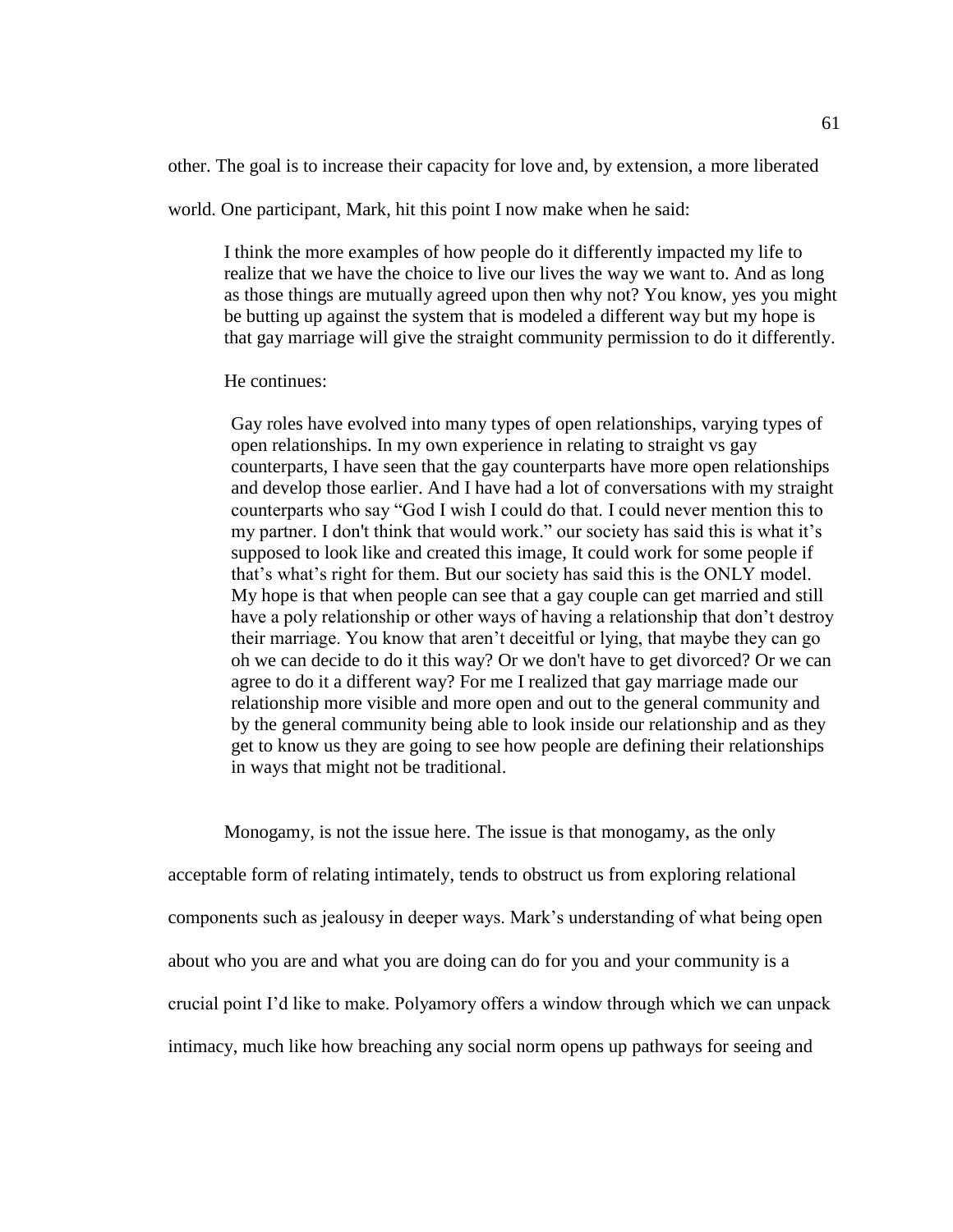other. The goal is to increase their capacity for love and, by extension, a more liberated world. One participant, Mark, hit this point I now make when he said:

> I think the more examples of how people do it differently impacted my life to realize that we have the choice to live our lives the way we want to. And as long as those things are mutually agreed upon then why not? You know, yes you might be butting up against the system that is modeled a different way but my hope is that gay marriage will give the straight community permission to do it differently.

He continues:

> Gay roles have evolved into many types of open relationships, varying types of open relationships. In my own experience in relating to straight vs gay counterparts, I have seen that the gay counterparts have more open relationships and develop those earlier. And I have had a lot of conversations with my straight counterparts who say "God I wish I could do that. I could never mention this to my partner. I don't think that would work." our society has said this is what it's supposed to look like and created this image, It could work for some people if that's what's right for them. But our society has said this is the ONLY model. My hope is that when people can see that a gay couple can get married and still have a poly relationship or other ways of having a relationship that don't destroy their marriage. You know that aren't deceitful or lying, that maybe they can go oh we can decide to do it this way? Or we don't have to get divorced? Or we can agree to do it a different way? For me I realized that gay marriage made our relationship more visible and more open and out to the general community and by the general community being able to look inside our relationship and as they get to know us they are going to see how people are defining their relationships in ways that might not be traditional.

Monogamy, is not the issue here. The issue is that monogamy, as the only acceptable form of relating intimately, tends to obstruct us from exploring relational components such as jealousy in deeper ways. Mark's understanding of what being open about who you are and what you are doing can do for you and your community is a crucial point I'd like to make. Polyamory offers a window through which we can unpack intimacy, much like how breaching any social norm opens up pathways for seeing and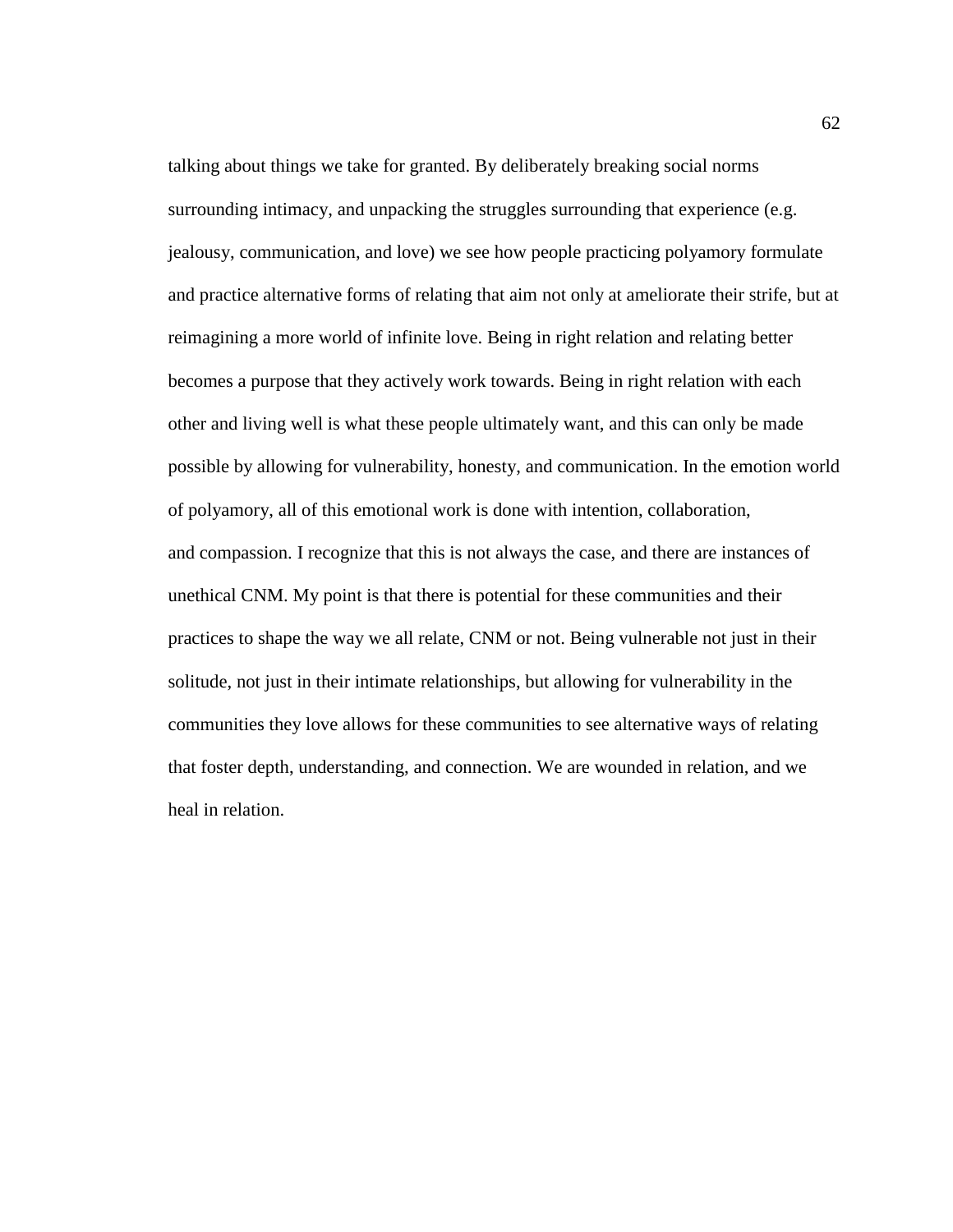talking about things we take for granted. By deliberately breaking social norms surrounding intimacy, and unpacking the struggles surrounding that experience (e.g. jealousy, communication, and love) we see how people practicing polyamory formulate and practice alternative forms of relating that aim not only at ameliorate their strife, but at reimagining a more world of infinite love. Being in right relation and relating better becomes a purpose that they actively work towards. Being in right relation with each other and living well is what these people ultimately want, and this can only be made possible by allowing for vulnerability, honesty, and communication. In the emotion world of polyamory, all of this emotional work is done with intention, collaboration, and compassion. I recognize that this is not always the case, and there are instances of unethical CNM. My point is that there is potential for these communities and their practices to shape the way we all relate, CNM or not. Being vulnerable not just in their solitude, not just in their intimate relationships, but allowing for vulnerability in the communities they love allows for these communities to see alternative ways of relating that foster depth, understanding, and connection. We are wounded in relation, and we heal in relation.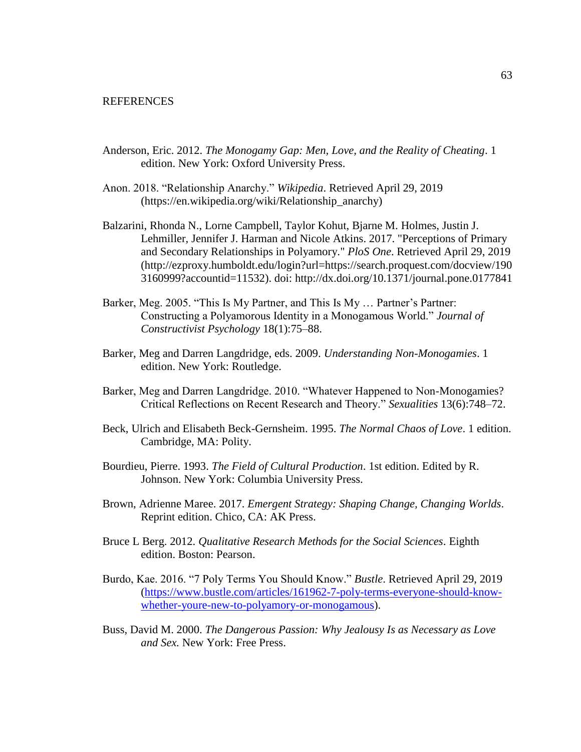## REFERENCES

Anderson, Eric. 2012. *The Monogamy Gap: Men, Love, and the Reality of Cheating*. 1 edition. New York: Oxford University Press.

Anon. 2018. "Relationship Anarchy." *Wikipedia*. Retrieved April 29, 2019 (https://en.wikipedia.org/wiki/Relationship_anarchy)

Balzarini, Rhonda N., Lorne Campbell, Taylor Kohut, Bjarne M. Holmes, Justin J. Lehmiller, Jennifer J. Harman and Nicole Atkins. 2017. "Perceptions of Primary and Secondary Relationships in Polyamory." *PloS One*. Retrieved April 29, 2019 (http://ezproxy.humboldt.edu/login?url=https://search.proquest.com/docview/1903160999?accountid=11532). doi: http://dx.doi.org/10.1371/journal.pone.0177841

Barker, Meg. 2005. "This Is My Partner, and This Is My … Partner's Partner: Constructing a Polyamorous Identity in a Monogamous World." *Journal of Constructivist Psychology* 18(1):75–88.

Barker, Meg and Darren Langdridge, eds. 2009. *Understanding Non-Monogamies*. 1 edition. New York: Routledge.

Barker, Meg and Darren Langdridge. 2010. "Whatever Happened to Non-Monogamies? Critical Reflections on Recent Research and Theory." *Sexualities* 13(6):748–72.

Beck, Ulrich and Elisabeth Beck-Gernsheim. 1995. *The Normal Chaos of Love*. 1 edition. Cambridge, MA: Polity.

Bourdieu, Pierre. 1993. *The Field of Cultural Production*. 1st edition. Edited by R. Johnson. New York: Columbia University Press.

Brown, Adrienne Maree. 2017. *Emergent Strategy: Shaping Change, Changing Worlds*. Reprint edition. Chico, CA: AK Press.

Bruce L Berg. 2012. *Qualitative Research Methods for the Social Sciences*. Eighth edition. Boston: Pearson.

Burdo, Kae. 2016. "7 Poly Terms You Should Know." *Bustle*. Retrieved April 29, 2019 (https://www.bustle.com/articles/161962-7-poly-terms-everyone-should-know-whether-youre-new-to-polyamory-or-monogamous).

Buss, David M. 2000. *The Dangerous Passion: Why Jealousy Is as Necessary as Love and Sex.* New York: Free Press.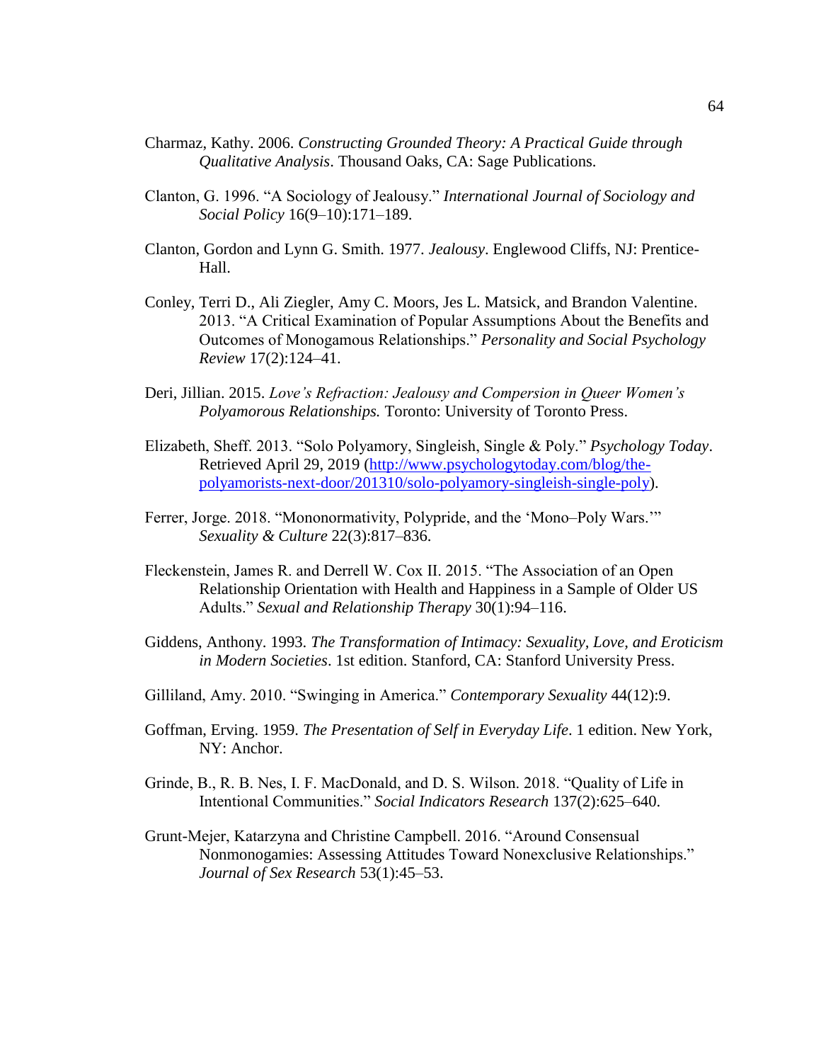Charmaz, Kathy. 2006. *Constructing Grounded Theory: A Practical Guide through Qualitative Analysis*. Thousand Oaks, CA: Sage Publications.

Clanton, G. 1996. "A Sociology of Jealousy." *International Journal of Sociology and Social Policy* 16(9–10):171–189.

Clanton, Gordon and Lynn G. Smith. 1977. *Jealousy*. Englewood Cliffs, NJ: Prentice-Hall.

Conley, Terri D., Ali Ziegler, Amy C. Moors, Jes L. Matsick, and Brandon Valentine. 2013. "A Critical Examination of Popular Assumptions About the Benefits and Outcomes of Monogamous Relationships." *Personality and Social Psychology Review* 17(2):124–41.

Deri, Jillian. 2015. *Love's Refraction: Jealousy and Compersion in Queer Women's Polyamorous Relationships.* Toronto: University of Toronto Press.

Elizabeth, Sheff. 2013. "Solo Polyamory, Singleish, Single & Poly." *Psychology Today*. Retrieved April 29, 2019 (http://www.psychologytoday.com/blog/the-polyamorists-next-door/201310/solo-polyamory-singleish-single-poly).

Ferrer, Jorge. 2018. "Mononormativity, Polypride, and the 'Mono–Poly Wars.'" *Sexuality & Culture* 22(3):817–836.

Fleckenstein, James R. and Derrell W. Cox II. 2015. "The Association of an Open Relationship Orientation with Health and Happiness in a Sample of Older US Adults." *Sexual and Relationship Therapy* 30(1):94–116.

Giddens, Anthony. 1993. *The Transformation of Intimacy: Sexuality, Love, and Eroticism in Modern Societies*. 1st edition. Stanford, CA: Stanford University Press.

Gilliland, Amy. 2010. "Swinging in America." *Contemporary Sexuality* 44(12):9.

Goffman, Erving. 1959. *The Presentation of Self in Everyday Life*. 1 edition. New York, NY: Anchor.

Grinde, B., R. B. Nes, I. F. MacDonald, and D. S. Wilson. 2018. "Quality of Life in Intentional Communities." *Social Indicators Research* 137(2):625–640.

Grunt-Mejer, Katarzyna and Christine Campbell. 2016. "Around Consensual Nonmonogamies: Assessing Attitudes Toward Nonexclusive Relationships." *Journal of Sex Research* 53(1):45–53.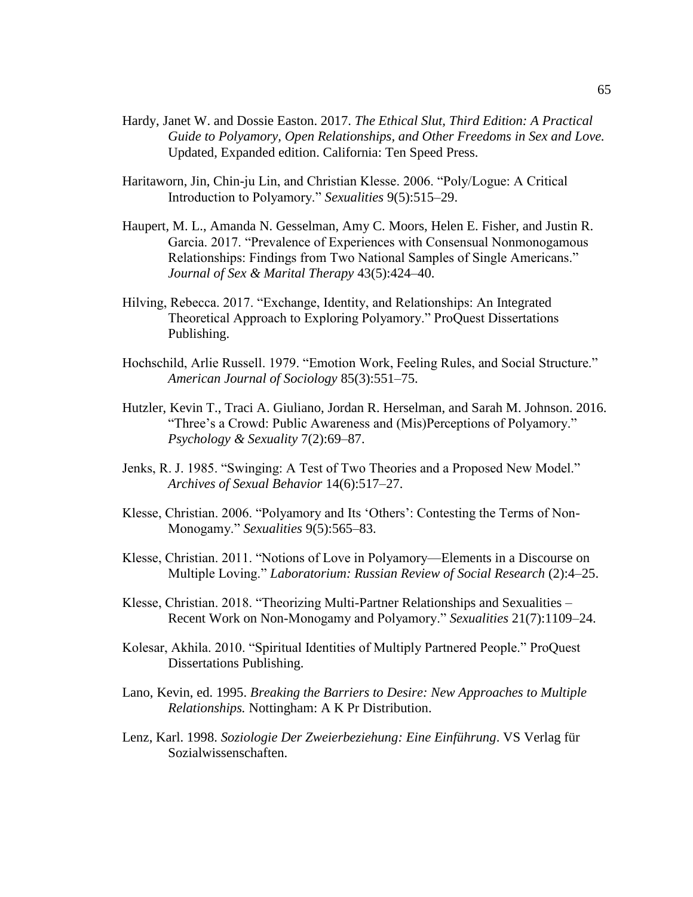Hardy, Janet W. and Dossie Easton. 2017. *The Ethical Slut, Third Edition: A Practical Guide to Polyamory, Open Relationships, and Other Freedoms in Sex and Love.* Updated, Expanded edition. California: Ten Speed Press.

Haritaworn, Jin, Chin-ju Lin, and Christian Klesse. 2006. "Poly/Logue: A Critical Introduction to Polyamory." *Sexualities* 9(5):515–29.

Haupert, M. L., Amanda N. Gesselman, Amy C. Moors, Helen E. Fisher, and Justin R. Garcia. 2017. "Prevalence of Experiences with Consensual Nonmonogamous Relationships: Findings from Two National Samples of Single Americans." *Journal of Sex & Marital Therapy* 43(5):424–40.

Hilving, Rebecca. 2017. "Exchange, Identity, and Relationships: An Integrated Theoretical Approach to Exploring Polyamory." ProQuest Dissertations Publishing.

Hochschild, Arlie Russell. 1979. "Emotion Work, Feeling Rules, and Social Structure." *American Journal of Sociology* 85(3):551–75.

Hutzler, Kevin T., Traci A. Giuliano, Jordan R. Herselman, and Sarah M. Johnson. 2016. "Three's a Crowd: Public Awareness and (Mis)Perceptions of Polyamory." *Psychology & Sexuality* 7(2):69–87.

Jenks, R. J. 1985. "Swinging: A Test of Two Theories and a Proposed New Model." *Archives of Sexual Behavior* 14(6):517–27.

Klesse, Christian. 2006. "Polyamory and Its 'Others': Contesting the Terms of Non-Monogamy." *Sexualities* 9(5):565–83.

Klesse, Christian. 2011. "Notions of Love in Polyamory—Elements in a Discourse on Multiple Loving." *Laboratorium: Russian Review of Social Research* (2):4–25.

Klesse, Christian. 2018. "Theorizing Multi-Partner Relationships and Sexualities – Recent Work on Non-Monogamy and Polyamory." *Sexualities* 21(7):1109–24.

Kolesar, Akhila. 2010. "Spiritual Identities of Multiply Partnered People." ProQuest Dissertations Publishing.

Lano, Kevin, ed. 1995. *Breaking the Barriers to Desire: New Approaches to Multiple Relationships.* Nottingham: A K Pr Distribution.

Lenz, Karl. 1998. *Soziologie Der Zweierbeziehung: Eine Einführung*. VS Verlag für Sozialwissenschaften.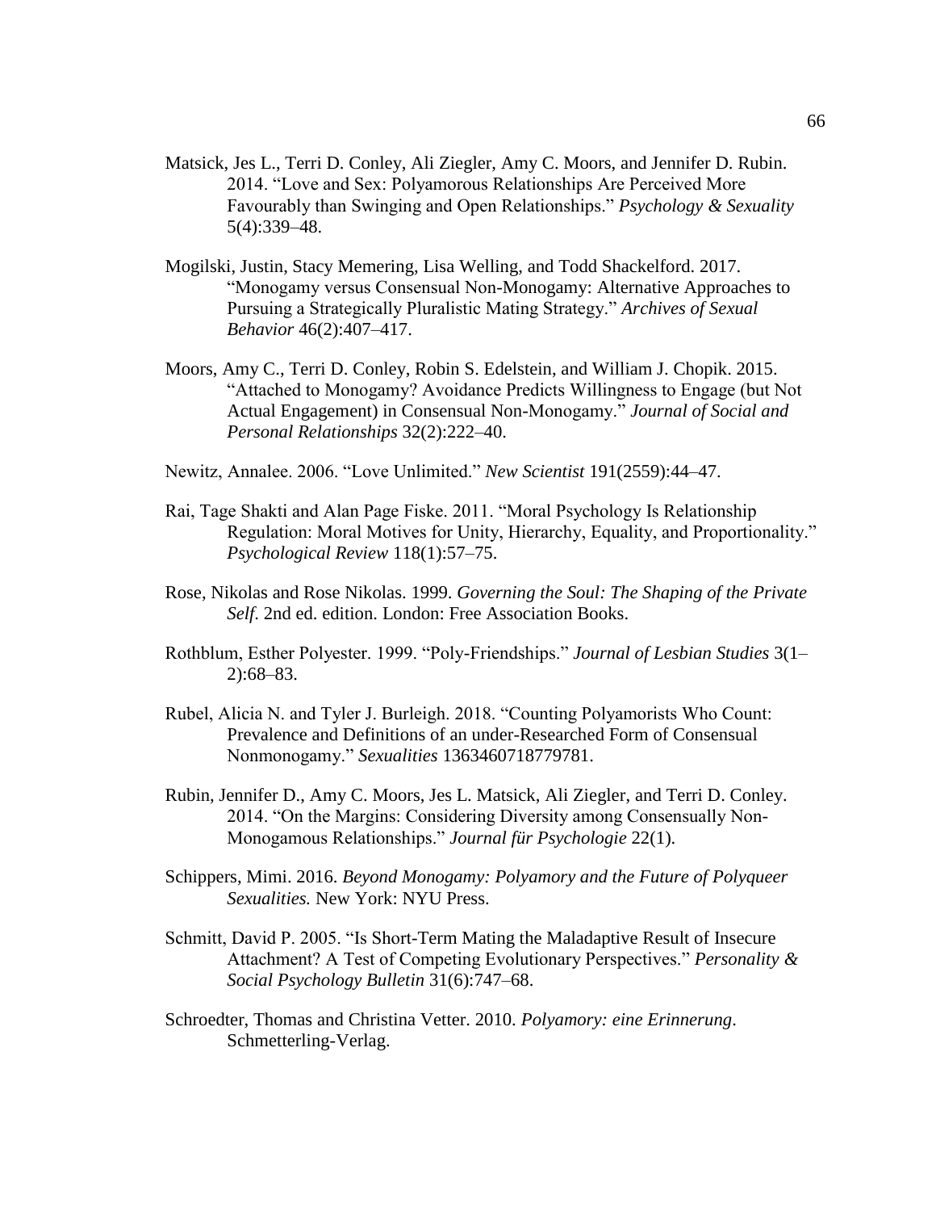Matsick, Jes L., Terri D. Conley, Ali Ziegler, Amy C. Moors, and Jennifer D. Rubin. 2014. "Love and Sex: Polyamorous Relationships Are Perceived More Favourably than Swinging and Open Relationships." *Psychology & Sexuality* 5(4):339–48.

Mogilski, Justin, Stacy Memering, Lisa Welling, and Todd Shackelford. 2017. "Monogamy versus Consensual Non-Monogamy: Alternative Approaches to Pursuing a Strategically Pluralistic Mating Strategy." *Archives of Sexual Behavior* 46(2):407–417.

Moors, Amy C., Terri D. Conley, Robin S. Edelstein, and William J. Chopik. 2015. "Attached to Monogamy? Avoidance Predicts Willingness to Engage (but Not Actual Engagement) in Consensual Non-Monogamy." *Journal of Social and Personal Relationships* 32(2):222–40.

Newitz, Annalee. 2006. "Love Unlimited." *New Scientist* 191(2559):44–47.

Rai, Tage Shakti and Alan Page Fiske. 2011. "Moral Psychology Is Relationship Regulation: Moral Motives for Unity, Hierarchy, Equality, and Proportionality." *Psychological Review* 118(1):57–75.

Rose, Nikolas and Rose Nikolas. 1999. *Governing the Soul: The Shaping of the Private Self*. 2nd ed. edition. London: Free Association Books.

Rothblum, Esther Polyester. 1999. "Poly-Friendships." *Journal of Lesbian Studies* 3(1–2):68–83.

Rubel, Alicia N. and Tyler J. Burleigh. 2018. "Counting Polyamorists Who Count: Prevalence and Definitions of an under-Researched Form of Consensual Nonmonogamy." *Sexualities* 1363460718779781.

Rubin, Jennifer D., Amy C. Moors, Jes L. Matsick, Ali Ziegler, and Terri D. Conley. 2014. "On the Margins: Considering Diversity among Consensually Non-Monogamous Relationships." *Journal für Psychologie* 22(1).

Schippers, Mimi. 2016. *Beyond Monogamy: Polyamory and the Future of Polyqueer Sexualities.* New York: NYU Press.

Schmitt, David P. 2005. "Is Short-Term Mating the Maladaptive Result of Insecure Attachment? A Test of Competing Evolutionary Perspectives." *Personality & Social Psychology Bulletin* 31(6):747–68.

Schroedter, Thomas and Christina Vetter. 2010. *Polyamory: eine Erinnerung*. Schmetterling-Verlag.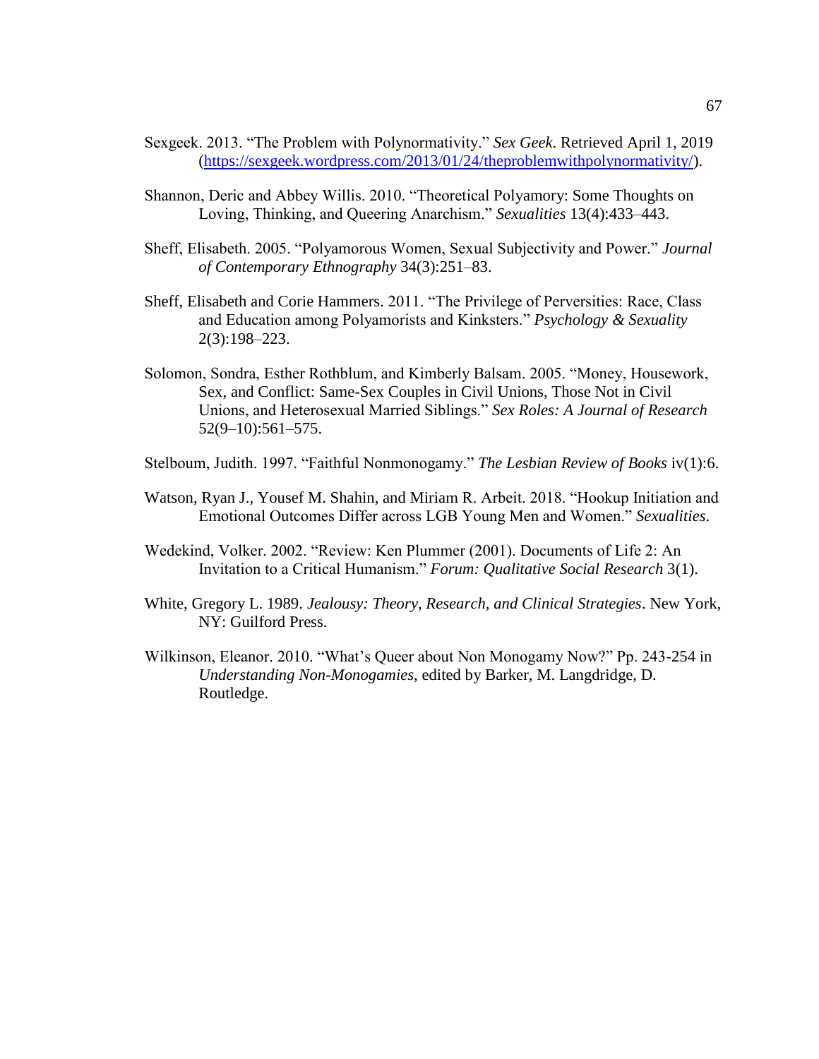Sexgeek. 2013. "The Problem with Polynormativity." *Sex Geek.* Retrieved April 1, 2019 (https://sexgeek.wordpress.com/2013/01/24/theproblemwithpolynormativity/).

Shannon, Deric and Abbey Willis. 2010. "Theoretical Polyamory: Some Thoughts on Loving, Thinking, and Queering Anarchism." *Sexualities* 13(4):433–443.

Sheff, Elisabeth. 2005. "Polyamorous Women, Sexual Subjectivity and Power." *Journal of Contemporary Ethnography* 34(3):251–83.

Sheff, Elisabeth and Corie Hammers. 2011. "The Privilege of Perversities: Race, Class and Education among Polyamorists and Kinksters." *Psychology & Sexuality* 2(3):198–223.

Solomon, Sondra, Esther Rothblum, and Kimberly Balsam. 2005. "Money, Housework, Sex, and Conflict: Same-Sex Couples in Civil Unions, Those Not in Civil Unions, and Heterosexual Married Siblings." *Sex Roles: A Journal of Research* 52(9–10):561–575.

Stelboum, Judith. 1997. "Faithful Nonmonogamy." *The Lesbian Review of Books* iv(1):6.

Watson, Ryan J., Yousef M. Shahin, and Miriam R. Arbeit. 2018. "Hookup Initiation and Emotional Outcomes Differ across LGB Young Men and Women." *Sexualities*.

Wedekind, Volker. 2002. "Review: Ken Plummer (2001). Documents of Life 2: An Invitation to a Critical Humanism." *Forum: Qualitative Social Research* 3(1).

White, Gregory L. 1989. *Jealousy: Theory, Research, and Clinical Strategies*. New York, NY: Guilford Press.

Wilkinson, Eleanor. 2010. "What's Queer about Non Monogamy Now?" Pp. 243-254 in *Understanding Non-Monogamies,* edited by Barker, M. Langdridge, D. Routledge.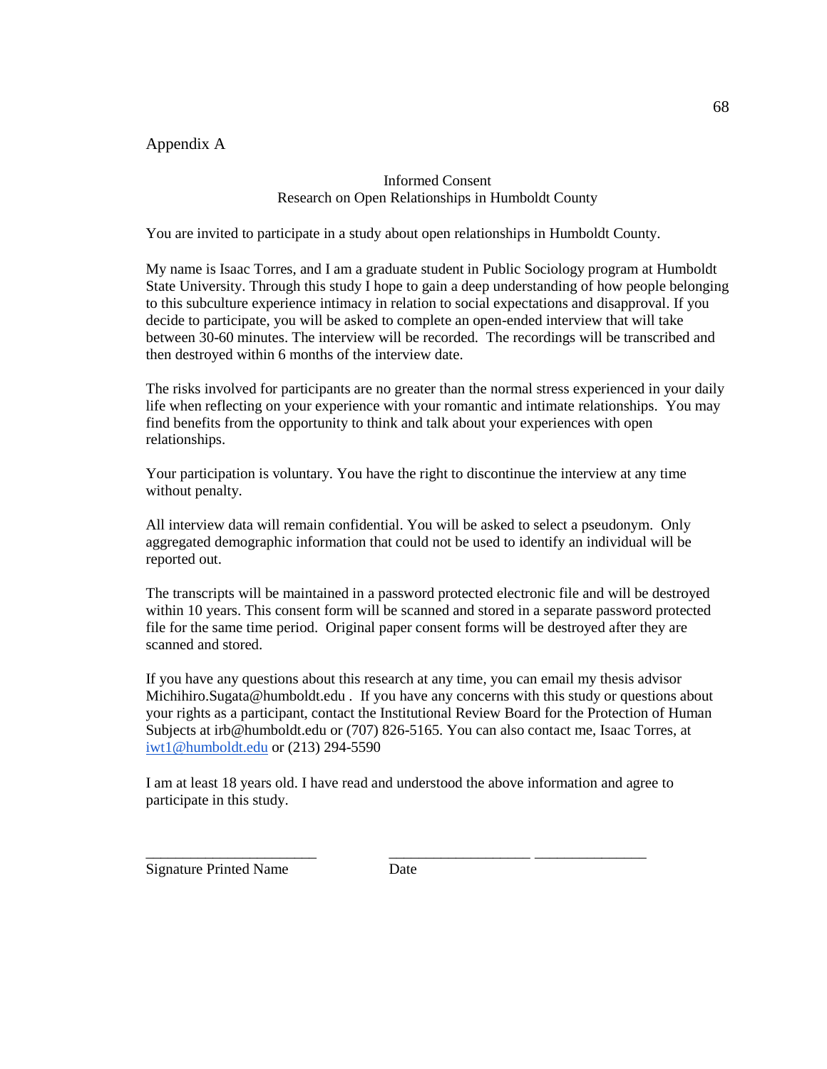Appendix A

Informed Consent
Research on Open Relationships in Humboldt County

You are invited to participate in a study about open relationships in Humboldt County.

My name is Isaac Torres, and I am a graduate student in Public Sociology program at Humboldt State University. Through this study I hope to gain a deep understanding of how people belonging to this subculture experience intimacy in relation to social expectations and disapproval. If you decide to participate, you will be asked to complete an open-ended interview that will take between 30-60 minutes. The interview will be recorded. The recordings will be transcribed and then destroyed within 6 months of the interview date.

The risks involved for participants are no greater than the normal stress experienced in your daily life when reflecting on your experience with your romantic and intimate relationships. You may find benefits from the opportunity to think and talk about your experiences with open relationships.

Your participation is voluntary. You have the right to discontinue the interview at any time without penalty.

All interview data will remain confidential. You will be asked to select a pseudonym. Only aggregated demographic information that could not be used to identify an individual will be reported out.

The transcripts will be maintained in a password protected electronic file and will be destroyed within 10 years. This consent form will be scanned and stored in a separate password protected file for the same time period. Original paper consent forms will be destroyed after they are scanned and stored.

If you have any questions about this research at any time, you can email my thesis advisor Michihiro.Sugata@humboldt.edu . If you have any concerns with this study or questions about your rights as a participant, contact the Institutional Review Board for the Protection of Human Subjects at irb@humboldt.edu or (707) 826-5165. You can also contact me, Isaac Torres, at iwt1@humboldt.edu or (213) 294-5590

I am at least 18 years old. I have read and understood the above information and agree to participate in this study.

\_\_\_\_\_\_\_\_\_\_\_\_\_\_\_\_\_\_\_\_\_\_\_\_ \_\_\_\_\_\_\_\_\_\_\_\_\_\_\_\_\_\_\_\_ \_\_\_\_\_\_\_\_\_\_\_\_\_\_\_\_

Signature Printed Name Date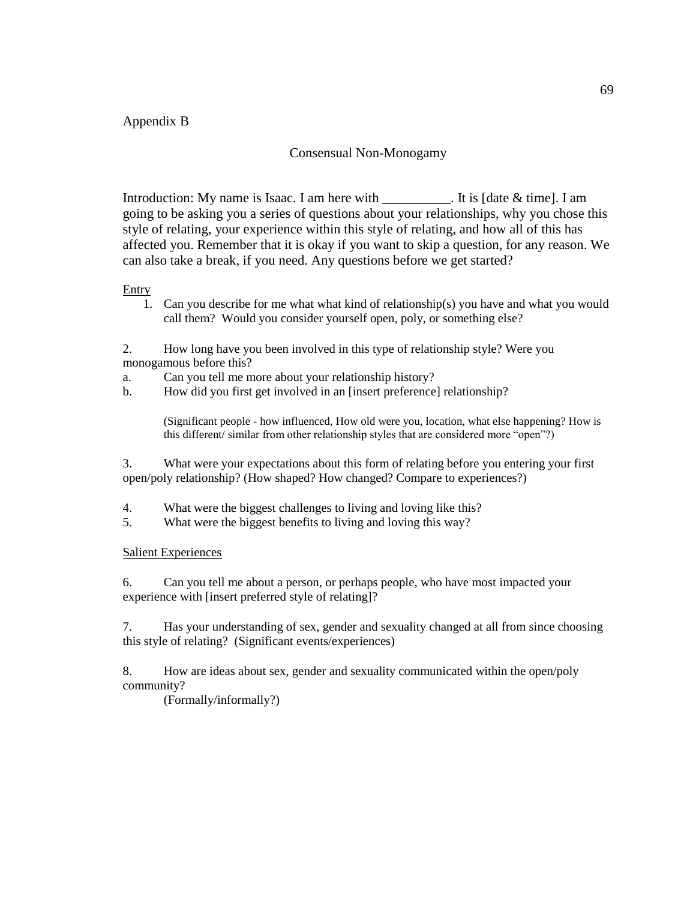Appendix B

## Consensual Non-Monogamy

Introduction: My name is Isaac. I am here with __________. It is [date & time]. I am going to be asking you a series of questions about your relationships, why you chose this style of relating, your experience within this style of relating, and how all of this has affected you. Remember that it is okay if you want to skip a question, for any reason. We can also take a break, if you need. Any questions before we get started?

<u>Entry</u>

1. Can you describe for me what what kind of relationship(s) you have and what you would call them? Would you consider yourself open, poly, or something else?

2. How long have you been involved in this type of relationship style? Were you monogamous before this?

a. Can you tell me more about your relationship history?

b. How did you first get involved in an [insert preference] relationship?

(Significant people - how influenced, How old were you, location, what else happening? How is this different/ similar from other relationship styles that are considered more "open"?)

3. What were your expectations about this form of relating before you entering your first open/poly relationship? (How shaped? How changed? Compare to experiences?)

4. What were the biggest challenges to living and loving like this?

5. What were the biggest benefits to living and loving this way?

<u>Salient Experiences</u>

6. Can you tell me about a person, or perhaps people, who have most impacted your experience with [insert preferred style of relating]?

7. Has your understanding of sex, gender and sexuality changed at all from since choosing this style of relating? (Significant events/experiences)

8. How are ideas about sex, gender and sexuality communicated within the open/poly community?

(Formally/informally?)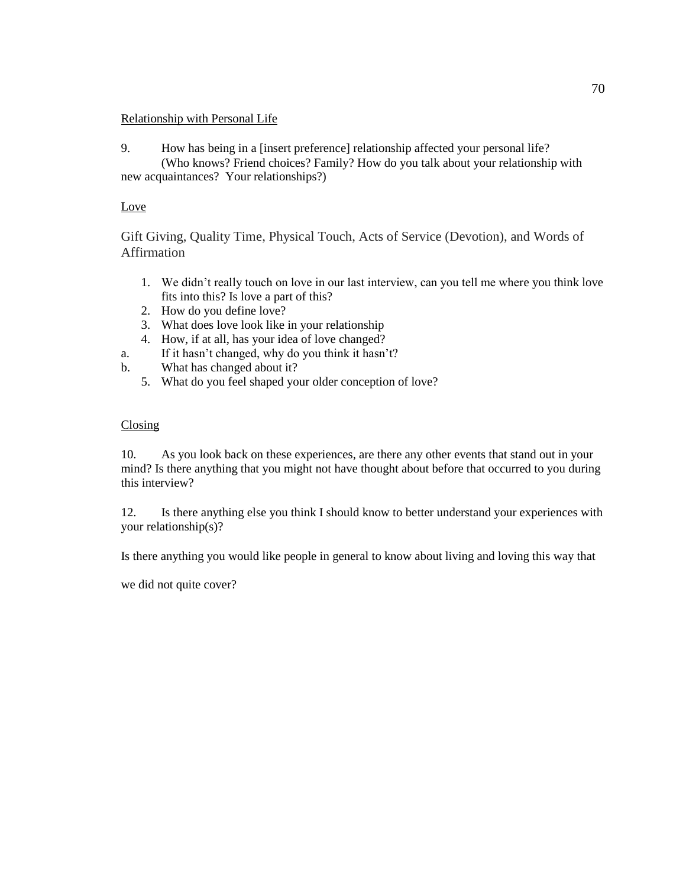Relationship with Personal Life

9. How has being in a [insert preference] relationship affected your personal life? (Who knows? Friend choices? Family? How do you talk about your relationship with new acquaintances? Your relationships?)

Love

Gift Giving, Quality Time, Physical Touch, Acts of Service (Devotion), and Words of Affirmation

1. We didn't really touch on love in our last interview, can you tell me where you think love fits into this? Is love a part of this?
2. How do you define love?
3. What does love look like in your relationship
4. How, if at all, has your idea of love changed?

a. If it hasn't changed, why do you think it hasn't?

b. What has changed about it?

5. What do you feel shaped your older conception of love?

Closing

10. As you look back on these experiences, are there any other events that stand out in your mind? Is there anything that you might not have thought about before that occurred to you during this interview?

12. Is there anything else you think I should know to better understand your experiences with your relationship(s)?

Is there anything you would like people in general to know about living and loving this way that we did not quite cover?